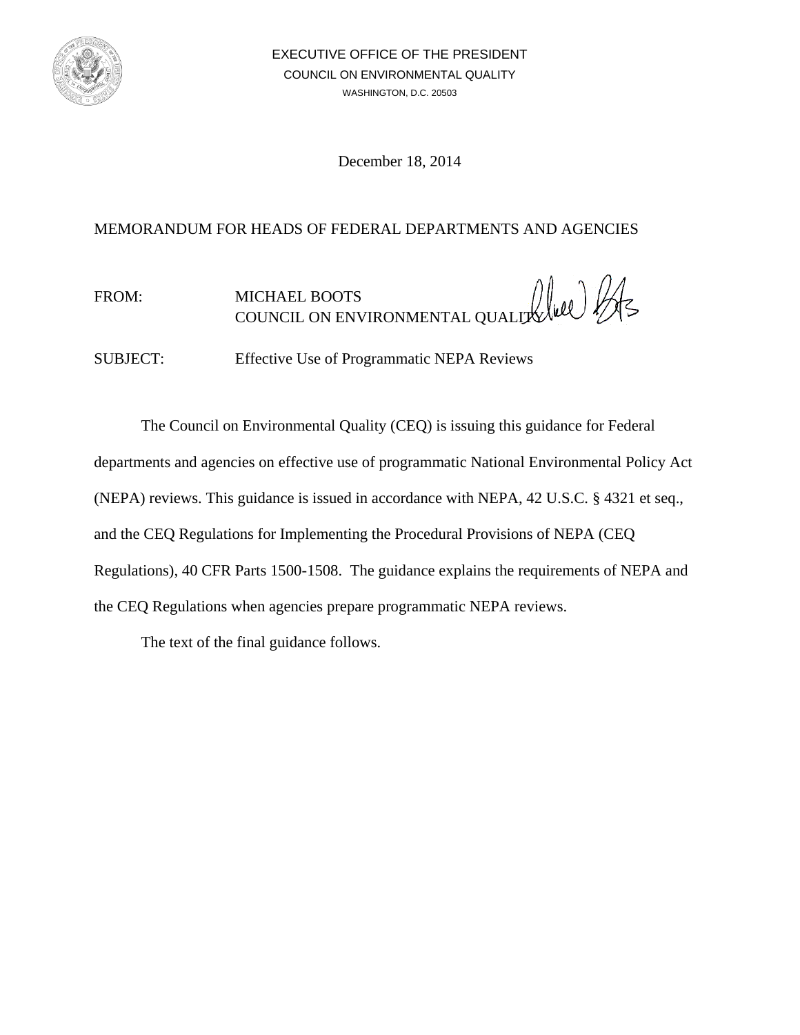EXECUTIVE OFFICE OF THE PRESIDENT

COUNCIL ON ENVIRONMENTAL QUALITY

WASHINGTON, D.C. 20503

December 18, 2014

MEMORANDUM FOR HEADS OF FEDERAL DEPARTMENTS AND AGENCIES

FROM: MICHAEL BOOTS
COUNCIL ON ENVIRONMENTAL QUALITY

SUBJECT: Effective Use of Programmatic NEPA Reviews

The Council on Environmental Quality (CEQ) is issuing this guidance for Federal departments and agencies on effective use of programmatic National Environmental Policy Act (NEPA) reviews. This guidance is issued in accordance with NEPA, 42 U.S.C. § 4321 et seq., and the CEQ Regulations for Implementing the Procedural Provisions of NEPA (CEQ Regulations), 40 CFR Parts 1500-1508. The guidance explains the requirements of NEPA and the CEQ Regulations when agencies prepare programmatic NEPA reviews.

The text of the final guidance follows.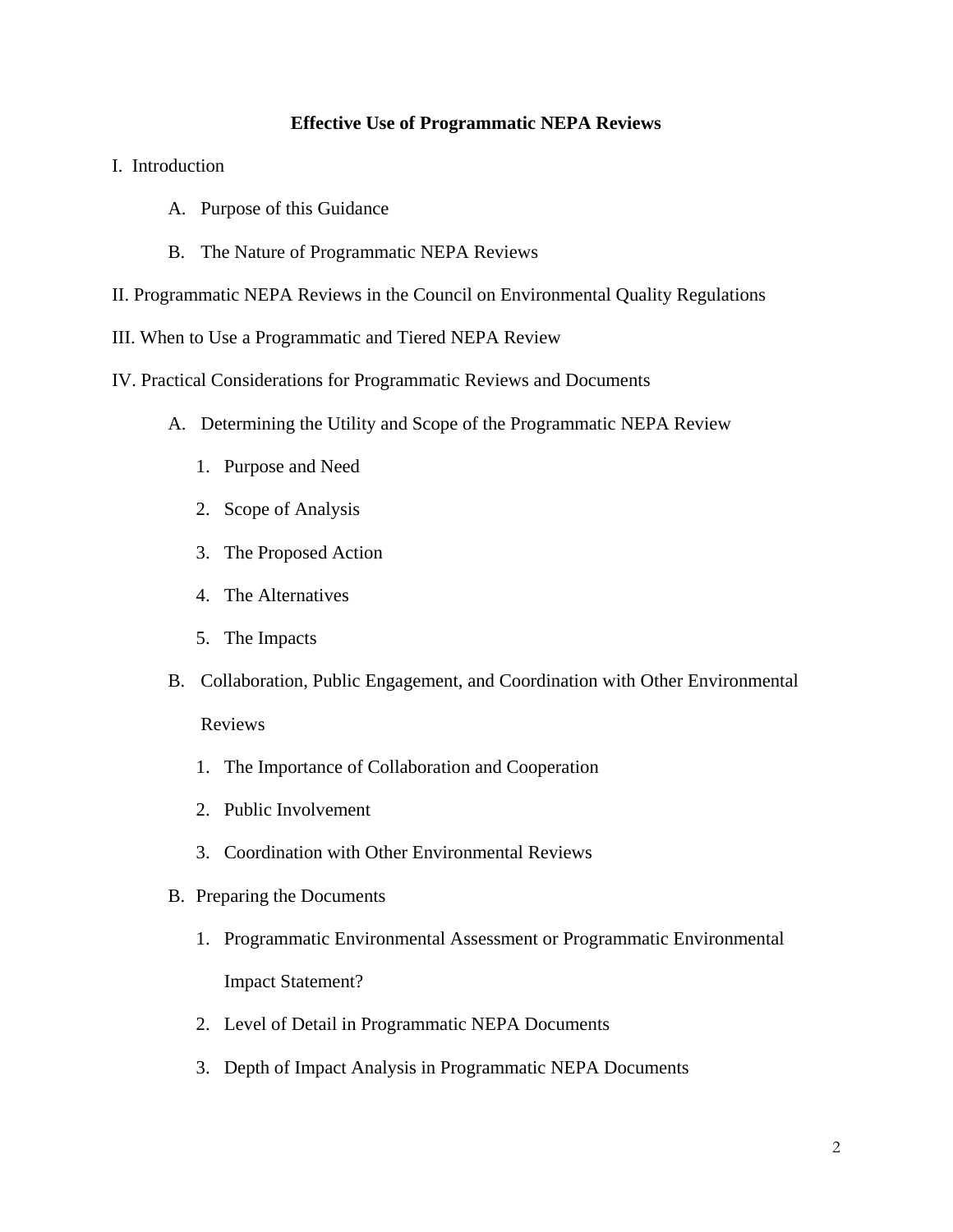**Effective Use of Programmatic NEPA Reviews**

I. Introduction

- A. Purpose of this Guidance
- B. The Nature of Programmatic NEPA Reviews

II. Programmatic NEPA Reviews in the Council on Environmental Quality Regulations

III. When to Use a Programmatic and Tiered NEPA Review

IV. Practical Considerations for Programmatic Reviews and Documents

- A. Determining the Utility and Scope of the Programmatic NEPA Review
  1. Purpose and Need
  2. Scope of Analysis
  3. The Proposed Action
  4. The Alternatives
  5. The Impacts
- B. Collaboration, Public Engagement, and Coordination with Other Environmental Reviews
  1. The Importance of Collaboration and Cooperation
  2. Public Involvement
  3. Coordination with Other Environmental Reviews
- B. Preparing the Documents
  1. Programmatic Environmental Assessment or Programmatic Environmental Impact Statement?
  2. Level of Detail in Programmatic NEPA Documents
  3. Depth of Impact Analysis in Programmatic NEPA Documents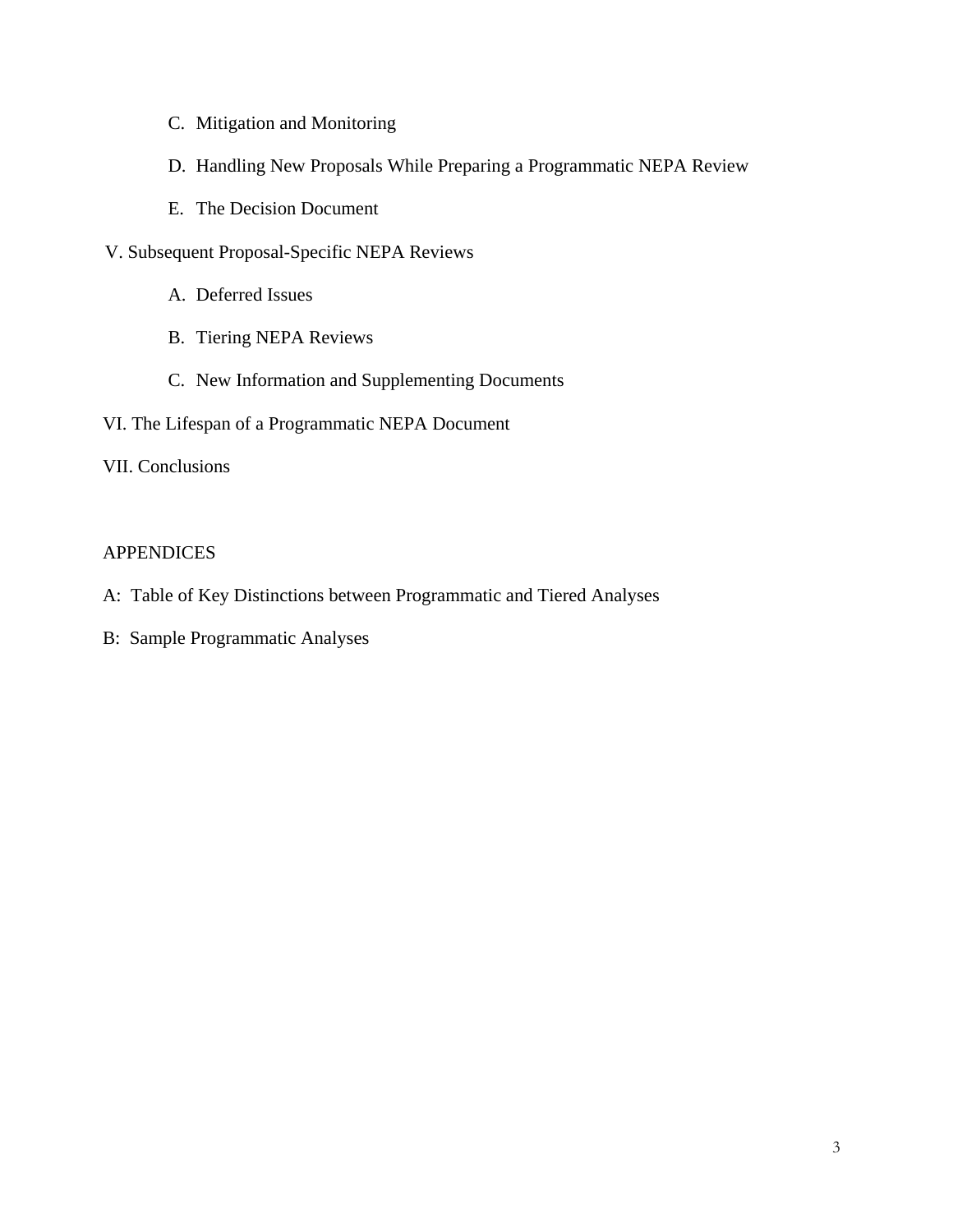C. Mitigation and Monitoring

   D. Handling New Proposals While Preparing a Programmatic NEPA Review

   E. The Decision Document

V. Subsequent Proposal-Specific NEPA Reviews

   A. Deferred Issues

   B. Tiering NEPA Reviews

   C. New Information and Supplementing Documents

VI. The Lifespan of a Programmatic NEPA Document

VII. Conclusions

APPENDICES

A: Table of Key Distinctions between Programmatic and Tiered Analyses

B: Sample Programmatic Analyses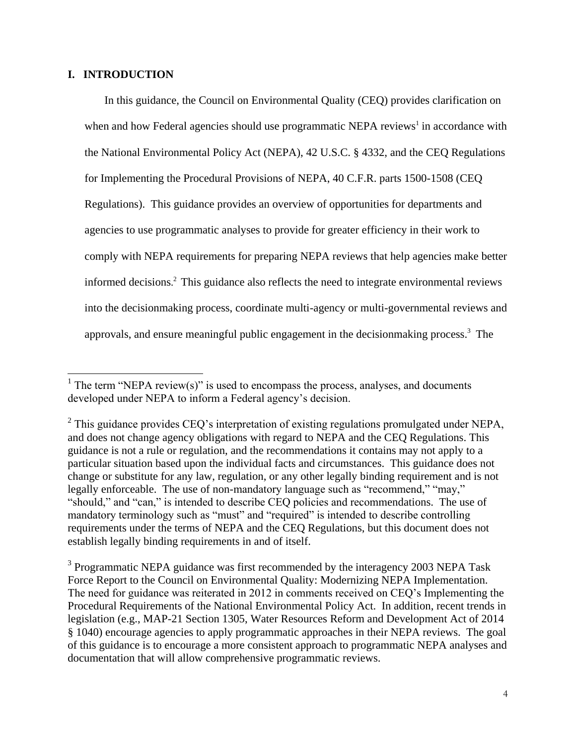## I. INTRODUCTION

In this guidance, the Council on Environmental Quality (CEQ) provides clarification on when and how Federal agencies should use programmatic NEPA reviews[1] in accordance with the National Environmental Policy Act (NEPA), 42 U.S.C. § 4332, and the CEQ Regulations for Implementing the Procedural Provisions of NEPA, 40 C.F.R. parts 1500-1508 (CEQ Regulations). This guidance provides an overview of opportunities for departments and agencies to use programmatic analyses to provide for greater efficiency in their work to comply with NEPA requirements for preparing NEPA reviews that help agencies make better informed decisions.[2] This guidance also reflects the need to integrate environmental reviews into the decisionmaking process, coordinate multi-agency or multi-governmental reviews and approvals, and ensure meaningful public engagement in the decisionmaking process.[3] The

---

[1] The term "NEPA review(s)" is used to encompass the process, analyses, and documents developed under NEPA to inform a Federal agency's decision.

[2] This guidance provides CEQ's interpretation of existing regulations promulgated under NEPA, and does not change agency obligations with regard to NEPA and the CEQ Regulations. This guidance is not a rule or regulation, and the recommendations it contains may not apply to a particular situation based upon the individual facts and circumstances. This guidance does not change or substitute for any law, regulation, or any other legally binding requirement and is not legally enforceable. The use of non-mandatory language such as "recommend," "may," "should," and "can," is intended to describe CEQ policies and recommendations. The use of mandatory terminology such as "must" and "required" is intended to describe controlling requirements under the terms of NEPA and the CEQ Regulations, but this document does not establish legally binding requirements in and of itself.

[3] Programmatic NEPA guidance was first recommended by the interagency 2003 NEPA Task Force Report to the Council on Environmental Quality: Modernizing NEPA Implementation. The need for guidance was reiterated in 2012 in comments received on CEQ's Implementing the Procedural Requirements of the National Environmental Policy Act. In addition, recent trends in legislation (e.g., MAP-21 Section 1305, Water Resources Reform and Development Act of 2014 § 1040) encourage agencies to apply programmatic approaches in their NEPA reviews. The goal of this guidance is to encourage a more consistent approach to programmatic NEPA analyses and documentation that will allow comprehensive programmatic reviews.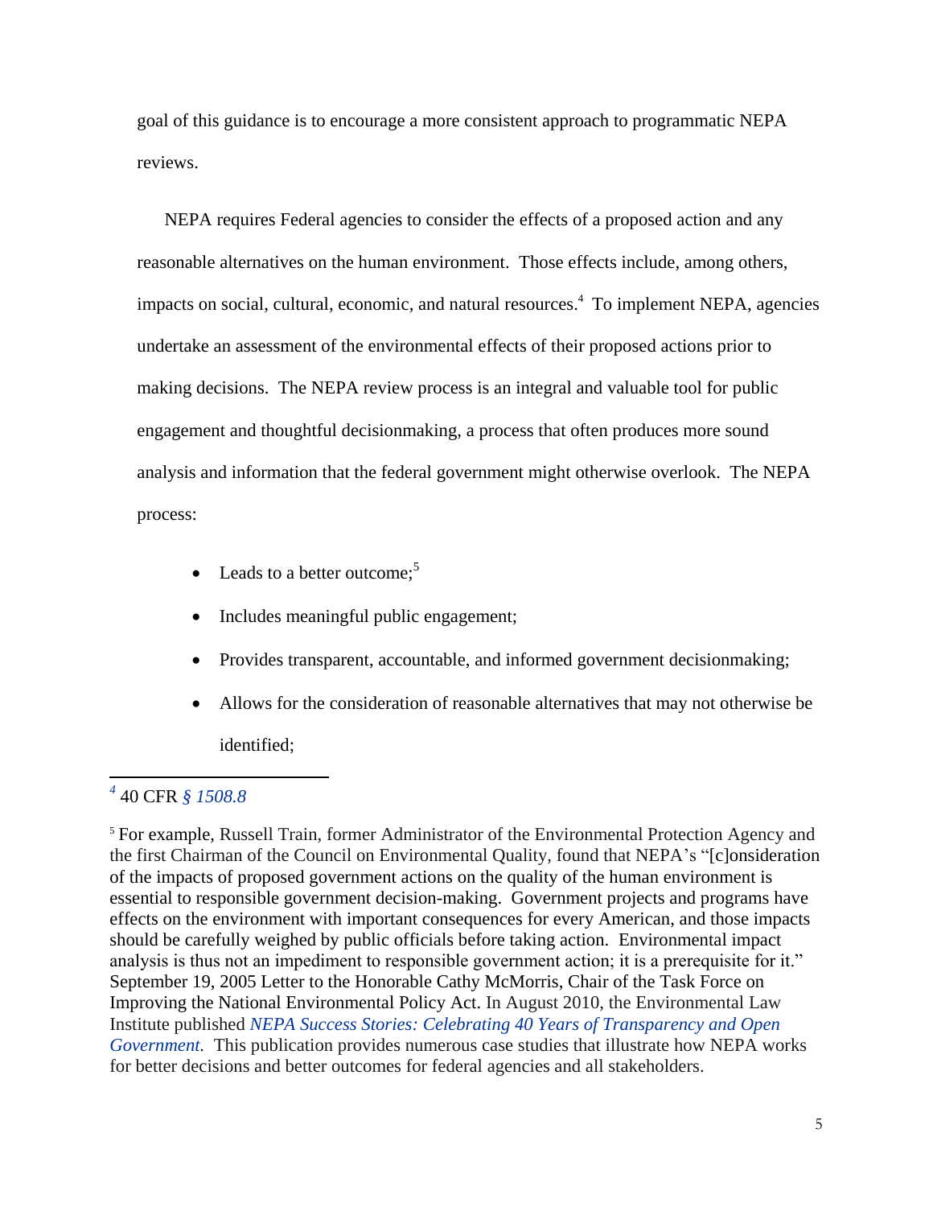goal of this guidance is to encourage a more consistent approach to programmatic NEPA reviews.

NEPA requires Federal agencies to consider the effects of a proposed action and any reasonable alternatives on the human environment. Those effects include, among others, impacts on social, cultural, economic, and natural resources.[4] To implement NEPA, agencies undertake an assessment of the environmental effects of their proposed actions prior to making decisions. The NEPA review process is an integral and valuable tool for public engagement and thoughtful decisionmaking, a process that often produces more sound analysis and information that the federal government might otherwise overlook. The NEPA process:

- Leads to a better outcome;[5]
- Includes meaningful public engagement;
- Provides transparent, accountable, and informed government decisionmaking;
- Allows for the consideration of reasonable alternatives that may not otherwise be identified;

---

[4] 40 CFR *§ 1508.8*

[5] For example, Russell Train, former Administrator of the Environmental Protection Agency and the first Chairman of the Council on Environmental Quality, found that NEPA's "[c]onsideration of the impacts of proposed government actions on the quality of the human environment is essential to responsible government decision-making. Government projects and programs have effects on the environment with important consequences for every American, and those impacts should be carefully weighed by public officials before taking action. Environmental impact analysis is thus not an impediment to responsible government action; it is a prerequisite for it." September 19, 2005 Letter to the Honorable Cathy McMorris, Chair of the Task Force on Improving the National Environmental Policy Act. In August 2010, the Environmental Law Institute published *NEPA Success Stories: Celebrating 40 Years of Transparency and Open Government.* This publication provides numerous case studies that illustrate how NEPA works for better decisions and better outcomes for federal agencies and all stakeholders.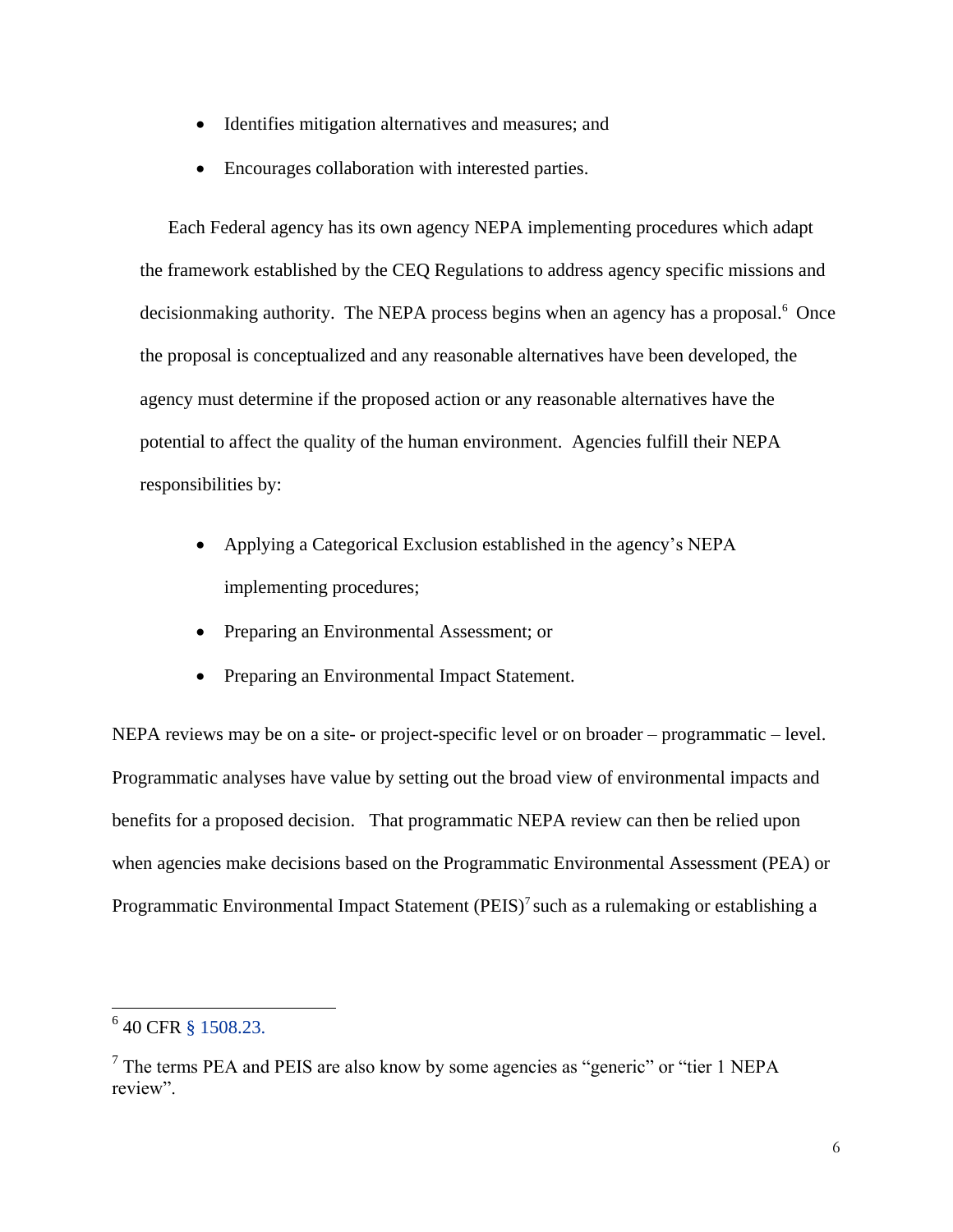- Identifies mitigation alternatives and measures; and
- Encourages collaboration with interested parties.

Each Federal agency has its own agency NEPA implementing procedures which adapt the framework established by the CEQ Regulations to address agency specific missions and decisionmaking authority. The NEPA process begins when an agency has a proposal.[6] Once the proposal is conceptualized and any reasonable alternatives have been developed, the agency must determine if the proposed action or any reasonable alternatives have the potential to affect the quality of the human environment. Agencies fulfill their NEPA responsibilities by:

- Applying a Categorical Exclusion established in the agency's NEPA implementing procedures;
- Preparing an Environmental Assessment; or
- Preparing an Environmental Impact Statement.

NEPA reviews may be on a site- or project-specific level or on broader – programmatic – level. Programmatic analyses have value by setting out the broad view of environmental impacts and benefits for a proposed decision. That programmatic NEPA review can then be relied upon when agencies make decisions based on the Programmatic Environmental Assessment (PEA) or Programmatic Environmental Impact Statement (PEIS)[7] such as a rulemaking or establishing a

---

[6] 40 CFR § 1508.23.

[7] The terms PEA and PEIS are also know by some agencies as "generic" or "tier 1 NEPA review".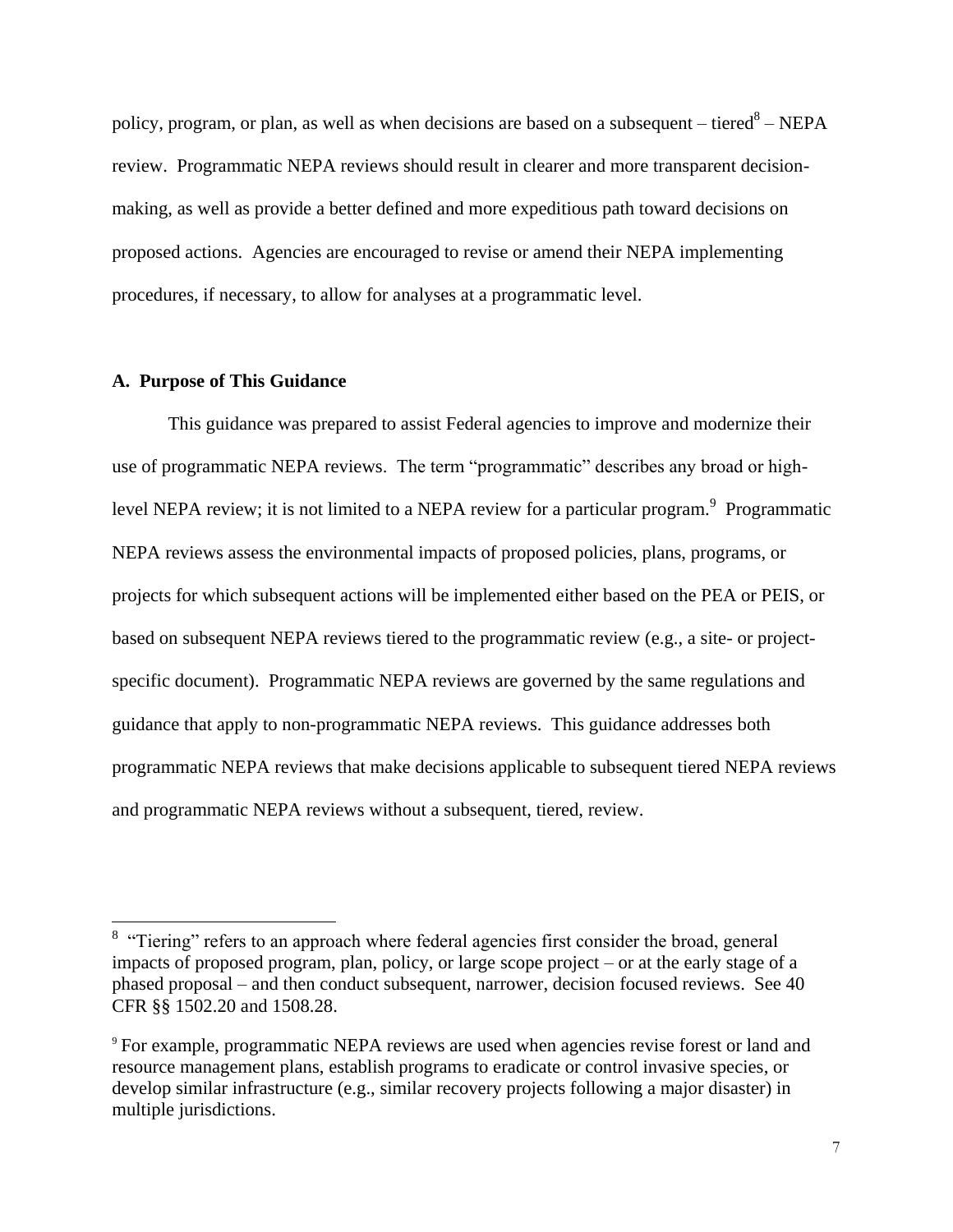policy, program, or plan, as well as when decisions are based on a subsequent – tiered[8] – NEPA review. Programmatic NEPA reviews should result in clearer and more transparent decision-making, as well as provide a better defined and more expeditious path toward decisions on proposed actions. Agencies are encouraged to revise or amend their NEPA implementing procedures, if necessary, to allow for analyses at a programmatic level.

### A. Purpose of This Guidance

This guidance was prepared to assist Federal agencies to improve and modernize their use of programmatic NEPA reviews. The term "programmatic" describes any broad or high-level NEPA review; it is not limited to a NEPA review for a particular program.[9] Programmatic NEPA reviews assess the environmental impacts of proposed policies, plans, programs, or projects for which subsequent actions will be implemented either based on the PEA or PEIS, or based on subsequent NEPA reviews tiered to the programmatic review (e.g., a site- or project-specific document). Programmatic NEPA reviews are governed by the same regulations and guidance that apply to non-programmatic NEPA reviews. This guidance addresses both programmatic NEPA reviews that make decisions applicable to subsequent tiered NEPA reviews and programmatic NEPA reviews without a subsequent, tiered, review.

---

[8] "Tiering" refers to an approach where federal agencies first consider the broad, general impacts of proposed program, plan, policy, or large scope project – or at the early stage of a phased proposal – and then conduct subsequent, narrower, decision focused reviews. See 40 CFR §§ 1502.20 and 1508.28.

[9] For example, programmatic NEPA reviews are used when agencies revise forest or land and resource management plans, establish programs to eradicate or control invasive species, or develop similar infrastructure (e.g., similar recovery projects following a major disaster) in multiple jurisdictions.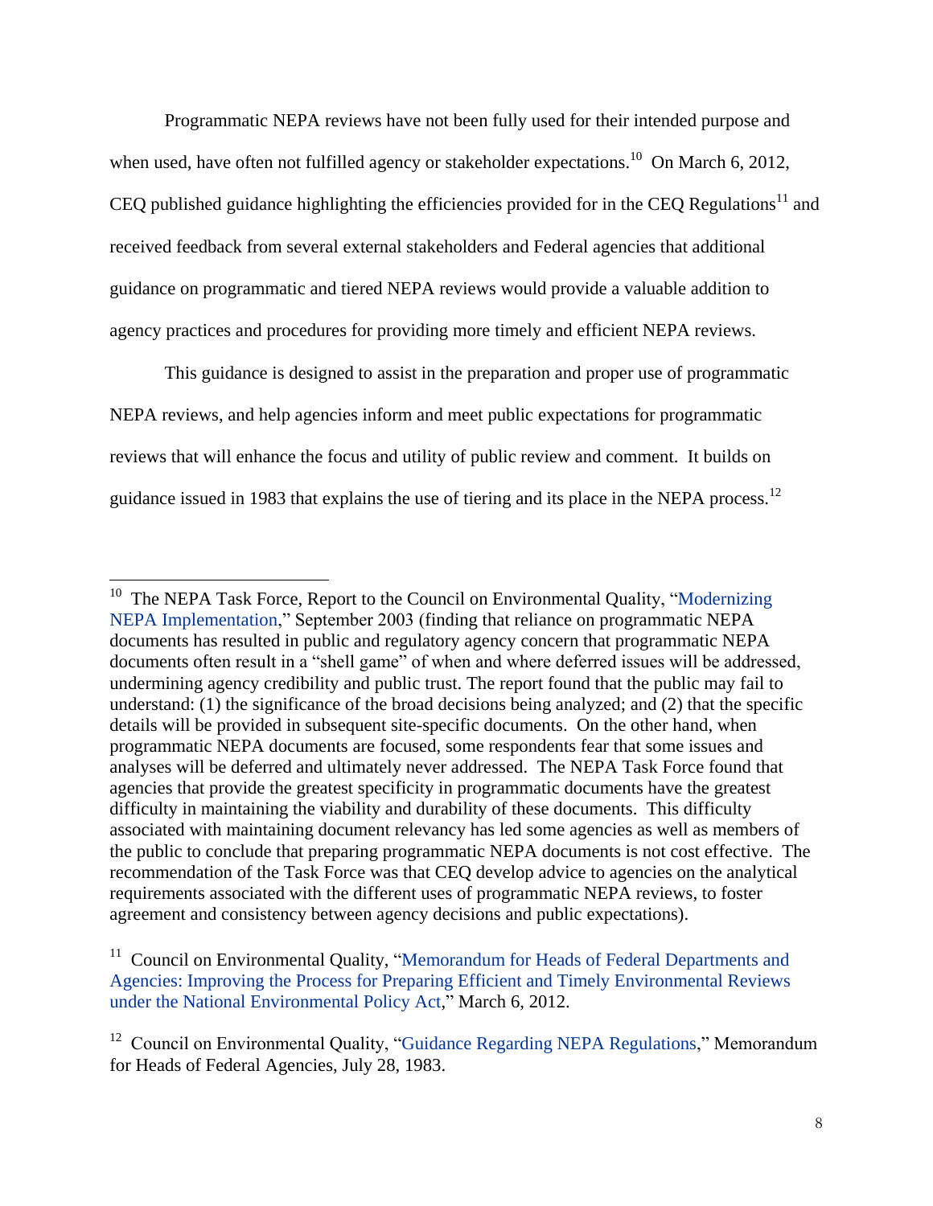Programmatic NEPA reviews have not been fully used for their intended purpose and when used, have often not fulfilled agency or stakeholder expectations.[10] On March 6, 2012, CEQ published guidance highlighting the efficiencies provided for in the CEQ Regulations[11] and received feedback from several external stakeholders and Federal agencies that additional guidance on programmatic and tiered NEPA reviews would provide a valuable addition to agency practices and procedures for providing more timely and efficient NEPA reviews.

This guidance is designed to assist in the preparation and proper use of programmatic NEPA reviews, and help agencies inform and meet public expectations for programmatic reviews that will enhance the focus and utility of public review and comment. It builds on guidance issued in 1983 that explains the use of tiering and its place in the NEPA process.[12]

---

[10] The NEPA Task Force, Report to the Council on Environmental Quality, "Modernizing NEPA Implementation," September 2003 (finding that reliance on programmatic NEPA documents has resulted in public and regulatory agency concern that programmatic NEPA documents often result in a "shell game" of when and where deferred issues will be addressed, undermining agency credibility and public trust. The report found that the public may fail to understand: (1) the significance of the broad decisions being analyzed; and (2) that the specific details will be provided in subsequent site-specific documents. On the other hand, when programmatic NEPA documents are focused, some respondents fear that some issues and analyses will be deferred and ultimately never addressed. The NEPA Task Force found that agencies that provide the greatest specificity in programmatic documents have the greatest difficulty in maintaining the viability and durability of these documents. This difficulty associated with maintaining document relevancy has led some agencies as well as members of the public to conclude that preparing programmatic NEPA documents is not cost effective. The recommendation of the Task Force was that CEQ develop advice to agencies on the analytical requirements associated with the different uses of programmatic NEPA reviews, to foster agreement and consistency between agency decisions and public expectations).

[11] Council on Environmental Quality, "Memorandum for Heads of Federal Departments and Agencies: Improving the Process for Preparing Efficient and Timely Environmental Reviews under the National Environmental Policy Act," March 6, 2012.

[12] Council on Environmental Quality, "Guidance Regarding NEPA Regulations," Memorandum for Heads of Federal Agencies, July 28, 1983.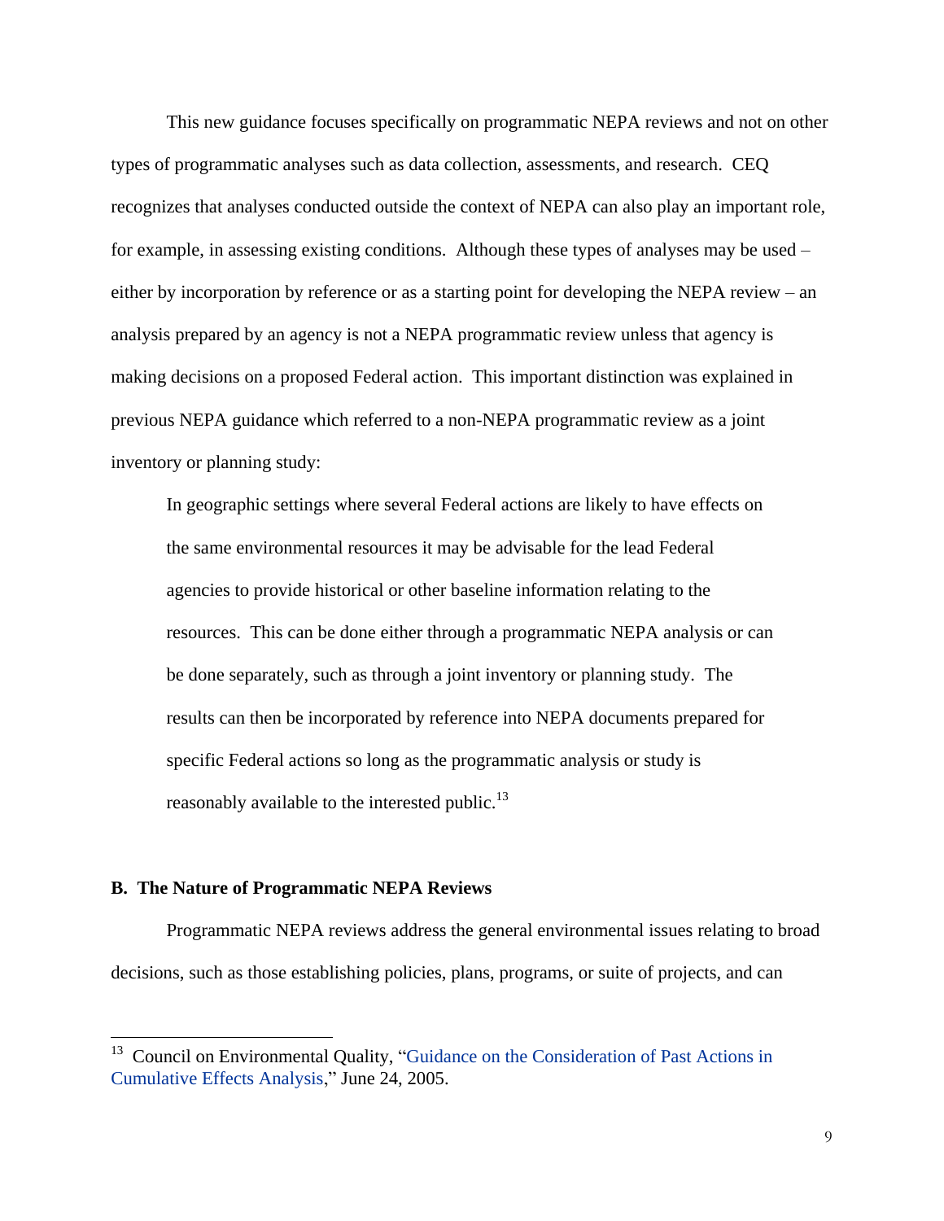This new guidance focuses specifically on programmatic NEPA reviews and not on other types of programmatic analyses such as data collection, assessments, and research. CEQ recognizes that analyses conducted outside the context of NEPA can also play an important role, for example, in assessing existing conditions. Although these types of analyses may be used – either by incorporation by reference or as a starting point for developing the NEPA review – an analysis prepared by an agency is not a NEPA programmatic review unless that agency is making decisions on a proposed Federal action. This important distinction was explained in previous NEPA guidance which referred to a non-NEPA programmatic review as a joint inventory or planning study:

> In geographic settings where several Federal actions are likely to have effects on the same environmental resources it may be advisable for the lead Federal agencies to provide historical or other baseline information relating to the resources. This can be done either through a programmatic NEPA analysis or can be done separately, such as through a joint inventory or planning study. The results can then be incorporated by reference into NEPA documents prepared for specific Federal actions so long as the programmatic analysis or study is reasonably available to the interested public.[13]

### B. The Nature of Programmatic NEPA Reviews

Programmatic NEPA reviews address the general environmental issues relating to broad decisions, such as those establishing policies, plans, programs, or suite of projects, and can

---

[13] Council on Environmental Quality, "Guidance on the Consideration of Past Actions in Cumulative Effects Analysis," June 24, 2005.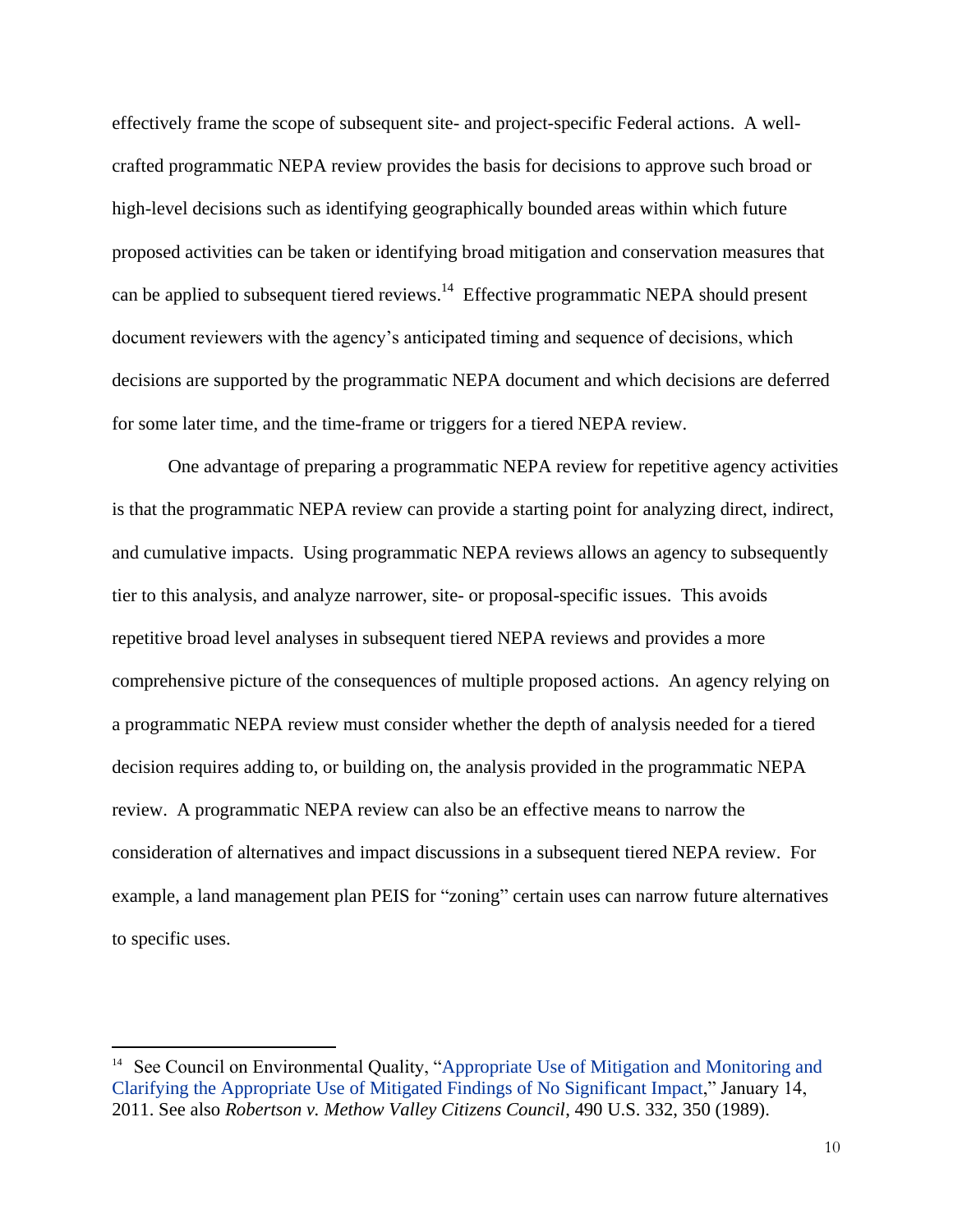effectively frame the scope of subsequent site- and project-specific Federal actions. A well-crafted programmatic NEPA review provides the basis for decisions to approve such broad or high-level decisions such as identifying geographically bounded areas within which future proposed activities can be taken or identifying broad mitigation and conservation measures that can be applied to subsequent tiered reviews.[14] Effective programmatic NEPA should present document reviewers with the agency's anticipated timing and sequence of decisions, which decisions are supported by the programmatic NEPA document and which decisions are deferred for some later time, and the time-frame or triggers for a tiered NEPA review.

One advantage of preparing a programmatic NEPA review for repetitive agency activities is that the programmatic NEPA review can provide a starting point for analyzing direct, indirect, and cumulative impacts. Using programmatic NEPA reviews allows an agency to subsequently tier to this analysis, and analyze narrower, site- or proposal-specific issues. This avoids repetitive broad level analyses in subsequent tiered NEPA reviews and provides a more comprehensive picture of the consequences of multiple proposed actions. An agency relying on a programmatic NEPA review must consider whether the depth of analysis needed for a tiered decision requires adding to, or building on, the analysis provided in the programmatic NEPA review. A programmatic NEPA review can also be an effective means to narrow the consideration of alternatives and impact discussions in a subsequent tiered NEPA review. For example, a land management plan PEIS for "zoning" certain uses can narrow future alternatives to specific uses.

---

[14] See Council on Environmental Quality, "Appropriate Use of Mitigation and Monitoring and Clarifying the Appropriate Use of Mitigated Findings of No Significant Impact," January 14, 2011. See also *Robertson v. Methow Valley Citizens Council*, 490 U.S. 332, 350 (1989).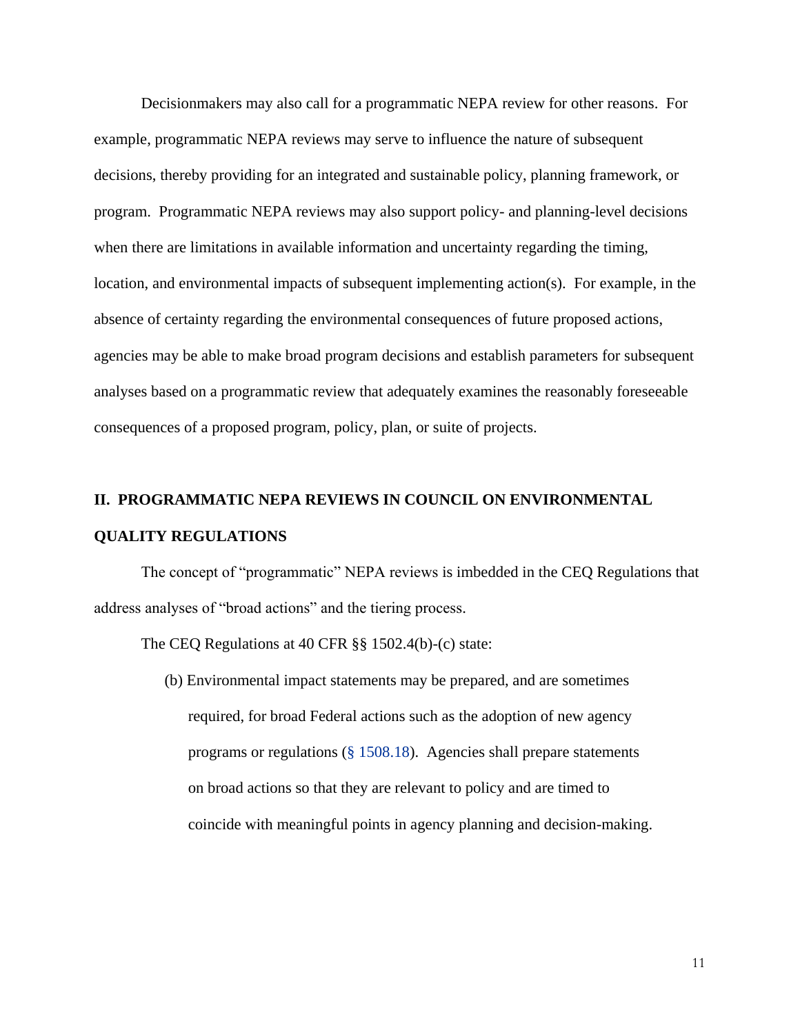Decisionmakers may also call for a programmatic NEPA review for other reasons. For example, programmatic NEPA reviews may serve to influence the nature of subsequent decisions, thereby providing for an integrated and sustainable policy, planning framework, or program. Programmatic NEPA reviews may also support policy- and planning-level decisions when there are limitations in available information and uncertainty regarding the timing, location, and environmental impacts of subsequent implementing action(s). For example, in the absence of certainty regarding the environmental consequences of future proposed actions, agencies may be able to make broad program decisions and establish parameters for subsequent analyses based on a programmatic review that adequately examines the reasonably foreseeable consequences of a proposed program, policy, plan, or suite of projects.

## II. PROGRAMMATIC NEPA REVIEWS IN COUNCIL ON ENVIRONMENTAL QUALITY REGULATIONS

The concept of "programmatic" NEPA reviews is imbedded in the CEQ Regulations that address analyses of "broad actions" and the tiering process.

The CEQ Regulations at 40 CFR §§ 1502.4(b)-(c) state:

> (b) Environmental impact statements may be prepared, and are sometimes required, for broad Federal actions such as the adoption of new agency programs or regulations (§ 1508.18). Agencies shall prepare statements on broad actions so that they are relevant to policy and are timed to coincide with meaningful points in agency planning and decision-making.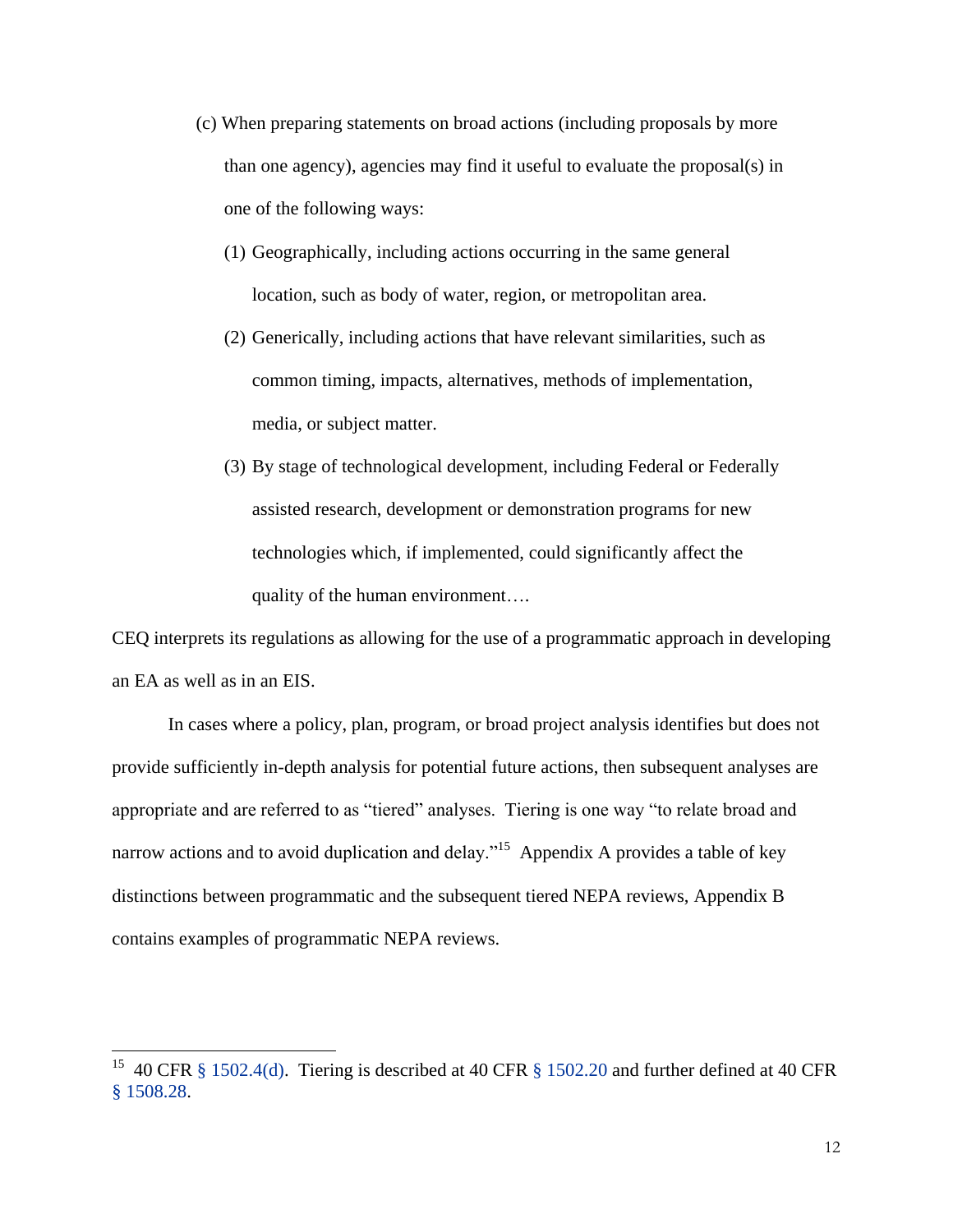(c) When preparing statements on broad actions (including proposals by more than one agency), agencies may find it useful to evaluate the proposal(s) in one of the following ways:

(1) Geographically, including actions occurring in the same general location, such as body of water, region, or metropolitan area.

(2) Generically, including actions that have relevant similarities, such as common timing, impacts, alternatives, methods of implementation, media, or subject matter.

(3) By stage of technological development, including Federal or Federally assisted research, development or demonstration programs for new technologies which, if implemented, could significantly affect the quality of the human environment….

CEQ interprets its regulations as allowing for the use of a programmatic approach in developing an EA as well as in an EIS.

In cases where a policy, plan, program, or broad project analysis identifies but does not provide sufficiently in-depth analysis for potential future actions, then subsequent analyses are appropriate and are referred to as "tiered" analyses. Tiering is one way "to relate broad and narrow actions and to avoid duplication and delay."[15] Appendix A provides a table of key distinctions between programmatic and the subsequent tiered NEPA reviews, Appendix B contains examples of programmatic NEPA reviews.

---

[15] 40 CFR § 1502.4(d). Tiering is described at 40 CFR § 1502.20 and further defined at 40 CFR § 1508.28.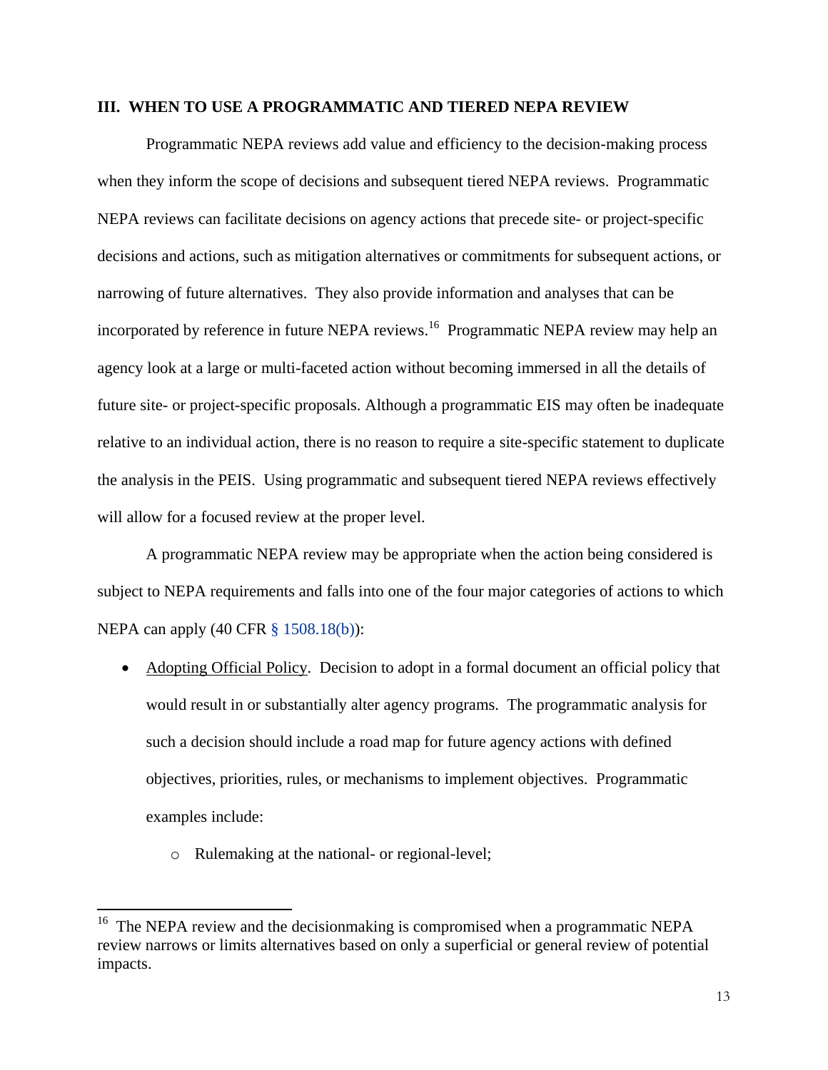## III. WHEN TO USE A PROGRAMMATIC AND TIERED NEPA REVIEW

Programmatic NEPA reviews add value and efficiency to the decision-making process when they inform the scope of decisions and subsequent tiered NEPA reviews. Programmatic NEPA reviews can facilitate decisions on agency actions that precede site- or project-specific decisions and actions, such as mitigation alternatives or commitments for subsequent actions, or narrowing of future alternatives. They also provide information and analyses that can be incorporated by reference in future NEPA reviews.[16] Programmatic NEPA review may help an agency look at a large or multi-faceted action without becoming immersed in all the details of future site- or project-specific proposals. Although a programmatic EIS may often be inadequate relative to an individual action, there is no reason to require a site-specific statement to duplicate the analysis in the PEIS. Using programmatic and subsequent tiered NEPA reviews effectively will allow for a focused review at the proper level.

A programmatic NEPA review may be appropriate when the action being considered is subject to NEPA requirements and falls into one of the four major categories of actions to which NEPA can apply (40 CFR § 1508.18(b)):

- Adopting Official Policy. Decision to adopt in a formal document an official policy that would result in or substantially alter agency programs. The programmatic analysis for such a decision should include a road map for future agency actions with defined objectives, priorities, rules, or mechanisms to implement objectives. Programmatic examples include:
    - Rulemaking at the national- or regional-level;

---

[16] The NEPA review and the decisionmaking is compromised when a programmatic NEPA review narrows or limits alternatives based on only a superficial or general review of potential impacts.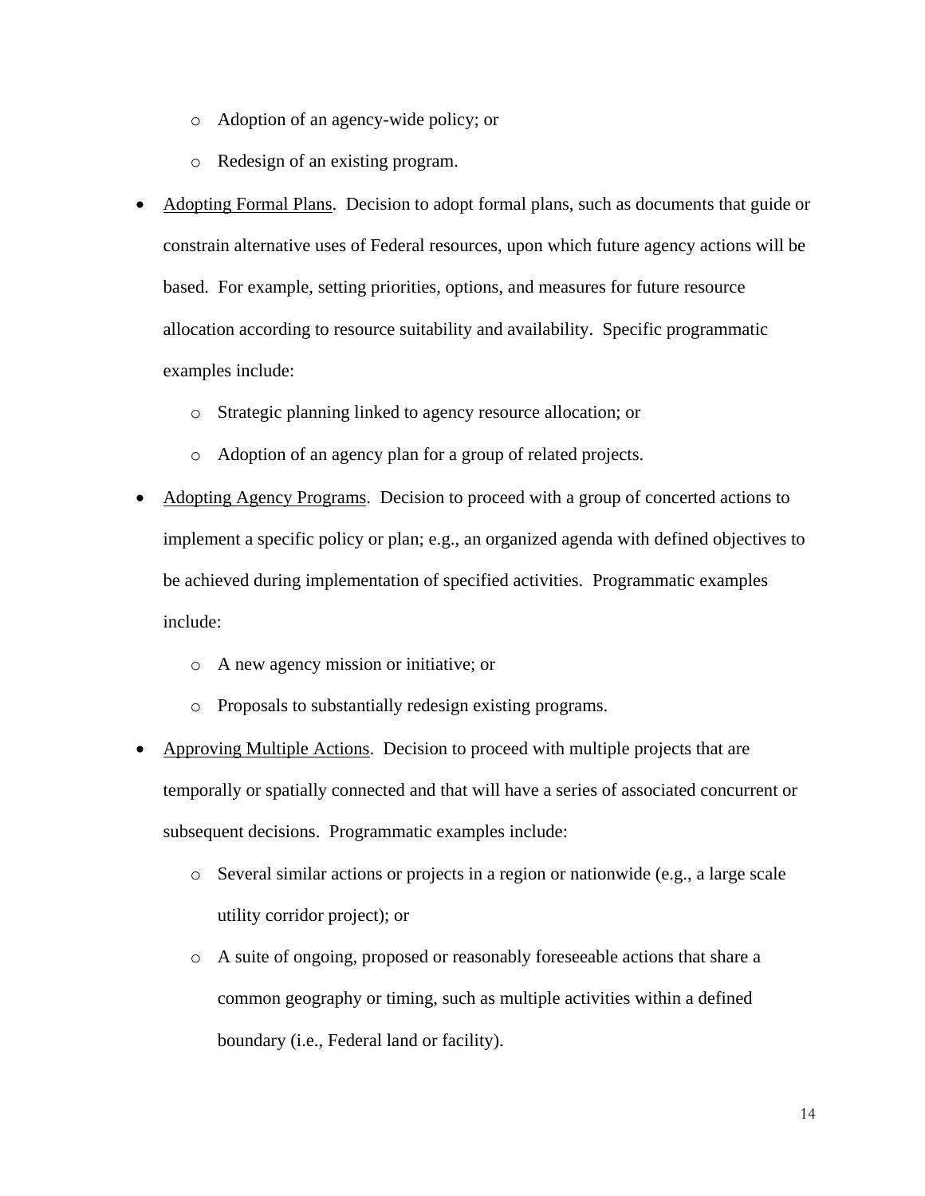- Adoption of an agency-wide policy; or
    - Redesign of an existing program.

- Adopting Formal Plans. Decision to adopt formal plans, such as documents that guide or constrain alternative uses of Federal resources, upon which future agency actions will be based. For example, setting priorities, options, and measures for future resource allocation according to resource suitability and availability. Specific programmatic examples include:
    - Strategic planning linked to agency resource allocation; or
    - Adoption of an agency plan for a group of related projects.
- Adopting Agency Programs. Decision to proceed with a group of concerted actions to implement a specific policy or plan; e.g., an organized agenda with defined objectives to be achieved during implementation of specified activities. Programmatic examples include:
    - A new agency mission or initiative; or
    - Proposals to substantially redesign existing programs.
- Approving Multiple Actions. Decision to proceed with multiple projects that are temporally or spatially connected and that will have a series of associated concurrent or subsequent decisions. Programmatic examples include:
    - Several similar actions or projects in a region or nationwide (e.g., a large scale utility corridor project); or
    - A suite of ongoing, proposed or reasonably foreseeable actions that share a common geography or timing, such as multiple activities within a defined boundary (i.e., Federal land or facility).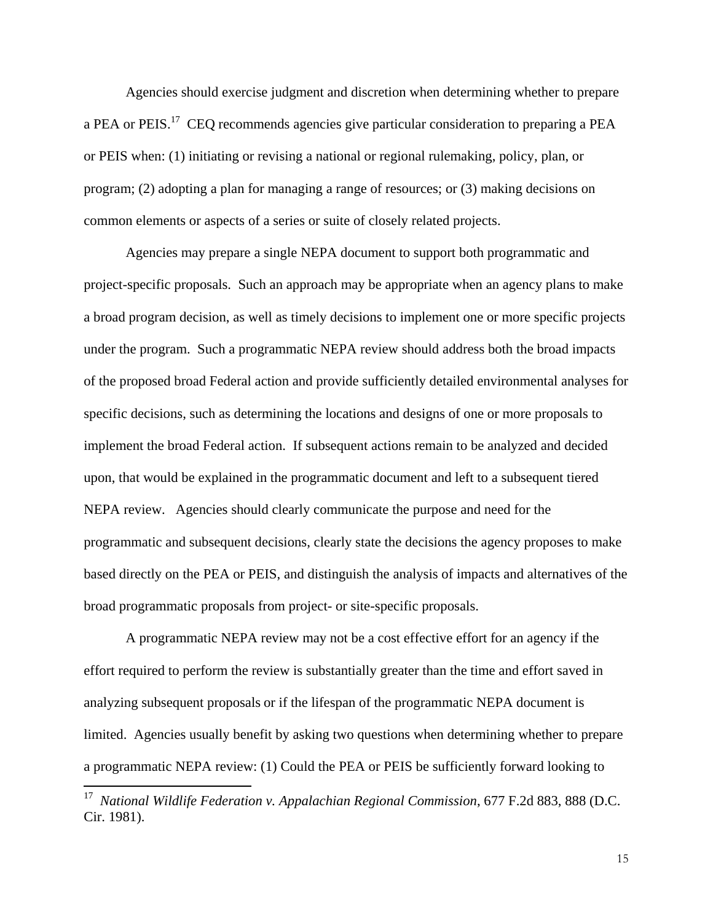Agencies should exercise judgment and discretion when determining whether to prepare a PEA or PEIS.[17] CEQ recommends agencies give particular consideration to preparing a PEA or PEIS when: (1) initiating or revising a national or regional rulemaking, policy, plan, or program; (2) adopting a plan for managing a range of resources; or (3) making decisions on common elements or aspects of a series or suite of closely related projects.

Agencies may prepare a single NEPA document to support both programmatic and project-specific proposals. Such an approach may be appropriate when an agency plans to make a broad program decision, as well as timely decisions to implement one or more specific projects under the program. Such a programmatic NEPA review should address both the broad impacts of the proposed broad Federal action and provide sufficiently detailed environmental analyses for specific decisions, such as determining the locations and designs of one or more proposals to implement the broad Federal action. If subsequent actions remain to be analyzed and decided upon, that would be explained in the programmatic document and left to a subsequent tiered NEPA review. Agencies should clearly communicate the purpose and need for the programmatic and subsequent decisions, clearly state the decisions the agency proposes to make based directly on the PEA or PEIS, and distinguish the analysis of impacts and alternatives of the broad programmatic proposals from project- or site-specific proposals.

A programmatic NEPA review may not be a cost effective effort for an agency if the effort required to perform the review is substantially greater than the time and effort saved in analyzing subsequent proposals or if the lifespan of the programmatic NEPA document is limited. Agencies usually benefit by asking two questions when determining whether to prepare a programmatic NEPA review: (1) Could the PEA or PEIS be sufficiently forward looking to

---

[17] *National Wildlife Federation v. Appalachian Regional Commission*, 677 F.2d 883, 888 (D.C. Cir. 1981).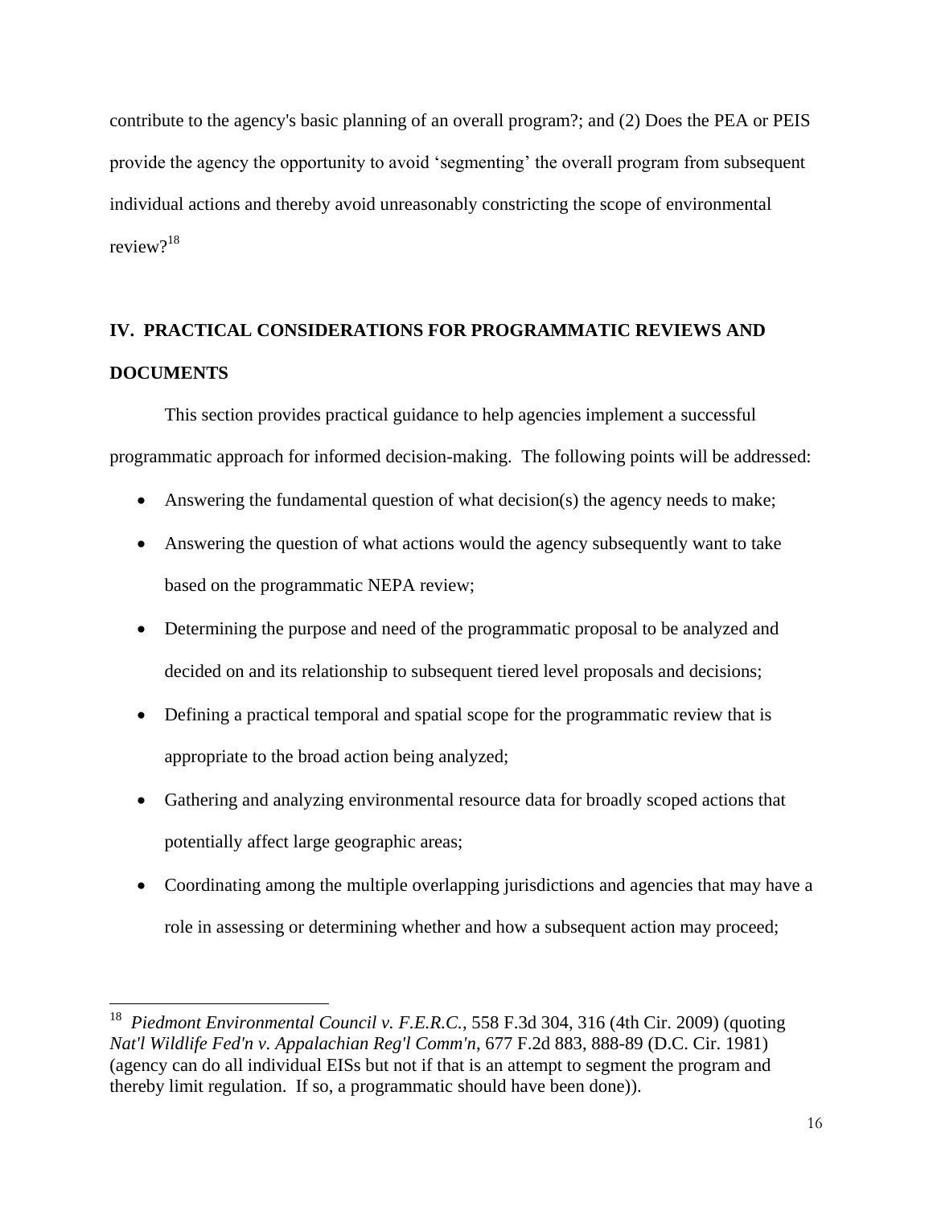contribute to the agency's basic planning of an overall program?; and (2) Does the PEA or PEIS provide the agency the opportunity to avoid 'segmenting' the overall program from subsequent individual actions and thereby avoid unreasonably constricting the scope of environmental review?[18]

## IV. PRACTICAL CONSIDERATIONS FOR PROGRAMMATIC REVIEWS AND DOCUMENTS

This section provides practical guidance to help agencies implement a successful programmatic approach for informed decision-making. The following points will be addressed:

- Answering the fundamental question of what decision(s) the agency needs to make;
- Answering the question of what actions would the agency subsequently want to take based on the programmatic NEPA review;
- Determining the purpose and need of the programmatic proposal to be analyzed and decided on and its relationship to subsequent tiered level proposals and decisions;
- Defining a practical temporal and spatial scope for the programmatic review that is appropriate to the broad action being analyzed;
- Gathering and analyzing environmental resource data for broadly scoped actions that potentially affect large geographic areas;
- Coordinating among the multiple overlapping jurisdictions and agencies that may have a role in assessing or determining whether and how a subsequent action may proceed;

---

[18] *Piedmont Environmental Council v. F.E.R.C.*, 558 F.3d 304, 316 (4th Cir. 2009) (quoting *Nat'l Wildlife Fed'n v. Appalachian Reg'l Comm'n*, 677 F.2d 883, 888-89 (D.C. Cir. 1981) (agency can do all individual EISs but not if that is an attempt to segment the program and thereby limit regulation. If so, a programmatic should have been done)).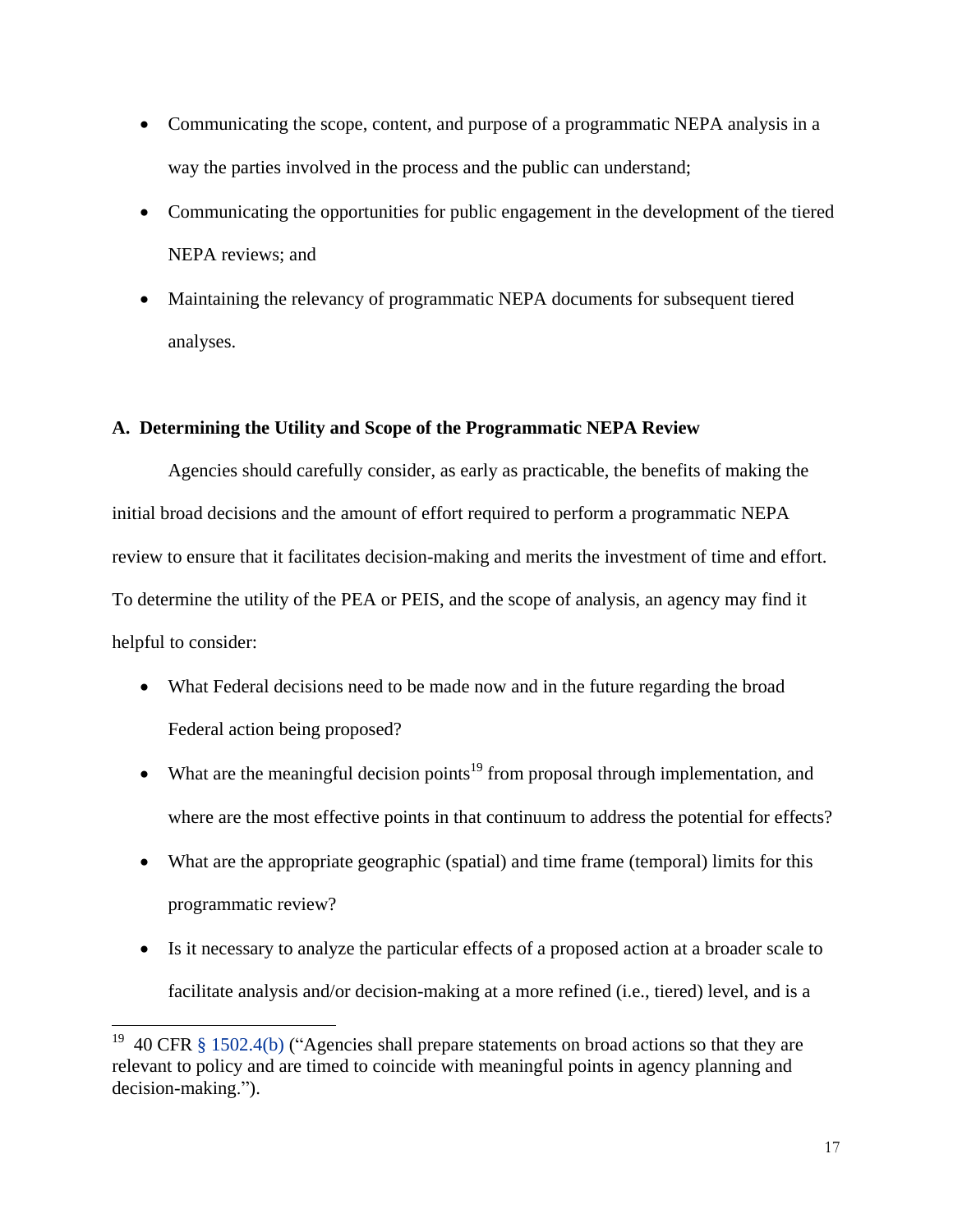- Communicating the scope, content, and purpose of a programmatic NEPA analysis in a way the parties involved in the process and the public can understand;
- Communicating the opportunities for public engagement in the development of the tiered NEPA reviews; and
- Maintaining the relevancy of programmatic NEPA documents for subsequent tiered analyses.

### A. Determining the Utility and Scope of the Programmatic NEPA Review

Agencies should carefully consider, as early as practicable, the benefits of making the initial broad decisions and the amount of effort required to perform a programmatic NEPA review to ensure that it facilitates decision-making and merits the investment of time and effort. To determine the utility of the PEA or PEIS, and the scope of analysis, an agency may find it helpful to consider:

- What Federal decisions need to be made now and in the future regarding the broad Federal action being proposed?
- What are the meaningful decision points[19] from proposal through implementation, and where are the most effective points in that continuum to address the potential for effects?
- What are the appropriate geographic (spatial) and time frame (temporal) limits for this programmatic review?
- Is it necessary to analyze the particular effects of a proposed action at a broader scale to facilitate analysis and/or decision-making at a more refined (i.e., tiered) level, and is a

[19] 40 CFR § 1502.4(b) ("Agencies shall prepare statements on broad actions so that they are relevant to policy and are timed to coincide with meaningful points in agency planning and decision-making.").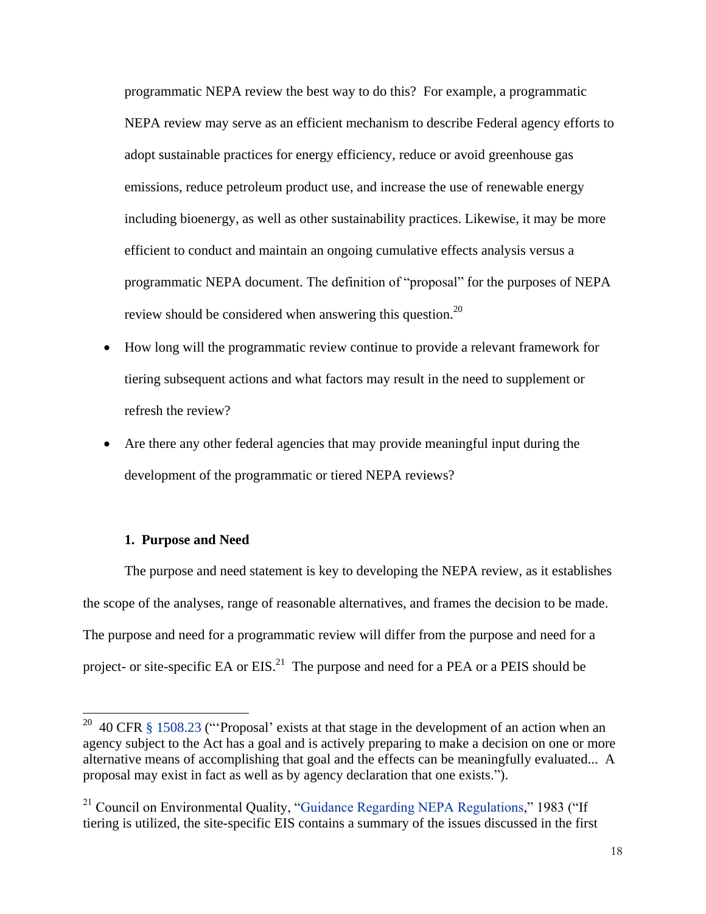programmatic NEPA review the best way to do this? For example, a programmatic NEPA review may serve as an efficient mechanism to describe Federal agency efforts to adopt sustainable practices for energy efficiency, reduce or avoid greenhouse gas emissions, reduce petroleum product use, and increase the use of renewable energy including bioenergy, as well as other sustainability practices. Likewise, it may be more efficient to conduct and maintain an ongoing cumulative effects analysis versus a programmatic NEPA document. The definition of "proposal" for the purposes of NEPA review should be considered when answering this question.[20]

- How long will the programmatic review continue to provide a relevant framework for tiering subsequent actions and what factors may result in the need to supplement or refresh the review?
- Are there any other federal agencies that may provide meaningful input during the development of the programmatic or tiered NEPA reviews?

### 1. Purpose and Need

The purpose and need statement is key to developing the NEPA review, as it establishes the scope of the analyses, range of reasonable alternatives, and frames the decision to be made. The purpose and need for a programmatic review will differ from the purpose and need for a project- or site-specific EA or EIS.[21] The purpose and need for a PEA or a PEIS should be

---

[20] 40 CFR § 1508.23 ("'Proposal' exists at that stage in the development of an action when an agency subject to the Act has a goal and is actively preparing to make a decision on one or more alternative means of accomplishing that goal and the effects can be meaningfully evaluated... A proposal may exist in fact as well as by agency declaration that one exists.").

[21] Council on Environmental Quality, "Guidance Regarding NEPA Regulations," 1983 ("If tiering is utilized, the site-specific EIS contains a summary of the issues discussed in the first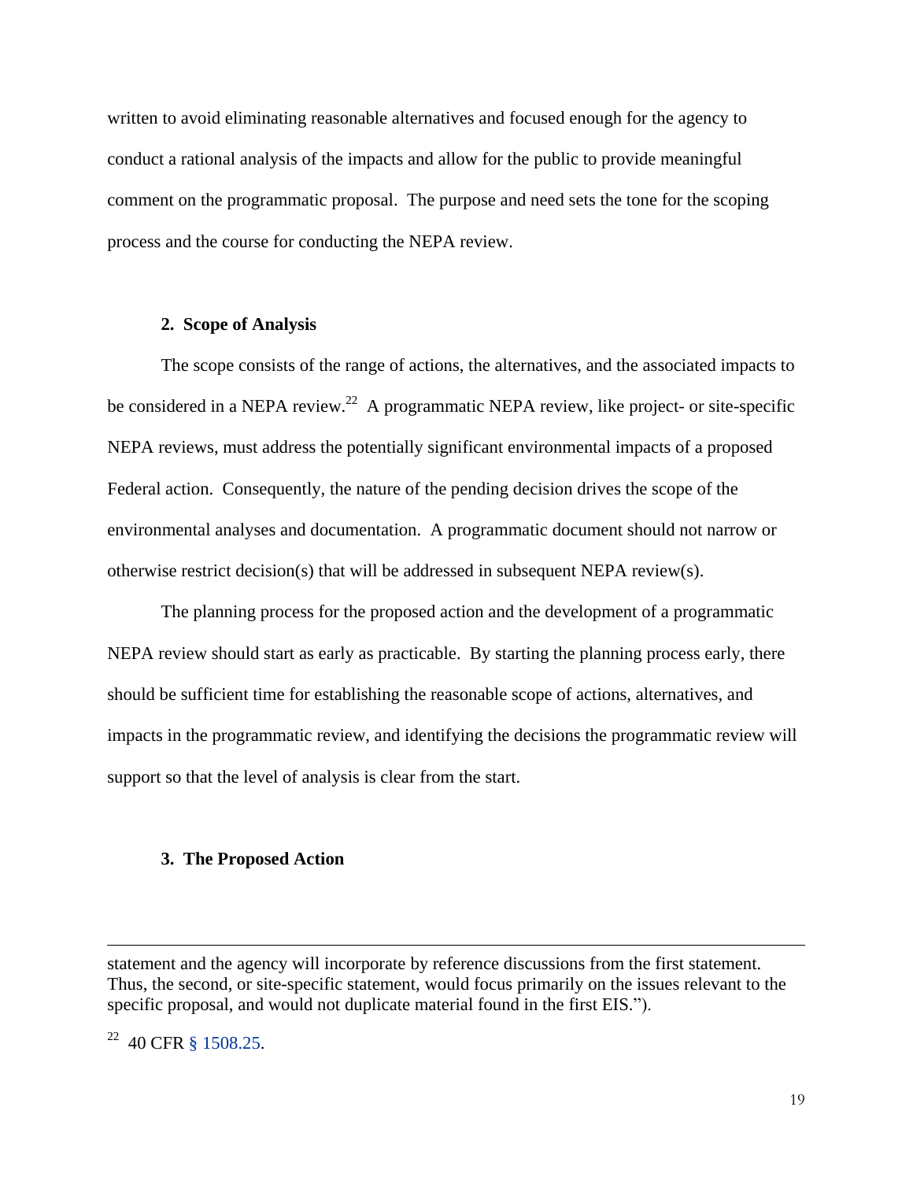written to avoid eliminating reasonable alternatives and focused enough for the agency to conduct a rational analysis of the impacts and allow for the public to provide meaningful comment on the programmatic proposal. The purpose and need sets the tone for the scoping process and the course for conducting the NEPA review.

### 2. Scope of Analysis

The scope consists of the range of actions, the alternatives, and the associated impacts to be considered in a NEPA review.[22] A programmatic NEPA review, like project- or site-specific NEPA reviews, must address the potentially significant environmental impacts of a proposed Federal action. Consequently, the nature of the pending decision drives the scope of the environmental analyses and documentation. A programmatic document should not narrow or otherwise restrict decision(s) that will be addressed in subsequent NEPA review(s).

The planning process for the proposed action and the development of a programmatic NEPA review should start as early as practicable. By starting the planning process early, there should be sufficient time for establishing the reasonable scope of actions, alternatives, and impacts in the programmatic review, and identifying the decisions the programmatic review will support so that the level of analysis is clear from the start.

### 3. The Proposed Action

---

statement and the agency will incorporate by reference discussions from the first statement. Thus, the second, or site-specific statement, would focus primarily on the issues relevant to the specific proposal, and would not duplicate material found in the first EIS.").

[22] 40 CFR § 1508.25.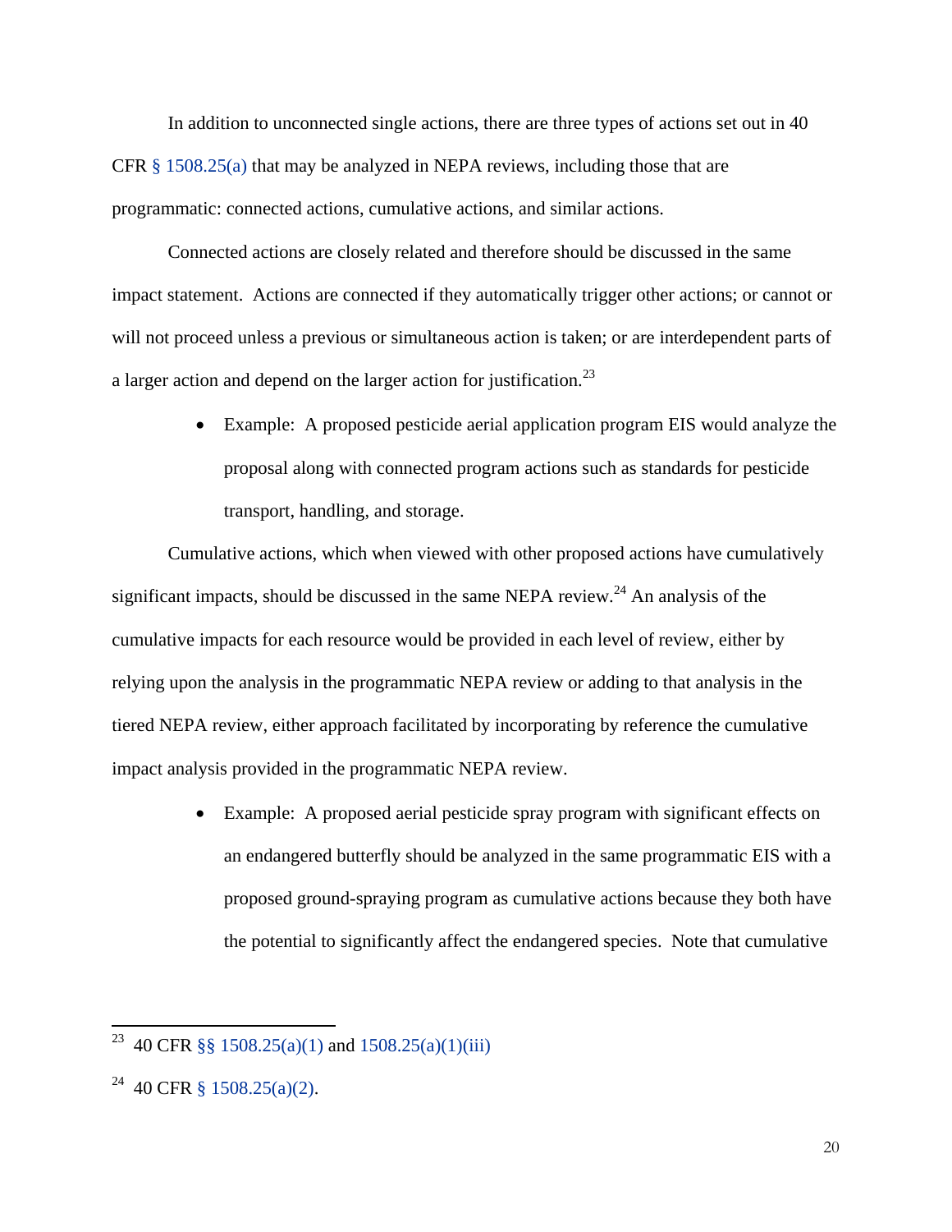In addition to unconnected single actions, there are three types of actions set out in 40 CFR § 1508.25(a) that may be analyzed in NEPA reviews, including those that are programmatic: connected actions, cumulative actions, and similar actions.

Connected actions are closely related and therefore should be discussed in the same impact statement. Actions are connected if they automatically trigger other actions; or cannot or will not proceed unless a previous or simultaneous action is taken; or are interdependent parts of a larger action and depend on the larger action for justification.[23]

- Example: A proposed pesticide aerial application program EIS would analyze the proposal along with connected program actions such as standards for pesticide transport, handling, and storage.

Cumulative actions, which when viewed with other proposed actions have cumulatively significant impacts, should be discussed in the same NEPA review.[24] An analysis of the cumulative impacts for each resource would be provided in each level of review, either by relying upon the analysis in the programmatic NEPA review or adding to that analysis in the tiered NEPA review, either approach facilitated by incorporating by reference the cumulative impact analysis provided in the programmatic NEPA review.

- Example: A proposed aerial pesticide spray program with significant effects on an endangered butterfly should be analyzed in the same programmatic EIS with a proposed ground-spraying program as cumulative actions because they both have the potential to significantly affect the endangered species. Note that cumulative

---

[23] 40 CFR §§ 1508.25(a)(1) and 1508.25(a)(1)(iii)

[24] 40 CFR § 1508.25(a)(2).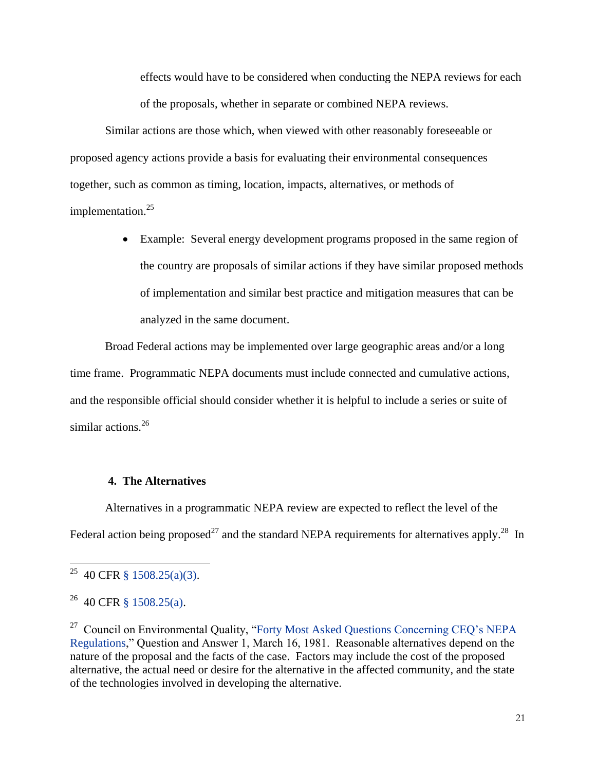effects would have to be considered when conducting the NEPA reviews for each of the proposals, whether in separate or combined NEPA reviews.

Similar actions are those which, when viewed with other reasonably foreseeable or proposed agency actions provide a basis for evaluating their environmental consequences together, such as common as timing, location, impacts, alternatives, or methods of implementation.[25]

- Example: Several energy development programs proposed in the same region of the country are proposals of similar actions if they have similar proposed methods of implementation and similar best practice and mitigation measures that can be analyzed in the same document.

Broad Federal actions may be implemented over large geographic areas and/or a long time frame. Programmatic NEPA documents must include connected and cumulative actions, and the responsible official should consider whether it is helpful to include a series or suite of similar actions.[26]

### 4. The Alternatives

Alternatives in a programmatic NEPA review are expected to reflect the level of the Federal action being proposed[27] and the standard NEPA requirements for alternatives apply.[28] In

---

[25] 40 CFR § 1508.25(a)(3).

[26] 40 CFR § 1508.25(a).

[27] Council on Environmental Quality, "Forty Most Asked Questions Concerning CEQ's NEPA Regulations," Question and Answer 1, March 16, 1981. Reasonable alternatives depend on the nature of the proposal and the facts of the case. Factors may include the cost of the proposed alternative, the actual need or desire for the alternative in the affected community, and the state of the technologies involved in developing the alternative.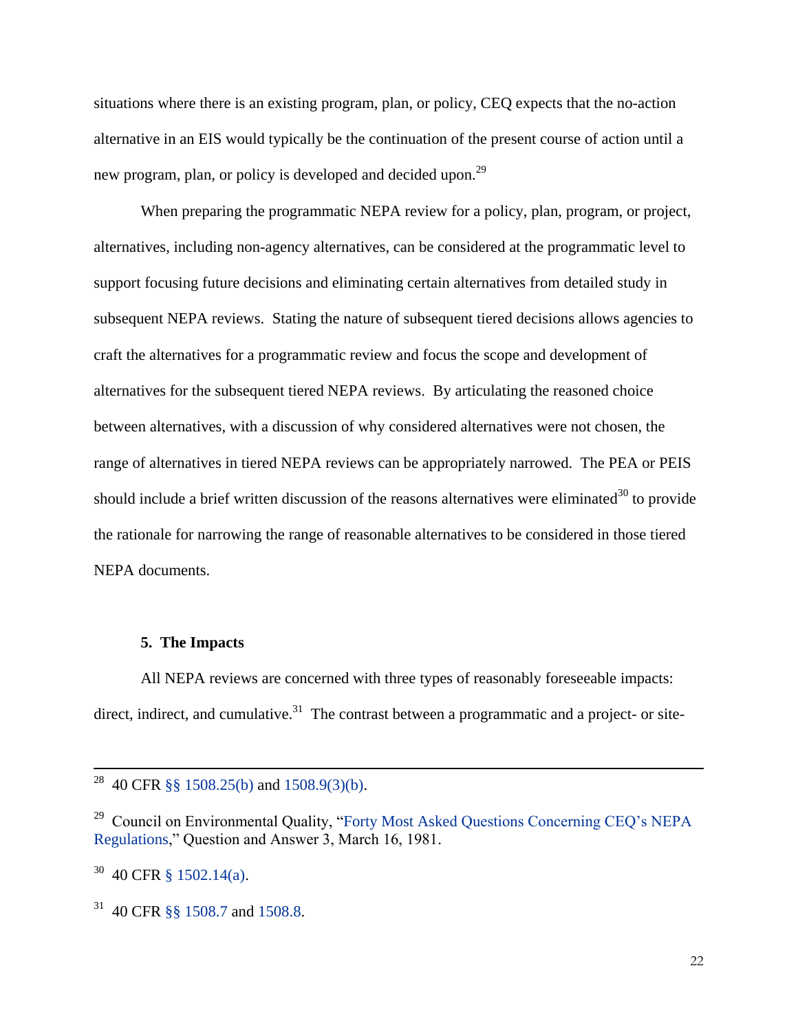situations where there is an existing program, plan, or policy, CEQ expects that the no-action alternative in an EIS would typically be the continuation of the present course of action until a new program, plan, or policy is developed and decided upon.[29]

When preparing the programmatic NEPA review for a policy, plan, program, or project, alternatives, including non-agency alternatives, can be considered at the programmatic level to support focusing future decisions and eliminating certain alternatives from detailed study in subsequent NEPA reviews. Stating the nature of subsequent tiered decisions allows agencies to craft the alternatives for a programmatic review and focus the scope and development of alternatives for the subsequent tiered NEPA reviews. By articulating the reasoned choice between alternatives, with a discussion of why considered alternatives were not chosen, the range of alternatives in tiered NEPA reviews can be appropriately narrowed. The PEA or PEIS should include a brief written discussion of the reasons alternatives were eliminated[30] to provide the rationale for narrowing the range of reasonable alternatives to be considered in those tiered NEPA documents.

### 5. The Impacts

All NEPA reviews are concerned with three types of reasonably foreseeable impacts: direct, indirect, and cumulative.[31] The contrast between a programmatic and a project- or site-

---

[28] 40 CFR §§ 1508.25(b) and 1508.9(3)(b).

[29] Council on Environmental Quality, "Forty Most Asked Questions Concerning CEQ's NEPA Regulations," Question and Answer 3, March 16, 1981.

[30] 40 CFR § 1502.14(a).

[31] 40 CFR §§ 1508.7 and 1508.8.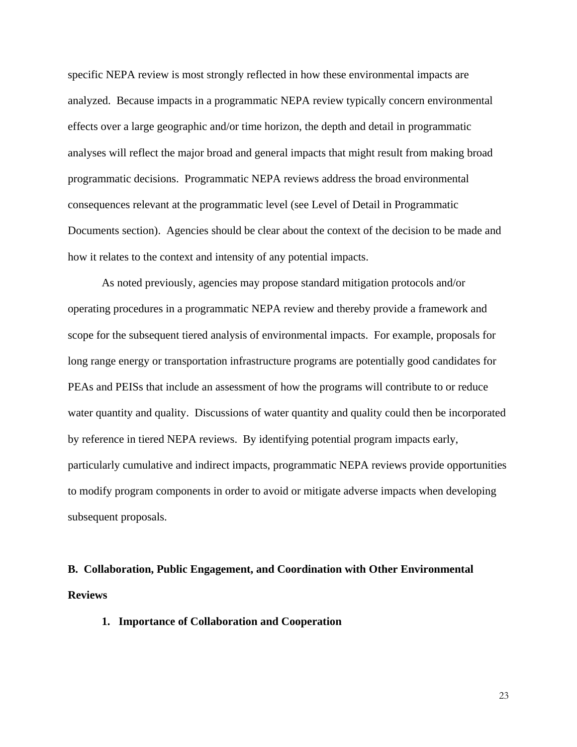specific NEPA review is most strongly reflected in how these environmental impacts are analyzed. Because impacts in a programmatic NEPA review typically concern environmental effects over a large geographic and/or time horizon, the depth and detail in programmatic analyses will reflect the major broad and general impacts that might result from making broad programmatic decisions. Programmatic NEPA reviews address the broad environmental consequences relevant at the programmatic level (see Level of Detail in Programmatic Documents section). Agencies should be clear about the context of the decision to be made and how it relates to the context and intensity of any potential impacts.

As noted previously, agencies may propose standard mitigation protocols and/or operating procedures in a programmatic NEPA review and thereby provide a framework and scope for the subsequent tiered analysis of environmental impacts. For example, proposals for long range energy or transportation infrastructure programs are potentially good candidates for PEAs and PEISs that include an assessment of how the programs will contribute to or reduce water quantity and quality. Discussions of water quantity and quality could then be incorporated by reference in tiered NEPA reviews. By identifying potential program impacts early, particularly cumulative and indirect impacts, programmatic NEPA reviews provide opportunities to modify program components in order to avoid or mitigate adverse impacts when developing subsequent proposals.

## B. Collaboration, Public Engagement, and Coordination with Other Environmental Reviews

### 1. Importance of Collaboration and Cooperation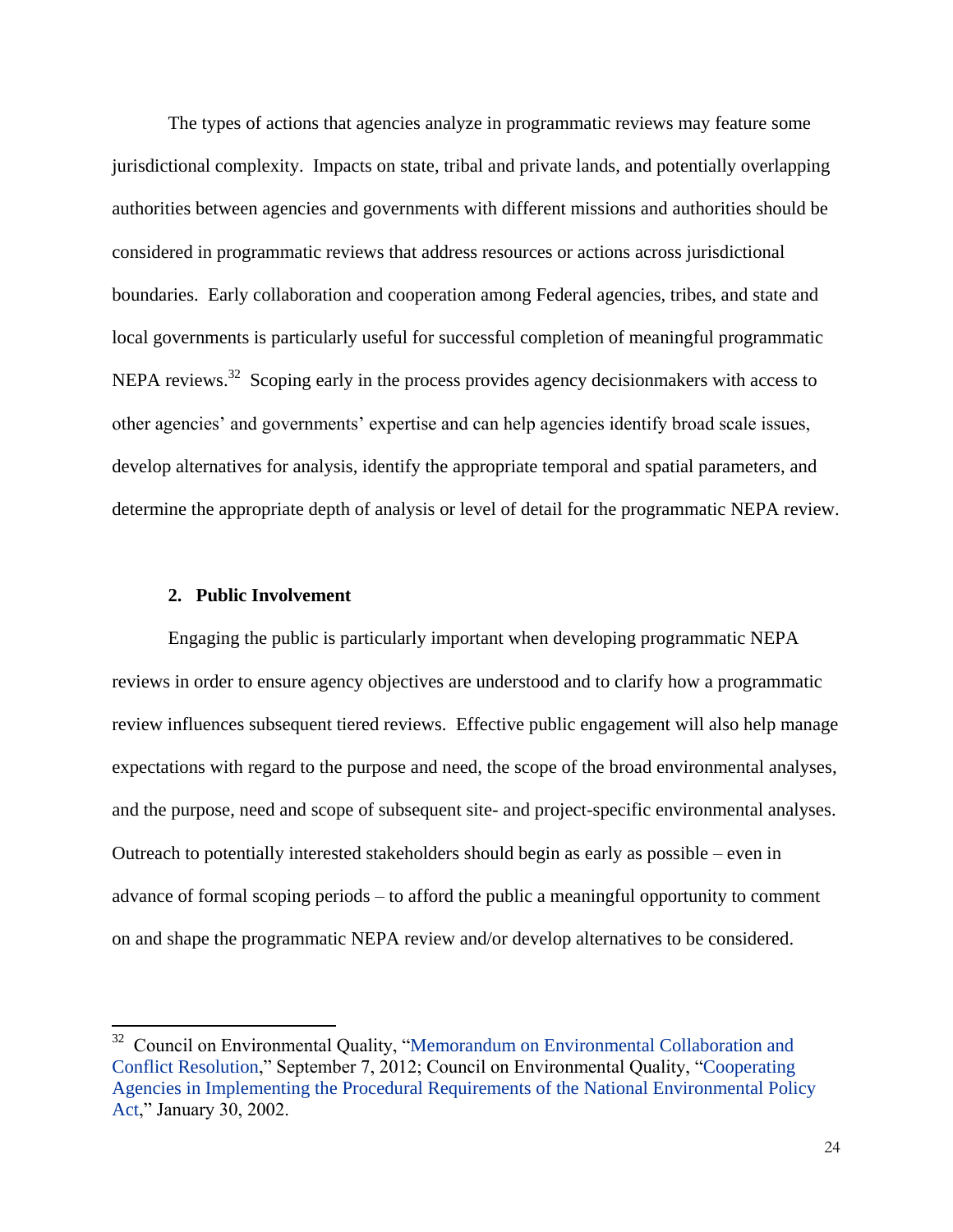The types of actions that agencies analyze in programmatic reviews may feature some jurisdictional complexity. Impacts on state, tribal and private lands, and potentially overlapping authorities between agencies and governments with different missions and authorities should be considered in programmatic reviews that address resources or actions across jurisdictional boundaries. Early collaboration and cooperation among Federal agencies, tribes, and state and local governments is particularly useful for successful completion of meaningful programmatic NEPA reviews.[32] Scoping early in the process provides agency decisionmakers with access to other agencies' and governments' expertise and can help agencies identify broad scale issues, develop alternatives for analysis, identify the appropriate temporal and spatial parameters, and determine the appropriate depth of analysis or level of detail for the programmatic NEPA review.

### 2. Public Involvement

Engaging the public is particularly important when developing programmatic NEPA reviews in order to ensure agency objectives are understood and to clarify how a programmatic review influences subsequent tiered reviews. Effective public engagement will also help manage expectations with regard to the purpose and need, the scope of the broad environmental analyses, and the purpose, need and scope of subsequent site- and project-specific environmental analyses. Outreach to potentially interested stakeholders should begin as early as possible – even in advance of formal scoping periods – to afford the public a meaningful opportunity to comment on and shape the programmatic NEPA review and/or develop alternatives to be considered.

---

[32] Council on Environmental Quality, "Memorandum on Environmental Collaboration and Conflict Resolution," September 7, 2012; Council on Environmental Quality, "Cooperating Agencies in Implementing the Procedural Requirements of the National Environmental Policy Act," January 30, 2002.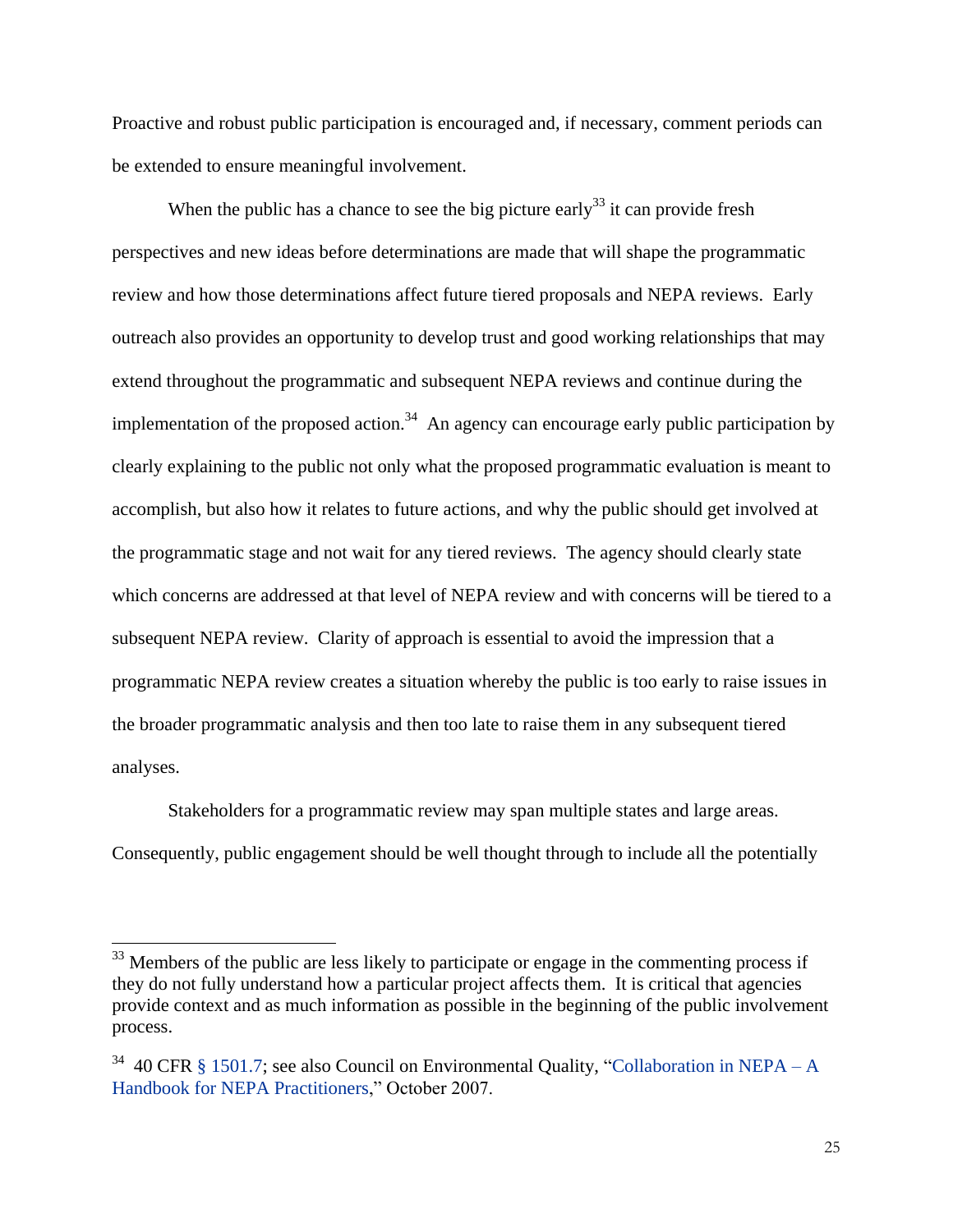Proactive and robust public participation is encouraged and, if necessary, comment periods can be extended to ensure meaningful involvement.

When the public has a chance to see the big picture early[33] it can provide fresh perspectives and new ideas before determinations are made that will shape the programmatic review and how those determinations affect future tiered proposals and NEPA reviews. Early outreach also provides an opportunity to develop trust and good working relationships that may extend throughout the programmatic and subsequent NEPA reviews and continue during the implementation of the proposed action.[34] An agency can encourage early public participation by clearly explaining to the public not only what the proposed programmatic evaluation is meant to accomplish, but also how it relates to future actions, and why the public should get involved at the programmatic stage and not wait for any tiered reviews. The agency should clearly state which concerns are addressed at that level of NEPA review and with concerns will be tiered to a subsequent NEPA review. Clarity of approach is essential to avoid the impression that a programmatic NEPA review creates a situation whereby the public is too early to raise issues in the broader programmatic analysis and then too late to raise them in any subsequent tiered analyses.

Stakeholders for a programmatic review may span multiple states and large areas. Consequently, public engagement should be well thought through to include all the potentially

---

[33] Members of the public are less likely to participate or engage in the commenting process if they do not fully understand how a particular project affects them. It is critical that agencies provide context and as much information as possible in the beginning of the public involvement process.

[34] 40 CFR § 1501.7; see also Council on Environmental Quality, "Collaboration in NEPA – A Handbook for NEPA Practitioners," October 2007.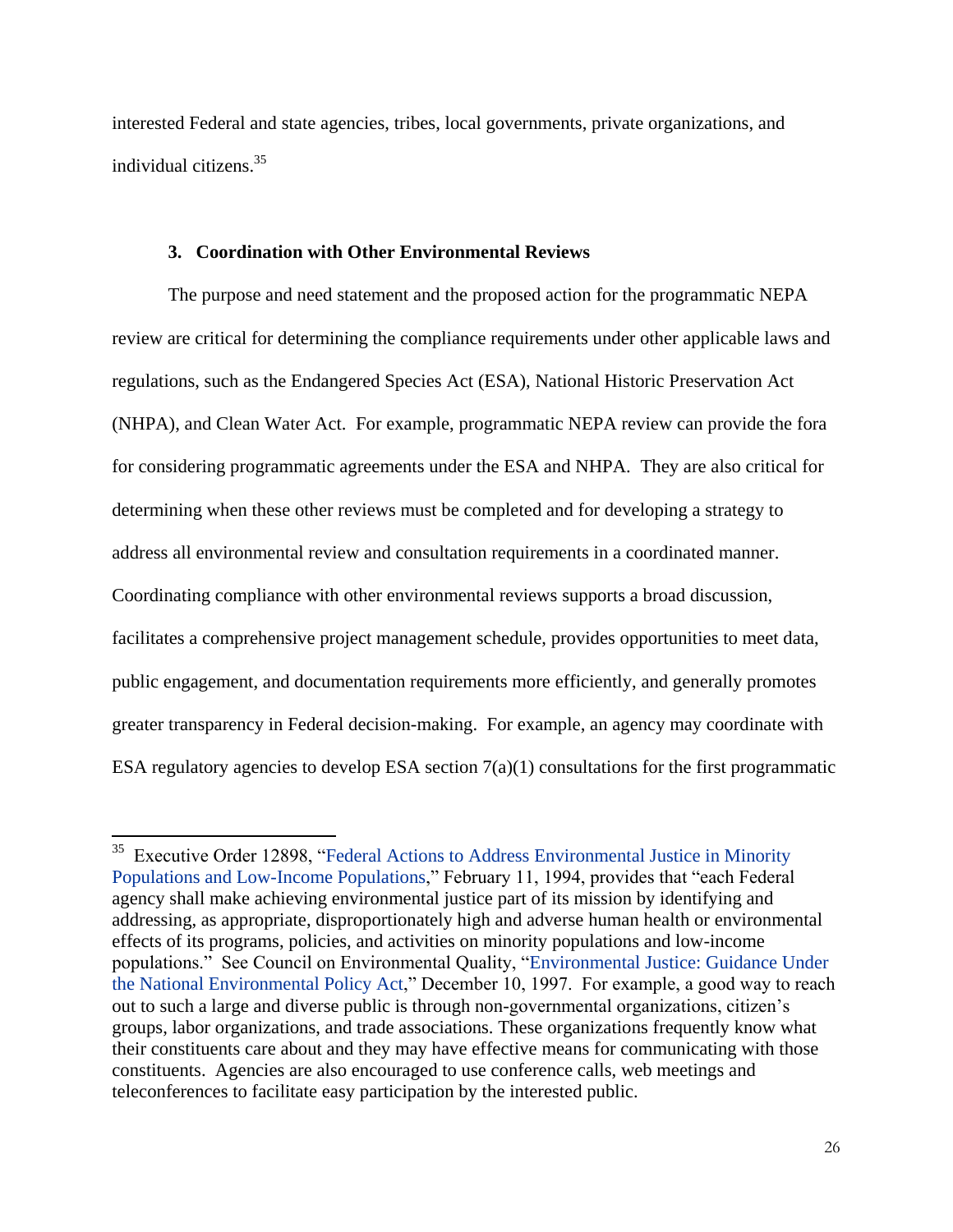interested Federal and state agencies, tribes, local governments, private organizations, and individual citizens.[35]

### 3. Coordination with Other Environmental Reviews

The purpose and need statement and the proposed action for the programmatic NEPA review are critical for determining the compliance requirements under other applicable laws and regulations, such as the Endangered Species Act (ESA), National Historic Preservation Act (NHPA), and Clean Water Act. For example, programmatic NEPA review can provide the fora for considering programmatic agreements under the ESA and NHPA. They are also critical for determining when these other reviews must be completed and for developing a strategy to address all environmental review and consultation requirements in a coordinated manner. Coordinating compliance with other environmental reviews supports a broad discussion, facilitates a comprehensive project management schedule, provides opportunities to meet data, public engagement, and documentation requirements more efficiently, and generally promotes greater transparency in Federal decision-making. For example, an agency may coordinate with ESA regulatory agencies to develop ESA section 7(a)(1) consultations for the first programmatic

---

[35] Executive Order 12898, "Federal Actions to Address Environmental Justice in Minority Populations and Low-Income Populations," February 11, 1994, provides that "each Federal agency shall make achieving environmental justice part of its mission by identifying and addressing, as appropriate, disproportionately high and adverse human health or environmental effects of its programs, policies, and activities on minority populations and low-income populations." See Council on Environmental Quality, "Environmental Justice: Guidance Under the National Environmental Policy Act," December 10, 1997. For example, a good way to reach out to such a large and diverse public is through non-governmental organizations, citizen's groups, labor organizations, and trade associations. These organizations frequently know what their constituents care about and they may have effective means for communicating with those constituents. Agencies are also encouraged to use conference calls, web meetings and teleconferences to facilitate easy participation by the interested public.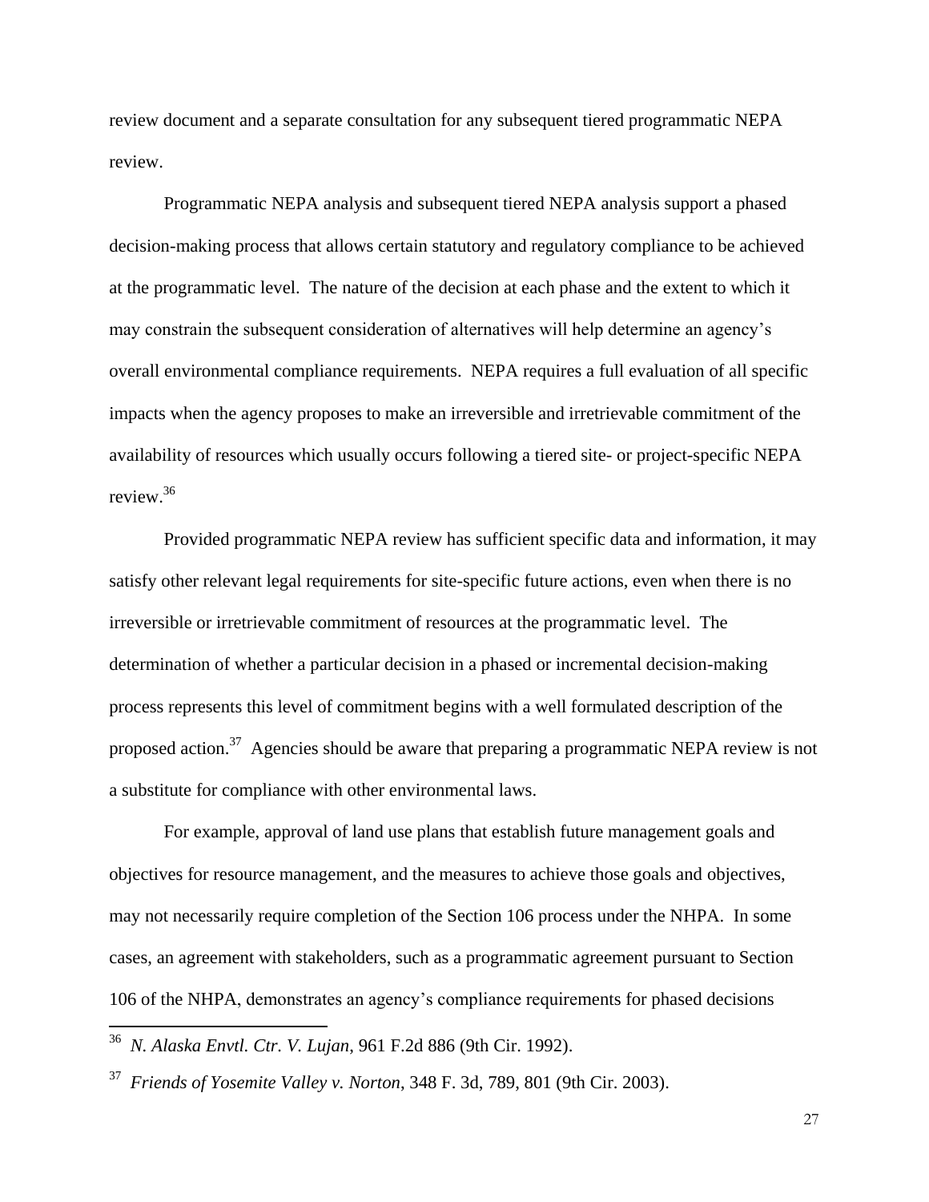review document and a separate consultation for any subsequent tiered programmatic NEPA review.

Programmatic NEPA analysis and subsequent tiered NEPA analysis support a phased decision-making process that allows certain statutory and regulatory compliance to be achieved at the programmatic level. The nature of the decision at each phase and the extent to which it may constrain the subsequent consideration of alternatives will help determine an agency's overall environmental compliance requirements. NEPA requires a full evaluation of all specific impacts when the agency proposes to make an irreversible and irretrievable commitment of the availability of resources which usually occurs following a tiered site- or project-specific NEPA review.[36]

Provided programmatic NEPA review has sufficient specific data and information, it may satisfy other relevant legal requirements for site-specific future actions, even when there is no irreversible or irretrievable commitment of resources at the programmatic level. The determination of whether a particular decision in a phased or incremental decision-making process represents this level of commitment begins with a well formulated description of the proposed action.[37] Agencies should be aware that preparing a programmatic NEPA review is not a substitute for compliance with other environmental laws.

For example, approval of land use plans that establish future management goals and objectives for resource management, and the measures to achieve those goals and objectives, may not necessarily require completion of the Section 106 process under the NHPA. In some cases, an agreement with stakeholders, such as a programmatic agreement pursuant to Section 106 of the NHPA, demonstrates an agency's compliance requirements for phased decisions

---

[36] *N. Alaska Envtl. Ctr. V. Lujan*, 961 F.2d 886 (9th Cir. 1992).

[37] *Friends of Yosemite Valley v. Norton*, 348 F. 3d, 789, 801 (9th Cir. 2003).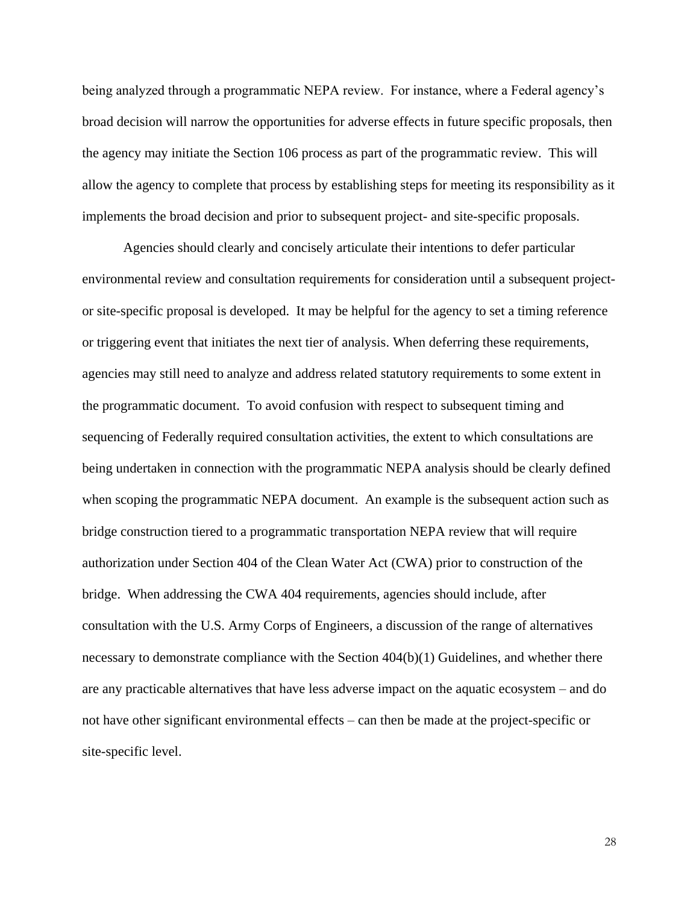being analyzed through a programmatic NEPA review. For instance, where a Federal agency's broad decision will narrow the opportunities for adverse effects in future specific proposals, then the agency may initiate the Section 106 process as part of the programmatic review. This will allow the agency to complete that process by establishing steps for meeting its responsibility as it implements the broad decision and prior to subsequent project- and site-specific proposals.

Agencies should clearly and concisely articulate their intentions to defer particular environmental review and consultation requirements for consideration until a subsequent project- or site-specific proposal is developed. It may be helpful for the agency to set a timing reference or triggering event that initiates the next tier of analysis. When deferring these requirements, agencies may still need to analyze and address related statutory requirements to some extent in the programmatic document. To avoid confusion with respect to subsequent timing and sequencing of Federally required consultation activities, the extent to which consultations are being undertaken in connection with the programmatic NEPA analysis should be clearly defined when scoping the programmatic NEPA document. An example is the subsequent action such as bridge construction tiered to a programmatic transportation NEPA review that will require authorization under Section 404 of the Clean Water Act (CWA) prior to construction of the bridge. When addressing the CWA 404 requirements, agencies should include, after consultation with the U.S. Army Corps of Engineers, a discussion of the range of alternatives necessary to demonstrate compliance with the Section 404(b)(1) Guidelines, and whether there are any practicable alternatives that have less adverse impact on the aquatic ecosystem – and do not have other significant environmental effects – can then be made at the project-specific or site-specific level.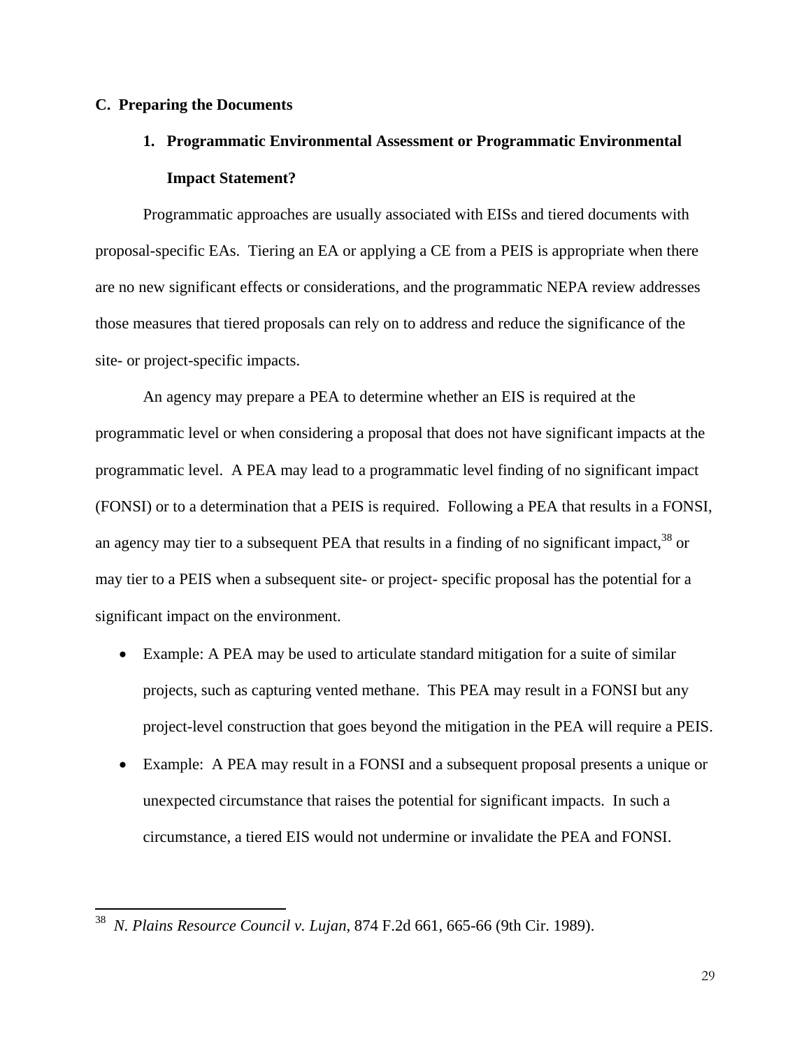## C. Preparing the Documents

### 1. Programmatic Environmental Assessment or Programmatic Environmental Impact Statement?

Programmatic approaches are usually associated with EISs and tiered documents with proposal-specific EAs. Tiering an EA or applying a CE from a PEIS is appropriate when there are no new significant effects or considerations, and the programmatic NEPA review addresses those measures that tiered proposals can rely on to address and reduce the significance of the site- or project-specific impacts.

An agency may prepare a PEA to determine whether an EIS is required at the programmatic level or when considering a proposal that does not have significant impacts at the programmatic level. A PEA may lead to a programmatic level finding of no significant impact (FONSI) or to a determination that a PEIS is required. Following a PEA that results in a FONSI, an agency may tier to a subsequent PEA that results in a finding of no significant impact,[38] or may tier to a PEIS when a subsequent site- or project- specific proposal has the potential for a significant impact on the environment.

- Example: A PEA may be used to articulate standard mitigation for a suite of similar projects, such as capturing vented methane. This PEA may result in a FONSI but any project-level construction that goes beyond the mitigation in the PEA will require a PEIS.
- Example: A PEA may result in a FONSI and a subsequent proposal presents a unique or unexpected circumstance that raises the potential for significant impacts. In such a circumstance, a tiered EIS would not undermine or invalidate the PEA and FONSI.

---

[38] *N. Plains Resource Council v. Lujan*, 874 F.2d 661, 665-66 (9th Cir. 1989).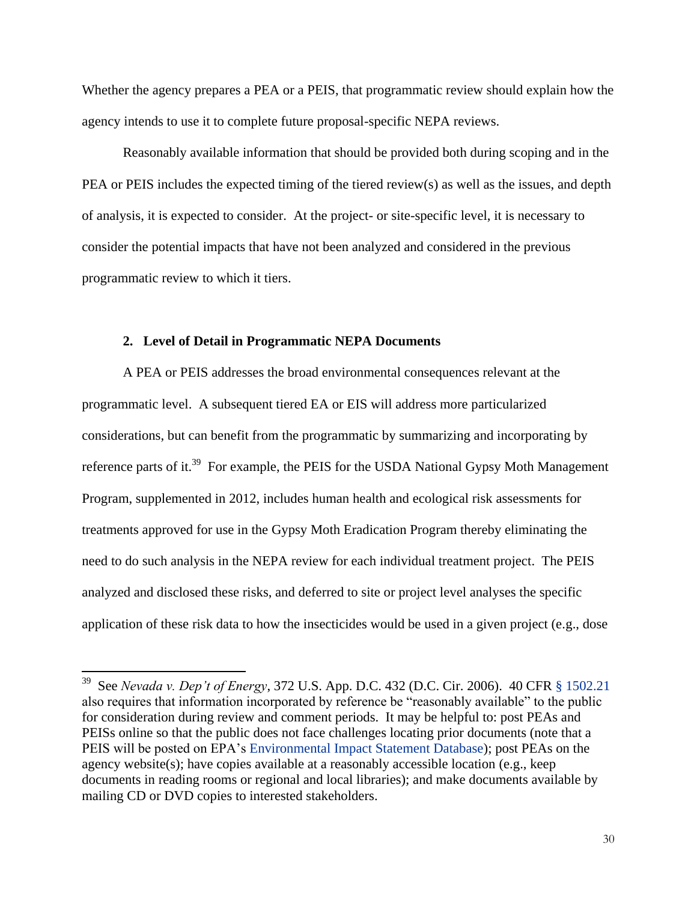Whether the agency prepares a PEA or a PEIS, that programmatic review should explain how the agency intends to use it to complete future proposal-specific NEPA reviews.

Reasonably available information that should be provided both during scoping and in the PEA or PEIS includes the expected timing of the tiered review(s) as well as the issues, and depth of analysis, it is expected to consider. At the project- or site-specific level, it is necessary to consider the potential impacts that have not been analyzed and considered in the previous programmatic review to which it tiers.

#### 2. Level of Detail in Programmatic NEPA Documents

A PEA or PEIS addresses the broad environmental consequences relevant at the programmatic level. A subsequent tiered EA or EIS will address more particularized considerations, but can benefit from the programmatic by summarizing and incorporating by reference parts of it.[39] For example, the PEIS for the USDA National Gypsy Moth Management Program, supplemented in 2012, includes human health and ecological risk assessments for treatments approved for use in the Gypsy Moth Eradication Program thereby eliminating the need to do such analysis in the NEPA review for each individual treatment project. The PEIS analyzed and disclosed these risks, and deferred to site or project level analyses the specific application of these risk data to how the insecticides would be used in a given project (e.g., dose

---

[39] See *Nevada v. Dep't of Energy*, 372 U.S. App. D.C. 432 (D.C. Cir. 2006). 40 CFR § 1502.21 also requires that information incorporated by reference be "reasonably available" to the public for consideration during review and comment periods. It may be helpful to: post PEAs and PEISs online so that the public does not face challenges locating prior documents (note that a PEIS will be posted on EPA's Environmental Impact Statement Database); post PEAs on the agency website(s); have copies available at a reasonably accessible location (e.g., keep documents in reading rooms or regional and local libraries); and make documents available by mailing CD or DVD copies to interested stakeholders.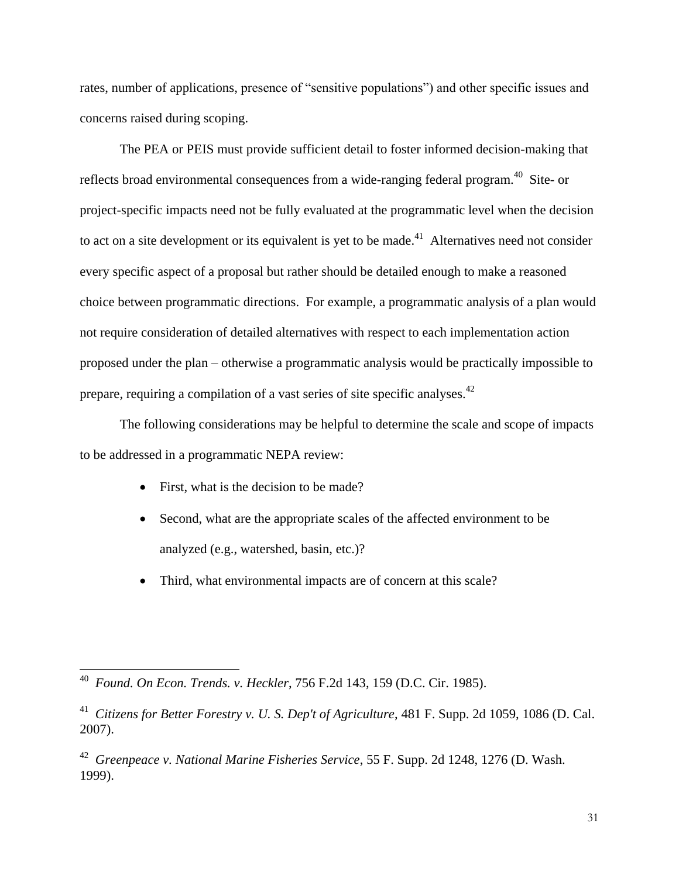rates, number of applications, presence of "sensitive populations") and other specific issues and concerns raised during scoping.

The PEA or PEIS must provide sufficient detail to foster informed decision-making that reflects broad environmental consequences from a wide-ranging federal program.[40] Site- or project-specific impacts need not be fully evaluated at the programmatic level when the decision to act on a site development or its equivalent is yet to be made.[41] Alternatives need not consider every specific aspect of a proposal but rather should be detailed enough to make a reasoned choice between programmatic directions. For example, a programmatic analysis of a plan would not require consideration of detailed alternatives with respect to each implementation action proposed under the plan – otherwise a programmatic analysis would be practically impossible to prepare, requiring a compilation of a vast series of site specific analyses.[42]

The following considerations may be helpful to determine the scale and scope of impacts to be addressed in a programmatic NEPA review:

- First, what is the decision to be made?
- Second, what are the appropriate scales of the affected environment to be analyzed (e.g., watershed, basin, etc.)?
- Third, what environmental impacts are of concern at this scale?

---

[40] *Found. On Econ. Trends. v. Heckler*, 756 F.2d 143, 159 (D.C. Cir. 1985).

[41] *Citizens for Better Forestry v. U. S. Dep't of Agriculture*, 481 F. Supp. 2d 1059, 1086 (D. Cal. 2007).

[42] *Greenpeace v. National Marine Fisheries Service*, 55 F. Supp. 2d 1248, 1276 (D. Wash. 1999).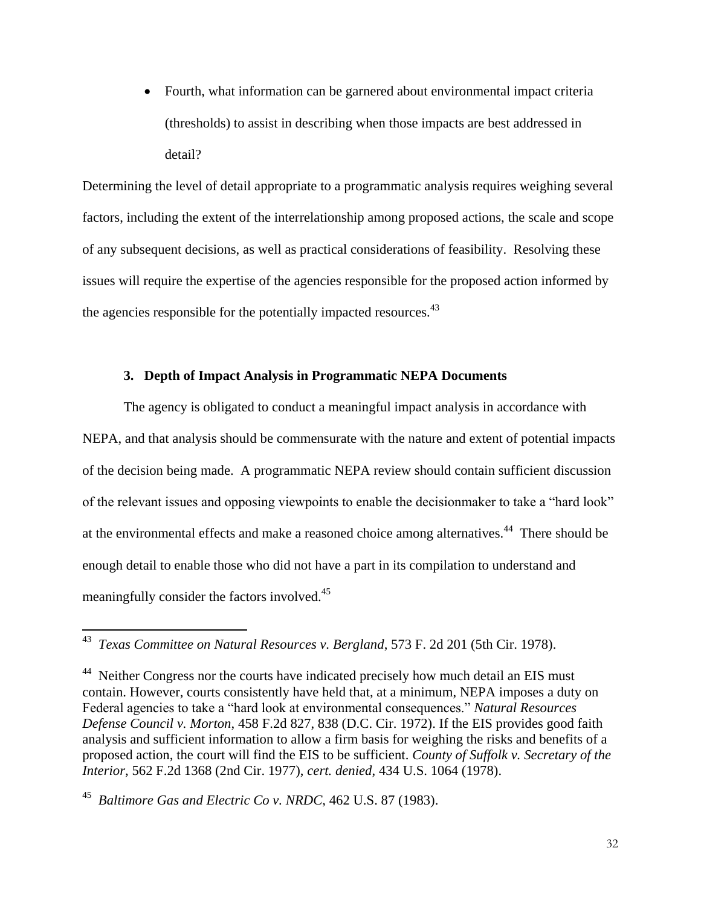- Fourth, what information can be garnered about environmental impact criteria (thresholds) to assist in describing when those impacts are best addressed in detail?

Determining the level of detail appropriate to a programmatic analysis requires weighing several factors, including the extent of the interrelationship among proposed actions, the scale and scope of any subsequent decisions, as well as practical considerations of feasibility. Resolving these issues will require the expertise of the agencies responsible for the proposed action informed by the agencies responsible for the potentially impacted resources.[43]

### 3. Depth of Impact Analysis in Programmatic NEPA Documents

The agency is obligated to conduct a meaningful impact analysis in accordance with NEPA, and that analysis should be commensurate with the nature and extent of potential impacts of the decision being made. A programmatic NEPA review should contain sufficient discussion of the relevant issues and opposing viewpoints to enable the decisionmaker to take a "hard look" at the environmental effects and make a reasoned choice among alternatives.[44] There should be enough detail to enable those who did not have a part in its compilation to understand and meaningfully consider the factors involved.[45]

---

[43] *Texas Committee on Natural Resources v. Bergland*, 573 F. 2d 201 (5th Cir. 1978).

[44] Neither Congress nor the courts have indicated precisely how much detail an EIS must contain. However, courts consistently have held that, at a minimum, NEPA imposes a duty on Federal agencies to take a "hard look at environmental consequences." *Natural Resources Defense Council v. Morton*, 458 F.2d 827, 838 (D.C. Cir. 1972). If the EIS provides good faith analysis and sufficient information to allow a firm basis for weighing the risks and benefits of a proposed action, the court will find the EIS to be sufficient. *County of Suffolk v. Secretary of the Interior*, 562 F.2d 1368 (2nd Cir. 1977), *cert. denied*, 434 U.S. 1064 (1978).

[45] *Baltimore Gas and Electric Co v. NRDC*, 462 U.S. 87 (1983).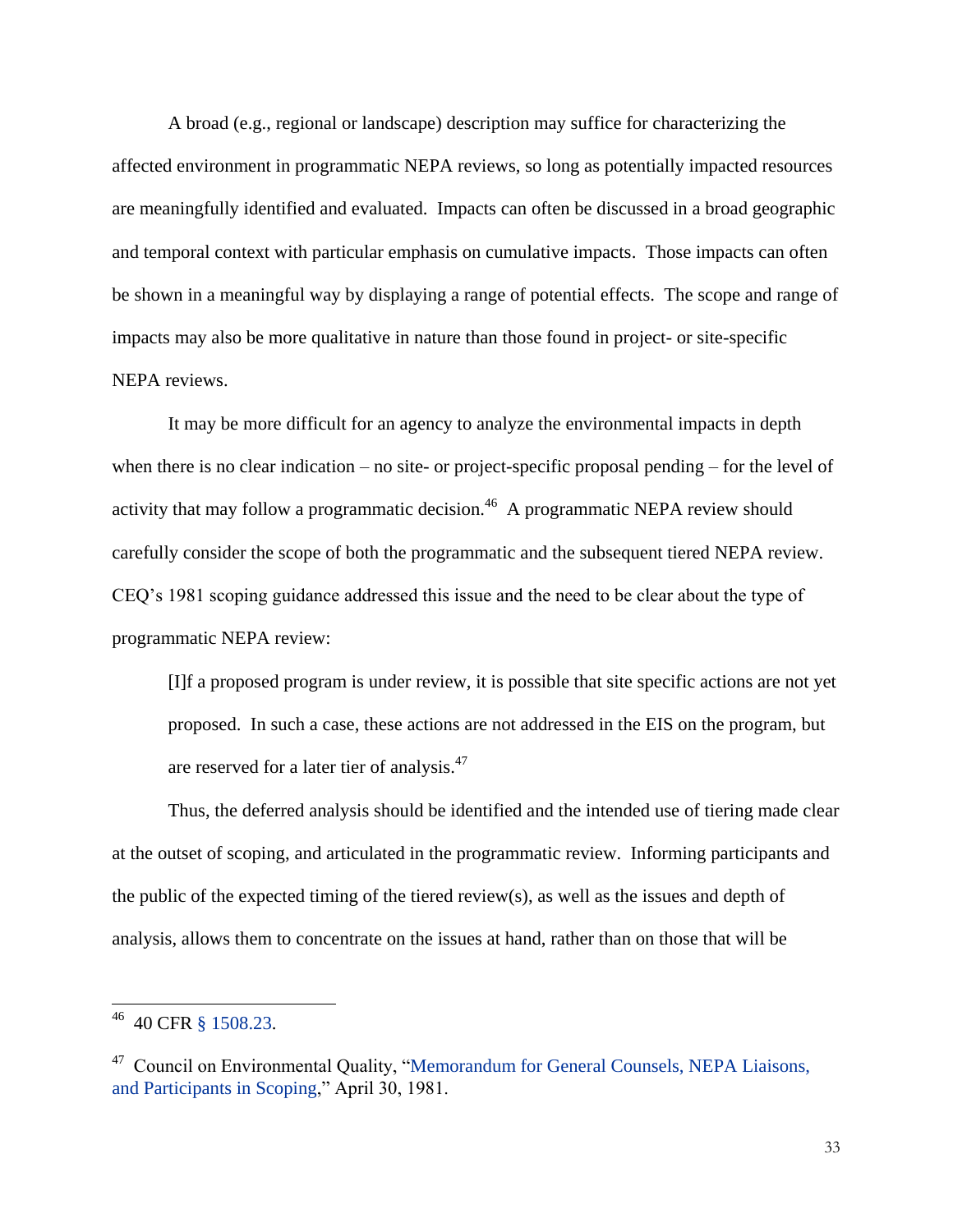A broad (e.g., regional or landscape) description may suffice for characterizing the affected environment in programmatic NEPA reviews, so long as potentially impacted resources are meaningfully identified and evaluated. Impacts can often be discussed in a broad geographic and temporal context with particular emphasis on cumulative impacts. Those impacts can often be shown in a meaningful way by displaying a range of potential effects. The scope and range of impacts may also be more qualitative in nature than those found in project- or site-specific NEPA reviews.

It may be more difficult for an agency to analyze the environmental impacts in depth when there is no clear indication – no site- or project-specific proposal pending – for the level of activity that may follow a programmatic decision.[46] A programmatic NEPA review should carefully consider the scope of both the programmatic and the subsequent tiered NEPA review. CEQ's 1981 scoping guidance addressed this issue and the need to be clear about the type of programmatic NEPA review:

> [I]f a proposed program is under review, it is possible that site specific actions are not yet proposed. In such a case, these actions are not addressed in the EIS on the program, but are reserved for a later tier of analysis.[47]

Thus, the deferred analysis should be identified and the intended use of tiering made clear at the outset of scoping, and articulated in the programmatic review. Informing participants and the public of the expected timing of the tiered review(s), as well as the issues and depth of analysis, allows them to concentrate on the issues at hand, rather than on those that will be

---

[46] 40 CFR § 1508.23.

[47] Council on Environmental Quality, "Memorandum for General Counsels, NEPA Liaisons, and Participants in Scoping," April 30, 1981.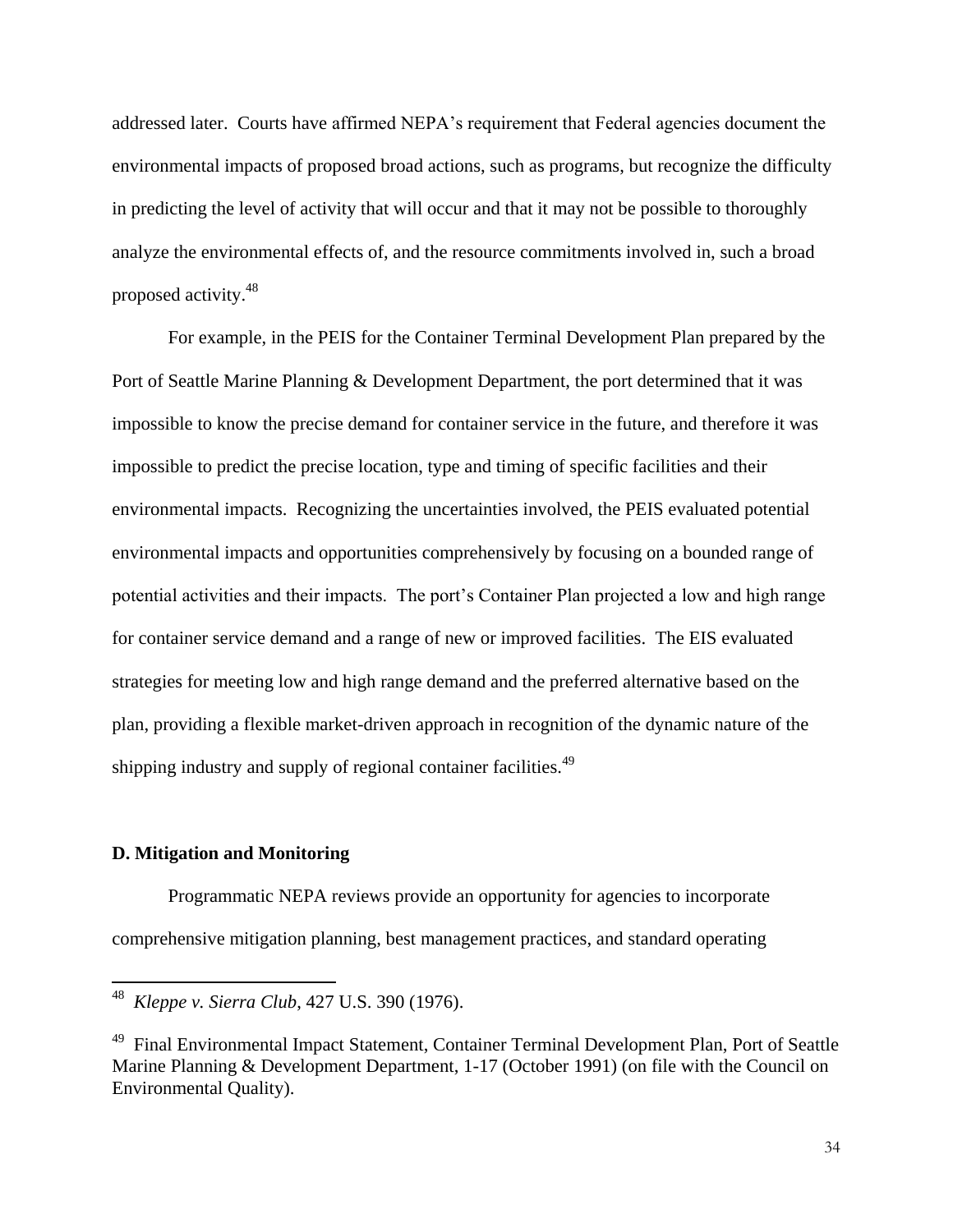addressed later. Courts have affirmed NEPA's requirement that Federal agencies document the environmental impacts of proposed broad actions, such as programs, but recognize the difficulty in predicting the level of activity that will occur and that it may not be possible to thoroughly analyze the environmental effects of, and the resource commitments involved in, such a broad proposed activity.[48]

For example, in the PEIS for the Container Terminal Development Plan prepared by the Port of Seattle Marine Planning & Development Department, the port determined that it was impossible to know the precise demand for container service in the future, and therefore it was impossible to predict the precise location, type and timing of specific facilities and their environmental impacts. Recognizing the uncertainties involved, the PEIS evaluated potential environmental impacts and opportunities comprehensively by focusing on a bounded range of potential activities and their impacts. The port's Container Plan projected a low and high range for container service demand and a range of new or improved facilities. The EIS evaluated strategies for meeting low and high range demand and the preferred alternative based on the plan, providing a flexible market-driven approach in recognition of the dynamic nature of the shipping industry and supply of regional container facilities.[49]

**D. Mitigation and Monitoring**

Programmatic NEPA reviews provide an opportunity for agencies to incorporate comprehensive mitigation planning, best management practices, and standard operating

---

[48] *Kleppe v. Sierra Club*, 427 U.S. 390 (1976).

[49] Final Environmental Impact Statement, Container Terminal Development Plan, Port of Seattle Marine Planning & Development Department, 1-17 (October 1991) (on file with the Council on Environmental Quality).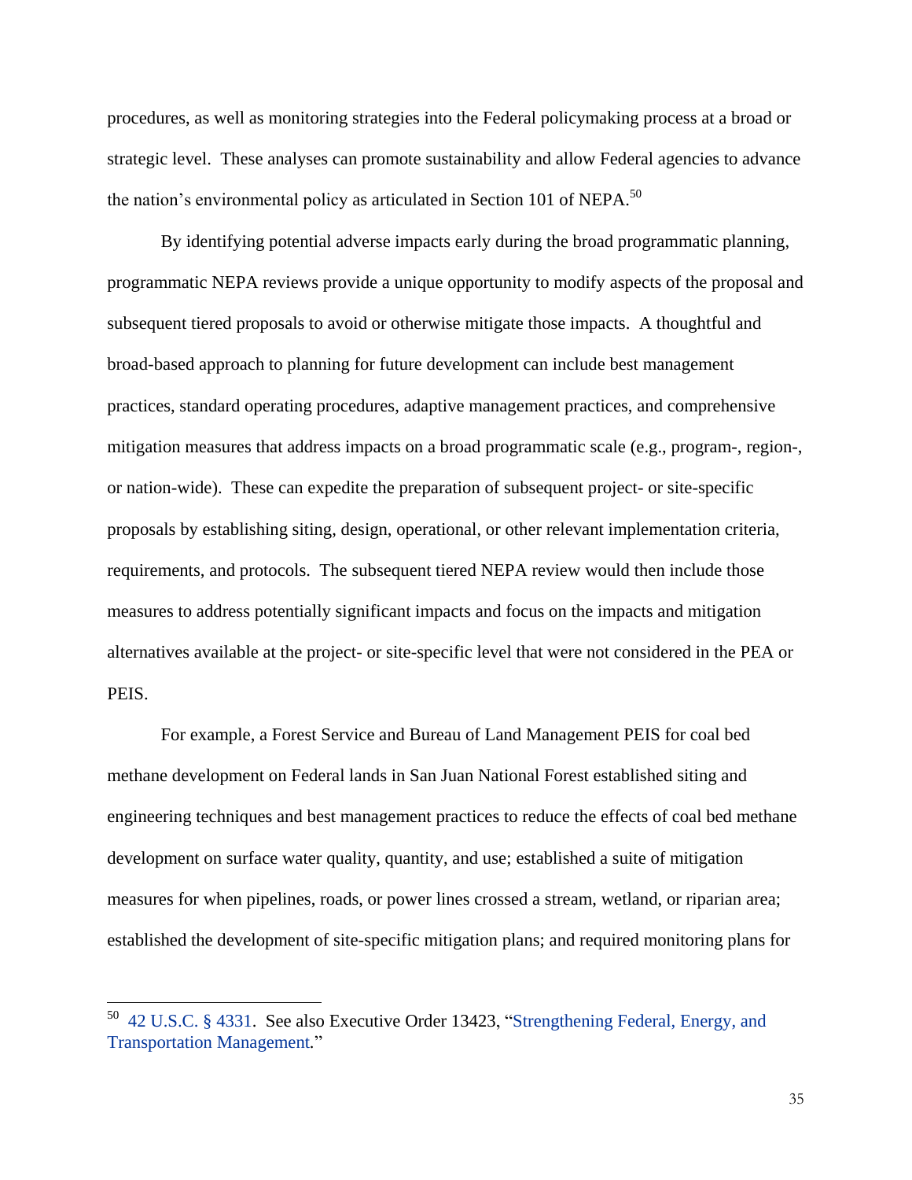procedures, as well as monitoring strategies into the Federal policymaking process at a broad or strategic level. These analyses can promote sustainability and allow Federal agencies to advance the nation's environmental policy as articulated in Section 101 of NEPA.[50]

By identifying potential adverse impacts early during the broad programmatic planning, programmatic NEPA reviews provide a unique opportunity to modify aspects of the proposal and subsequent tiered proposals to avoid or otherwise mitigate those impacts. A thoughtful and broad-based approach to planning for future development can include best management practices, standard operating procedures, adaptive management practices, and comprehensive mitigation measures that address impacts on a broad programmatic scale (e.g., program-, region-, or nation-wide). These can expedite the preparation of subsequent project- or site-specific proposals by establishing siting, design, operational, or other relevant implementation criteria, requirements, and protocols. The subsequent tiered NEPA review would then include those measures to address potentially significant impacts and focus on the impacts and mitigation alternatives available at the project- or site-specific level that were not considered in the PEA or PEIS.

For example, a Forest Service and Bureau of Land Management PEIS for coal bed methane development on Federal lands in San Juan National Forest established siting and engineering techniques and best management practices to reduce the effects of coal bed methane development on surface water quality, quantity, and use; established a suite of mitigation measures for when pipelines, roads, or power lines crossed a stream, wetland, or riparian area; established the development of site-specific mitigation plans; and required monitoring plans for

---

[50] 42 U.S.C. § 4331. See also Executive Order 13423, "Strengthening Federal, Energy, and Transportation Management."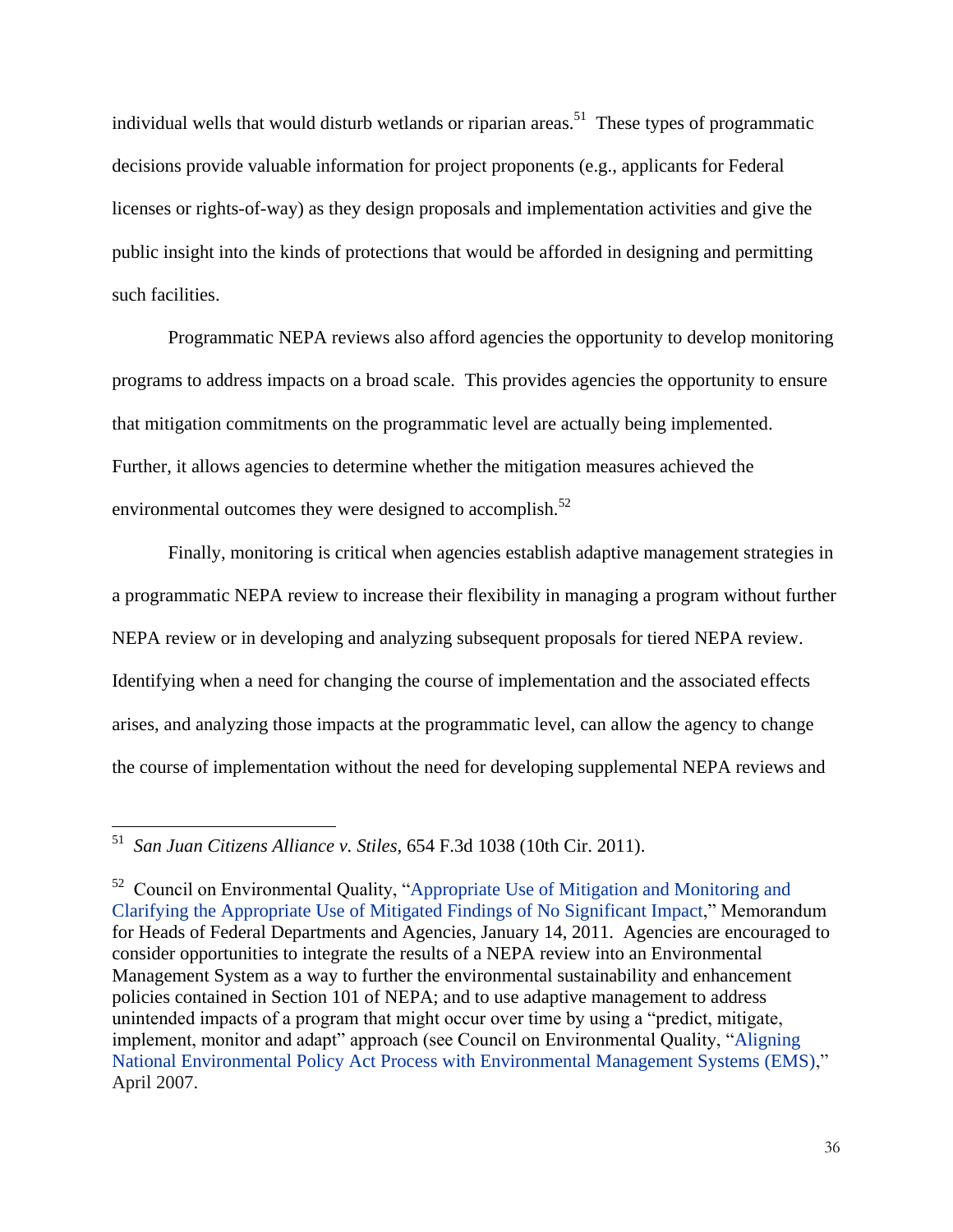individual wells that would disturb wetlands or riparian areas.[51] These types of programmatic decisions provide valuable information for project proponents (e.g., applicants for Federal licenses or rights-of-way) as they design proposals and implementation activities and give the public insight into the kinds of protections that would be afforded in designing and permitting such facilities.

Programmatic NEPA reviews also afford agencies the opportunity to develop monitoring programs to address impacts on a broad scale. This provides agencies the opportunity to ensure that mitigation commitments on the programmatic level are actually being implemented. Further, it allows agencies to determine whether the mitigation measures achieved the environmental outcomes they were designed to accomplish.[52]

Finally, monitoring is critical when agencies establish adaptive management strategies in a programmatic NEPA review to increase their flexibility in managing a program without further NEPA review or in developing and analyzing subsequent proposals for tiered NEPA review. Identifying when a need for changing the course of implementation and the associated effects arises, and analyzing those impacts at the programmatic level, can allow the agency to change the course of implementation without the need for developing supplemental NEPA reviews and

---

[51] *San Juan Citizens Alliance v. Stiles*, 654 F.3d 1038 (10th Cir. 2011).

[52] Council on Environmental Quality, "Appropriate Use of Mitigation and Monitoring and Clarifying the Appropriate Use of Mitigated Findings of No Significant Impact," Memorandum for Heads of Federal Departments and Agencies, January 14, 2011. Agencies are encouraged to consider opportunities to integrate the results of a NEPA review into an Environmental Management System as a way to further the environmental sustainability and enhancement policies contained in Section 101 of NEPA; and to use adaptive management to address unintended impacts of a program that might occur over time by using a "predict, mitigate, implement, monitor and adapt" approach (see Council on Environmental Quality, "Aligning National Environmental Policy Act Process with Environmental Management Systems (EMS)," April 2007.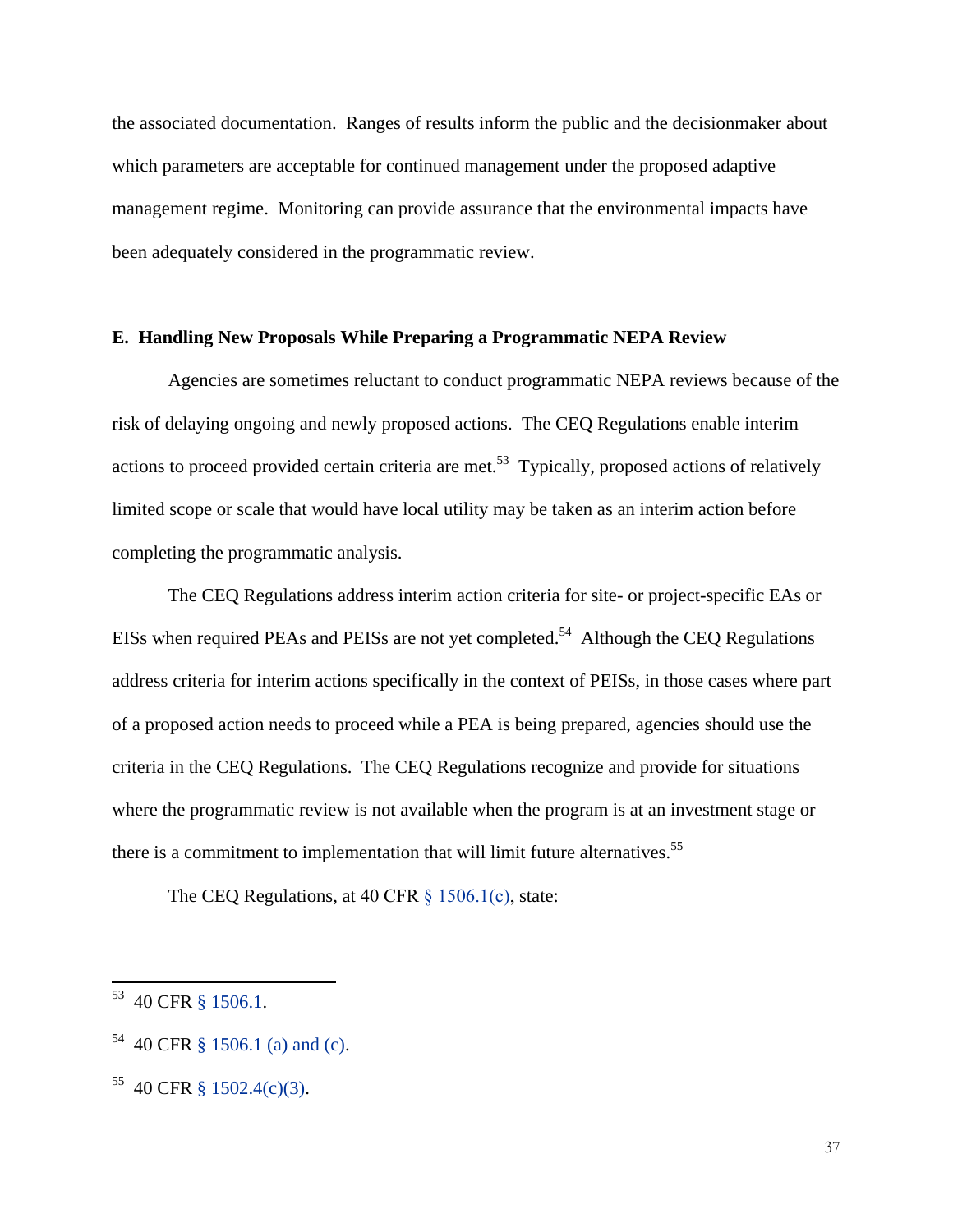the associated documentation. Ranges of results inform the public and the decisionmaker about which parameters are acceptable for continued management under the proposed adaptive management regime. Monitoring can provide assurance that the environmental impacts have been adequately considered in the programmatic review.

**E. Handling New Proposals While Preparing a Programmatic NEPA Review**

Agencies are sometimes reluctant to conduct programmatic NEPA reviews because of the risk of delaying ongoing and newly proposed actions. The CEQ Regulations enable interim actions to proceed provided certain criteria are met.[53] Typically, proposed actions of relatively limited scope or scale that would have local utility may be taken as an interim action before completing the programmatic analysis.

The CEQ Regulations address interim action criteria for site- or project-specific EAs or EISs when required PEAs and PEISs are not yet completed.[54] Although the CEQ Regulations address criteria for interim actions specifically in the context of PEISs, in those cases where part of a proposed action needs to proceed while a PEA is being prepared, agencies should use the criteria in the CEQ Regulations. The CEQ Regulations recognize and provide for situations where the programmatic review is not available when the program is at an investment stage or there is a commitment to implementation that will limit future alternatives.[55]

The CEQ Regulations, at 40 CFR § 1506.1(c), state:

---

[53] 40 CFR § 1506.1.

[54] 40 CFR § 1506.1 (a) and (c).

[55] 40 CFR § 1502.4(c)(3).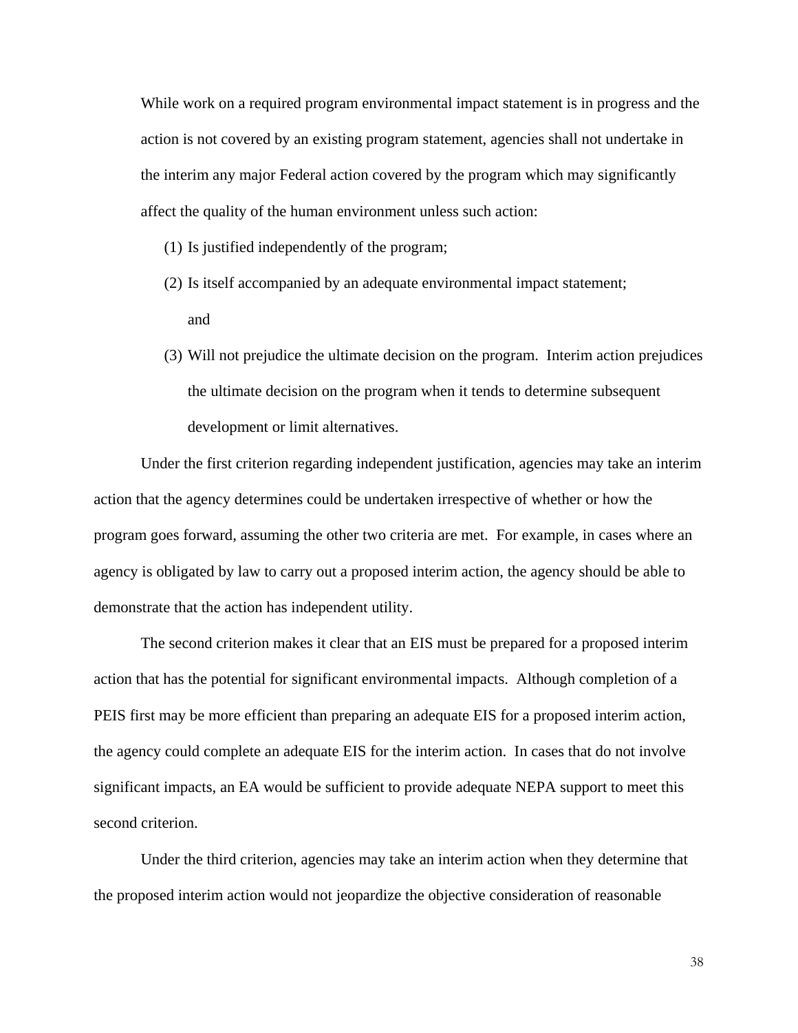> While work on a required program environmental impact statement is in progress and the action is not covered by an existing program statement, agencies shall not undertake in the interim any major Federal action covered by the program which may significantly affect the quality of the human environment unless such action:
>
> (1) Is justified independently of the program;
>
> (2) Is itself accompanied by an adequate environmental impact statement; and
>
> (3) Will not prejudice the ultimate decision on the program. Interim action prejudices the ultimate decision on the program when it tends to determine subsequent development or limit alternatives.

Under the first criterion regarding independent justification, agencies may take an interim action that the agency determines could be undertaken irrespective of whether or how the program goes forward, assuming the other two criteria are met. For example, in cases where an agency is obligated by law to carry out a proposed interim action, the agency should be able to demonstrate that the action has independent utility.

The second criterion makes it clear that an EIS must be prepared for a proposed interim action that has the potential for significant environmental impacts. Although completion of a PEIS first may be more efficient than preparing an adequate EIS for a proposed interim action, the agency could complete an adequate EIS for the interim action. In cases that do not involve significant impacts, an EA would be sufficient to provide adequate NEPA support to meet this second criterion.

Under the third criterion, agencies may take an interim action when they determine that the proposed interim action would not jeopardize the objective consideration of reasonable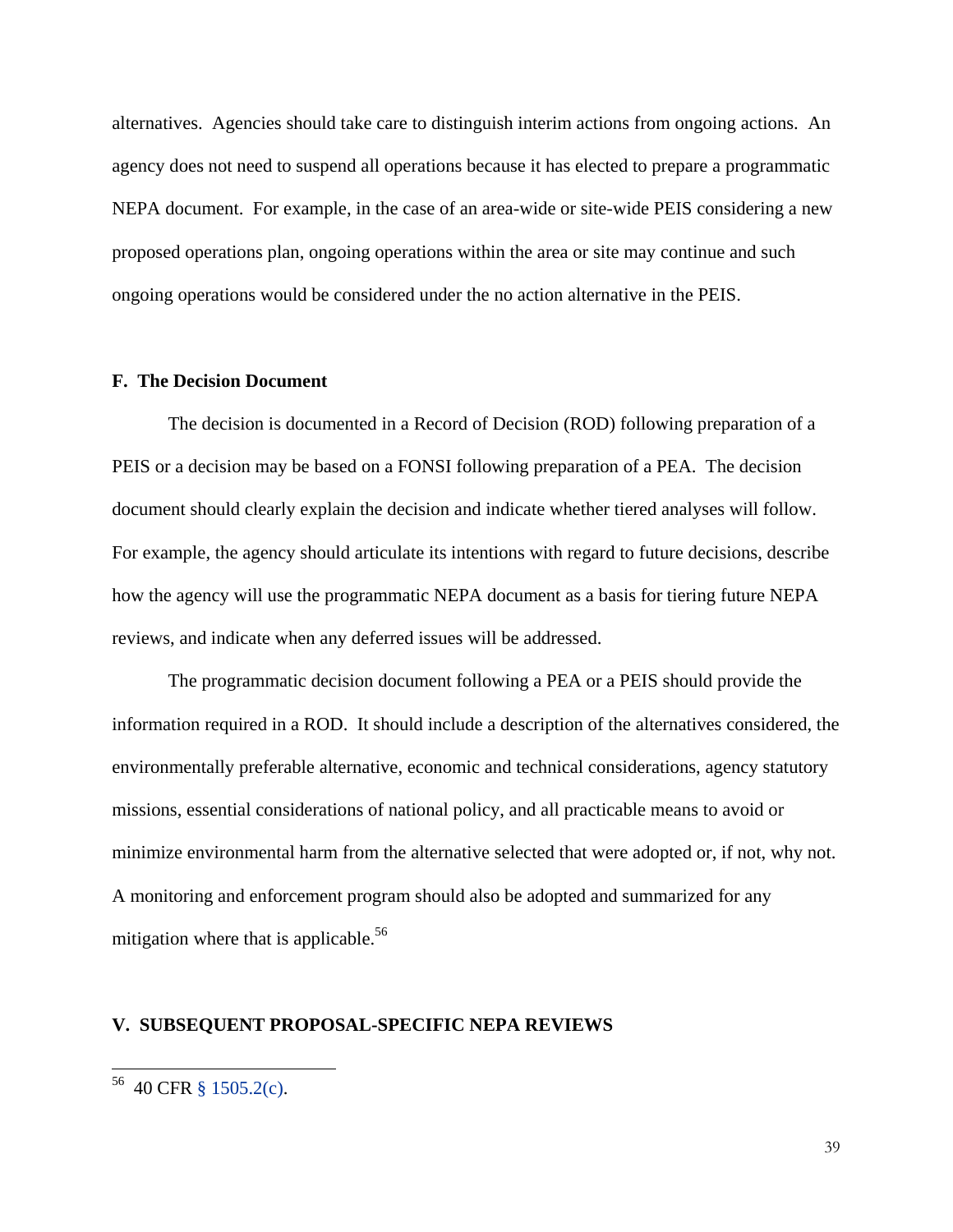alternatives. Agencies should take care to distinguish interim actions from ongoing actions. An agency does not need to suspend all operations because it has elected to prepare a programmatic NEPA document. For example, in the case of an area-wide or site-wide PEIS considering a new proposed operations plan, ongoing operations within the area or site may continue and such ongoing operations would be considered under the no action alternative in the PEIS.

### F. The Decision Document

The decision is documented in a Record of Decision (ROD) following preparation of a PEIS or a decision may be based on a FONSI following preparation of a PEA. The decision document should clearly explain the decision and indicate whether tiered analyses will follow. For example, the agency should articulate its intentions with regard to future decisions, describe how the agency will use the programmatic NEPA document as a basis for tiering future NEPA reviews, and indicate when any deferred issues will be addressed.

The programmatic decision document following a PEA or a PEIS should provide the information required in a ROD. It should include a description of the alternatives considered, the environmentally preferable alternative, economic and technical considerations, agency statutory missions, essential considerations of national policy, and all practicable means to avoid or minimize environmental harm from the alternative selected that were adopted or, if not, why not. A monitoring and enforcement program should also be adopted and summarized for any mitigation where that is applicable.[56]

## V. SUBSEQUENT PROPOSAL-SPECIFIC NEPA REVIEWS

---

[56] 40 CFR § 1505.2(c).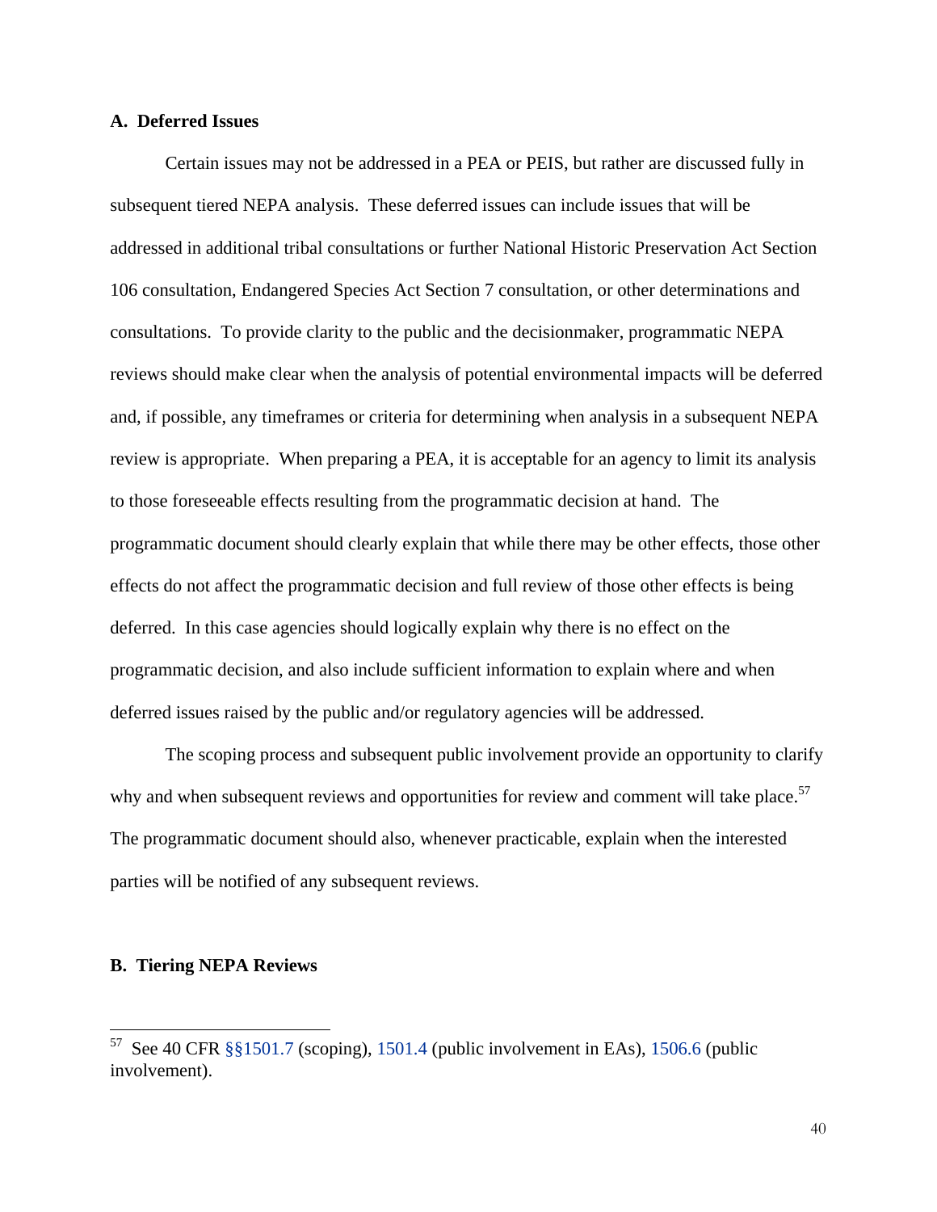### A. Deferred Issues

Certain issues may not be addressed in a PEA or PEIS, but rather are discussed fully in subsequent tiered NEPA analysis. These deferred issues can include issues that will be addressed in additional tribal consultations or further National Historic Preservation Act Section 106 consultation, Endangered Species Act Section 7 consultation, or other determinations and consultations. To provide clarity to the public and the decisionmaker, programmatic NEPA reviews should make clear when the analysis of potential environmental impacts will be deferred and, if possible, any timeframes or criteria for determining when analysis in a subsequent NEPA review is appropriate. When preparing a PEA, it is acceptable for an agency to limit its analysis to those foreseeable effects resulting from the programmatic decision at hand. The programmatic document should clearly explain that while there may be other effects, those other effects do not affect the programmatic decision and full review of those other effects is being deferred. In this case agencies should logically explain why there is no effect on the programmatic decision, and also include sufficient information to explain where and when deferred issues raised by the public and/or regulatory agencies will be addressed.

The scoping process and subsequent public involvement provide an opportunity to clarify why and when subsequent reviews and opportunities for review and comment will take place.[57] The programmatic document should also, whenever practicable, explain when the interested parties will be notified of any subsequent reviews.

### B. Tiering NEPA Reviews

---

[57] See 40 CFR §§1501.7 (scoping), 1501.4 (public involvement in EAs), 1506.6 (public involvement).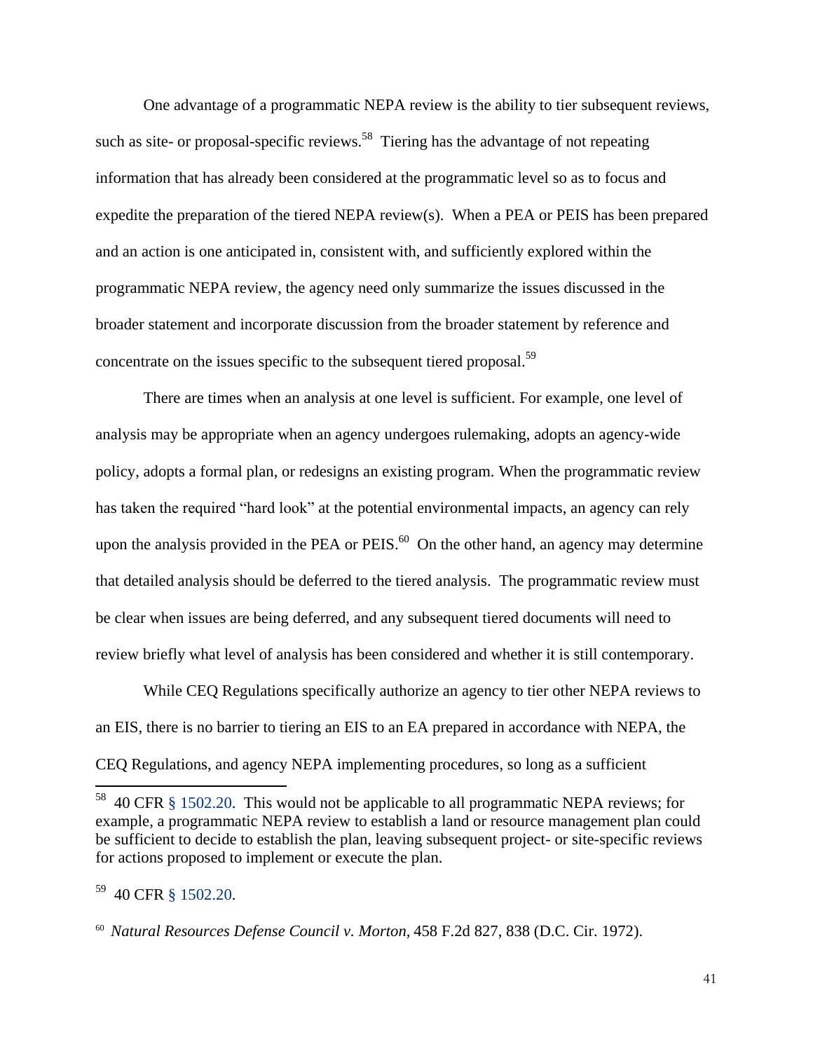One advantage of a programmatic NEPA review is the ability to tier subsequent reviews, such as site- or proposal-specific reviews.[58] Tiering has the advantage of not repeating information that has already been considered at the programmatic level so as to focus and expedite the preparation of the tiered NEPA review(s). When a PEA or PEIS has been prepared and an action is one anticipated in, consistent with, and sufficiently explored within the programmatic NEPA review, the agency need only summarize the issues discussed in the broader statement and incorporate discussion from the broader statement by reference and concentrate on the issues specific to the subsequent tiered proposal.[59]

There are times when an analysis at one level is sufficient. For example, one level of analysis may be appropriate when an agency undergoes rulemaking, adopts an agency-wide policy, adopts a formal plan, or redesigns an existing program. When the programmatic review has taken the required "hard look" at the potential environmental impacts, an agency can rely upon the analysis provided in the PEA or PEIS.[60] On the other hand, an agency may determine that detailed analysis should be deferred to the tiered analysis. The programmatic review must be clear when issues are being deferred, and any subsequent tiered documents will need to review briefly what level of analysis has been considered and whether it is still contemporary.

While CEQ Regulations specifically authorize an agency to tier other NEPA reviews to an EIS, there is no barrier to tiering an EIS to an EA prepared in accordance with NEPA, the CEQ Regulations, and agency NEPA implementing procedures, so long as a sufficient

---

[58] 40 CFR § 1502.20. This would not be applicable to all programmatic NEPA reviews; for example, a programmatic NEPA review to establish a land or resource management plan could be sufficient to decide to establish the plan, leaving subsequent project- or site-specific reviews for actions proposed to implement or execute the plan.

[59] 40 CFR § 1502.20.

[60] *Natural Resources Defense Council v. Morton*, 458 F.2d 827, 838 (D.C. Cir. 1972).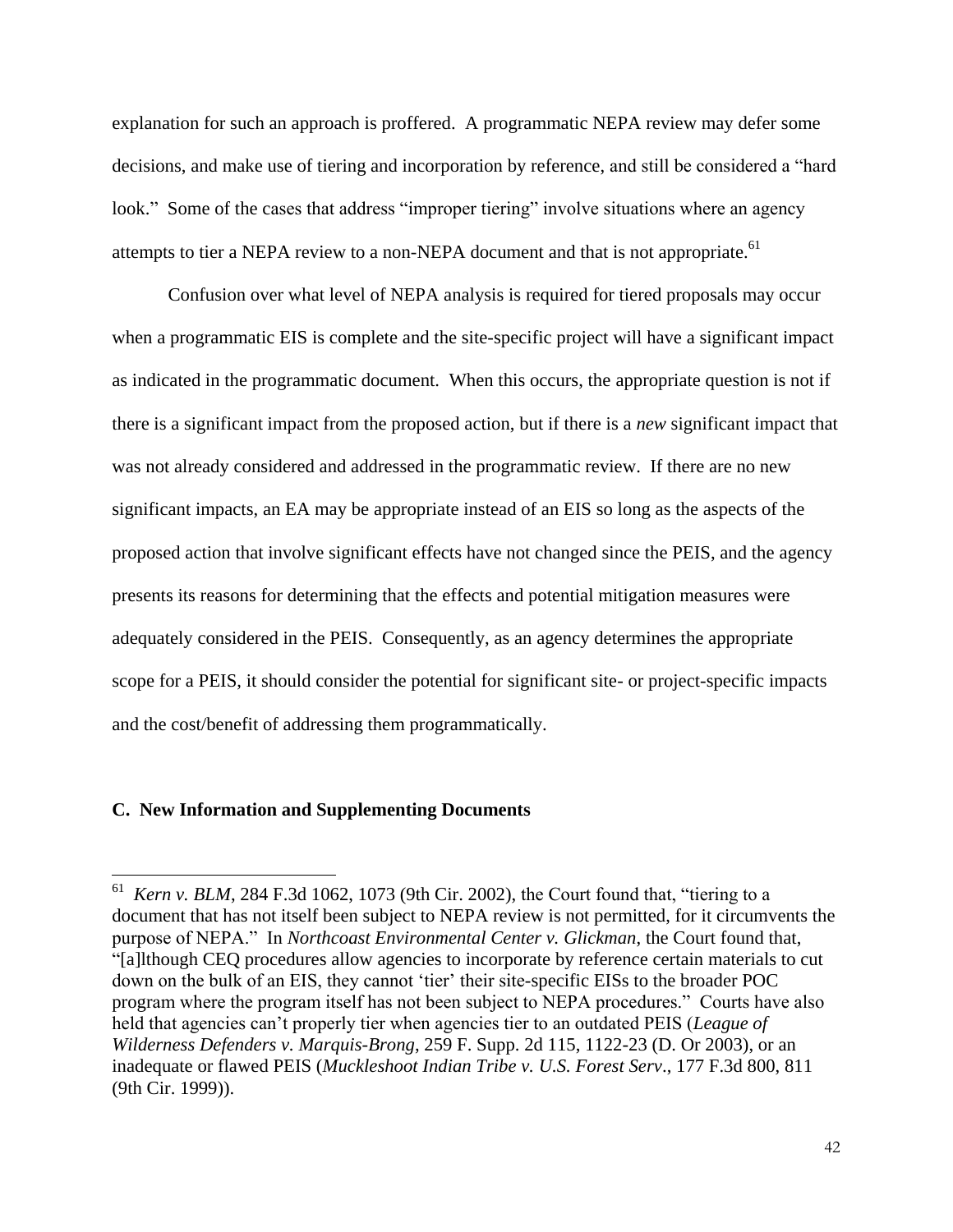explanation for such an approach is proffered. A programmatic NEPA review may defer some decisions, and make use of tiering and incorporation by reference, and still be considered a "hard look." Some of the cases that address "improper tiering" involve situations where an agency attempts to tier a NEPA review to a non-NEPA document and that is not appropriate.[61]

Confusion over what level of NEPA analysis is required for tiered proposals may occur when a programmatic EIS is complete and the site-specific project will have a significant impact as indicated in the programmatic document. When this occurs, the appropriate question is not if there is a significant impact from the proposed action, but if there is a *new* significant impact that was not already considered and addressed in the programmatic review. If there are no new significant impacts, an EA may be appropriate instead of an EIS so long as the aspects of the proposed action that involve significant effects have not changed since the PEIS, and the agency presents its reasons for determining that the effects and potential mitigation measures were adequately considered in the PEIS. Consequently, as an agency determines the appropriate scope for a PEIS, it should consider the potential for significant site- or project-specific impacts and the cost/benefit of addressing them programmatically.

### C. New Information and Supplementing Documents

---

[61] *Kern v. BLM*, 284 F.3d 1062, 1073 (9th Cir. 2002), the Court found that, "tiering to a document that has not itself been subject to NEPA review is not permitted, for it circumvents the purpose of NEPA." In *Northcoast Environmental Center v. Glickman*, the Court found that, "[a]lthough CEQ procedures allow agencies to incorporate by reference certain materials to cut down on the bulk of an EIS, they cannot 'tier' their site-specific EISs to the broader POC program where the program itself has not been subject to NEPA procedures." Courts have also held that agencies can't properly tier when agencies tier to an outdated PEIS (*League of Wilderness Defenders v. Marquis-Brong*, 259 F. Supp. 2d 115, 1122-23 (D. Or 2003), or an inadequate or flawed PEIS (*Muckleshoot Indian Tribe v. U.S. Forest Serv*., 177 F.3d 800, 811 (9th Cir. 1999)).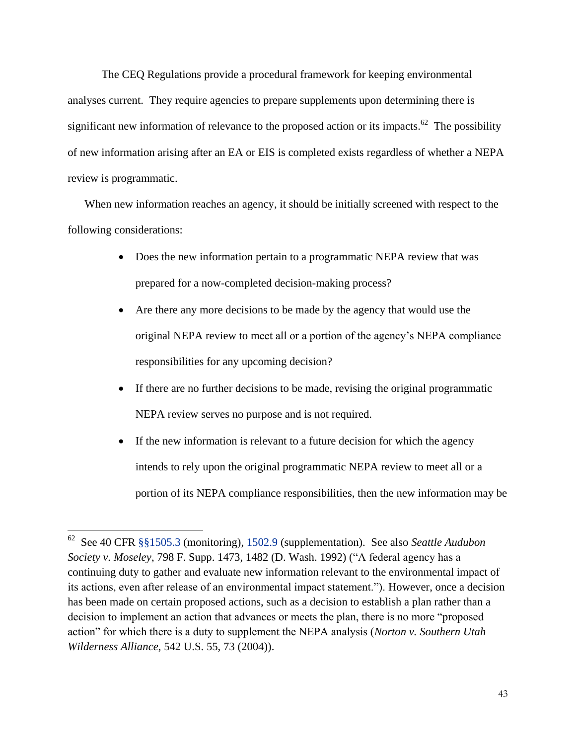The CEQ Regulations provide a procedural framework for keeping environmental analyses current. They require agencies to prepare supplements upon determining there is significant new information of relevance to the proposed action or its impacts.[62] The possibility of new information arising after an EA or EIS is completed exists regardless of whether a NEPA review is programmatic.

When new information reaches an agency, it should be initially screened with respect to the following considerations:

- Does the new information pertain to a programmatic NEPA review that was prepared for a now-completed decision-making process?
- Are there any more decisions to be made by the agency that would use the original NEPA review to meet all or a portion of the agency's NEPA compliance responsibilities for any upcoming decision?
- If there are no further decisions to be made, revising the original programmatic NEPA review serves no purpose and is not required.
- If the new information is relevant to a future decision for which the agency intends to rely upon the original programmatic NEPA review to meet all or a portion of its NEPA compliance responsibilities, then the new information may be

---

[62] See 40 CFR §§1505.3 (monitoring), 1502.9 (supplementation). See also *Seattle Audubon Society v. Moseley*, 798 F. Supp. 1473, 1482 (D. Wash. 1992) ("A federal agency has a continuing duty to gather and evaluate new information relevant to the environmental impact of its actions, even after release of an environmental impact statement."). However, once a decision has been made on certain proposed actions, such as a decision to establish a plan rather than a decision to implement an action that advances or meets the plan, there is no more "proposed action" for which there is a duty to supplement the NEPA analysis (*Norton v. Southern Utah Wilderness Alliance*, 542 U.S. 55, 73 (2004)).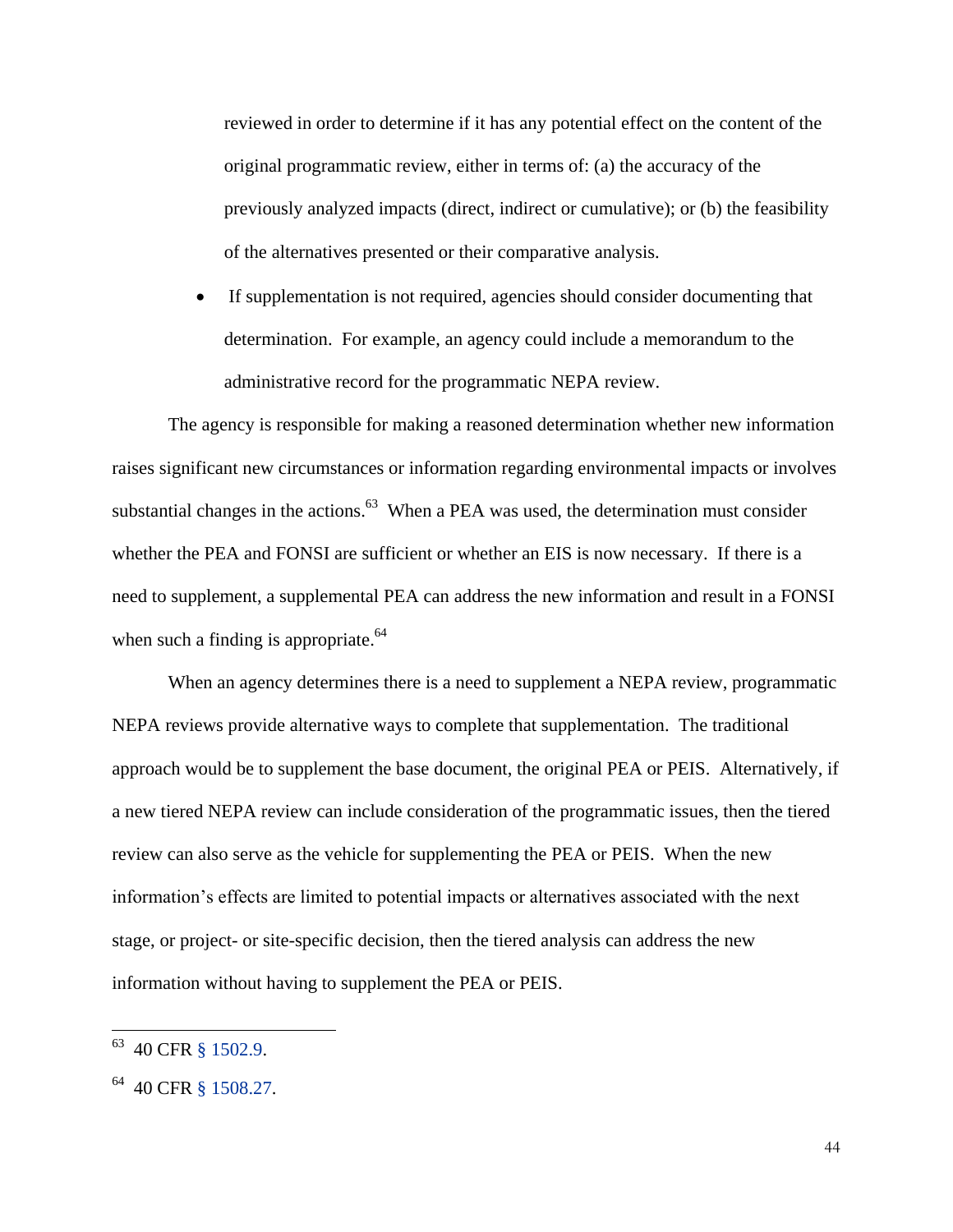reviewed in order to determine if it has any potential effect on the content of the original programmatic review, either in terms of: (a) the accuracy of the previously analyzed impacts (direct, indirect or cumulative); or (b) the feasibility of the alternatives presented or their comparative analysis.

- If supplementation is not required, agencies should consider documenting that determination. For example, an agency could include a memorandum to the administrative record for the programmatic NEPA review.

The agency is responsible for making a reasoned determination whether new information raises significant new circumstances or information regarding environmental impacts or involves substantial changes in the actions.[63] When a PEA was used, the determination must consider whether the PEA and FONSI are sufficient or whether an EIS is now necessary. If there is a need to supplement, a supplemental PEA can address the new information and result in a FONSI when such a finding is appropriate.[64]

When an agency determines there is a need to supplement a NEPA review, programmatic NEPA reviews provide alternative ways to complete that supplementation. The traditional approach would be to supplement the base document, the original PEA or PEIS. Alternatively, if a new tiered NEPA review can include consideration of the programmatic issues, then the tiered review can also serve as the vehicle for supplementing the PEA or PEIS. When the new information's effects are limited to potential impacts or alternatives associated with the next stage, or project- or site-specific decision, then the tiered analysis can address the new information without having to supplement the PEA or PEIS.

---

[63] 40 CFR § 1502.9.

[64] 40 CFR § 1508.27.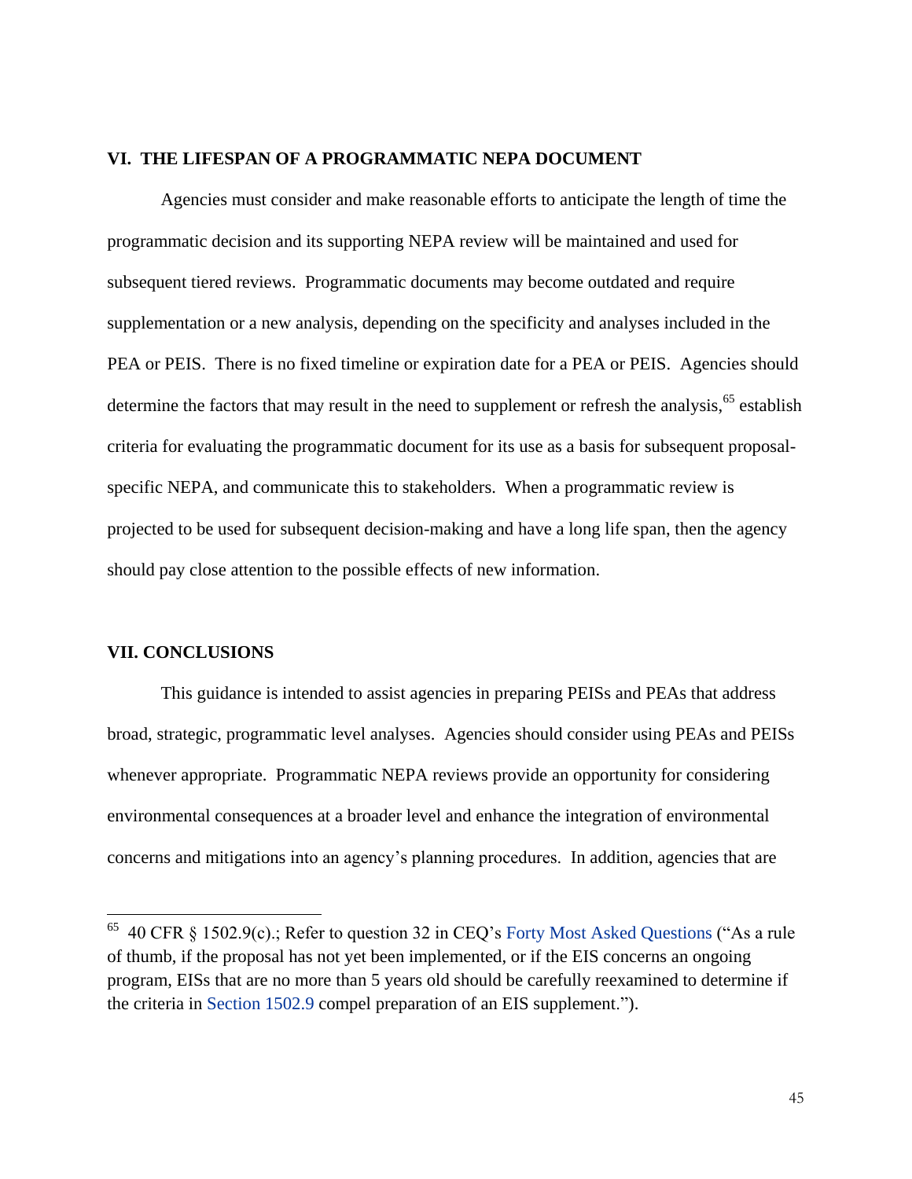## VI. THE LIFESPAN OF A PROGRAMMATIC NEPA DOCUMENT

Agencies must consider and make reasonable efforts to anticipate the length of time the programmatic decision and its supporting NEPA review will be maintained and used for subsequent tiered reviews. Programmatic documents may become outdated and require supplementation or a new analysis, depending on the specificity and analyses included in the PEA or PEIS. There is no fixed timeline or expiration date for a PEA or PEIS. Agencies should determine the factors that may result in the need to supplement or refresh the analysis,[65] establish criteria for evaluating the programmatic document for its use as a basis for subsequent proposal-specific NEPA, and communicate this to stakeholders. When a programmatic review is projected to be used for subsequent decision-making and have a long life span, then the agency should pay close attention to the possible effects of new information.

## VII. CONCLUSIONS

This guidance is intended to assist agencies in preparing PEISs and PEAs that address broad, strategic, programmatic level analyses. Agencies should consider using PEAs and PEISs whenever appropriate. Programmatic NEPA reviews provide an opportunity for considering environmental consequences at a broader level and enhance the integration of environmental concerns and mitigations into an agency's planning procedures. In addition, agencies that are

---

[65] 40 CFR § 1502.9(c).; Refer to question 32 in CEQ's Forty Most Asked Questions ("As a rule of thumb, if the proposal has not yet been implemented, or if the EIS concerns an ongoing program, EISs that are no more than 5 years old should be carefully reexamined to determine if the criteria in Section 1502.9 compel preparation of an EIS supplement.").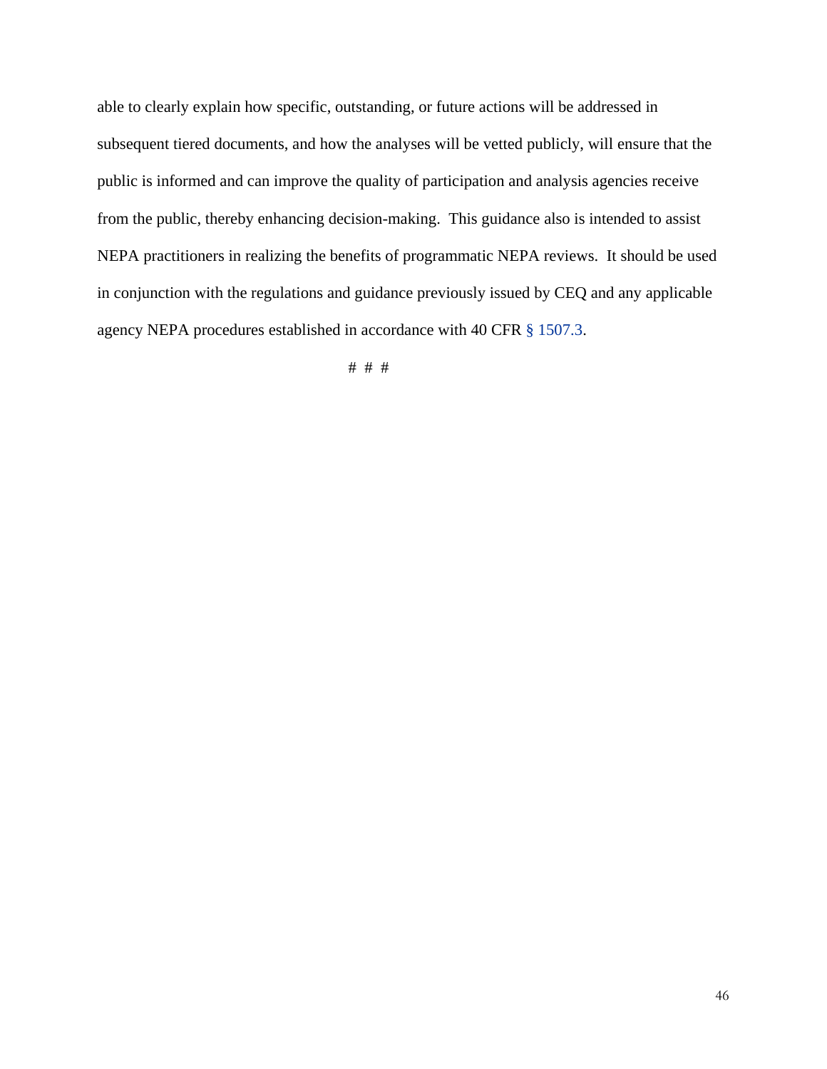able to clearly explain how specific, outstanding, or future actions will be addressed in subsequent tiered documents, and how the analyses will be vetted publicly, will ensure that the public is informed and can improve the quality of participation and analysis agencies receive from the public, thereby enhancing decision-making. This guidance also is intended to assist NEPA practitioners in realizing the benefits of programmatic NEPA reviews. It should be used in conjunction with the regulations and guidance previously issued by CEQ and any applicable agency NEPA procedures established in accordance with 40 CFR § 1507.3.

# # #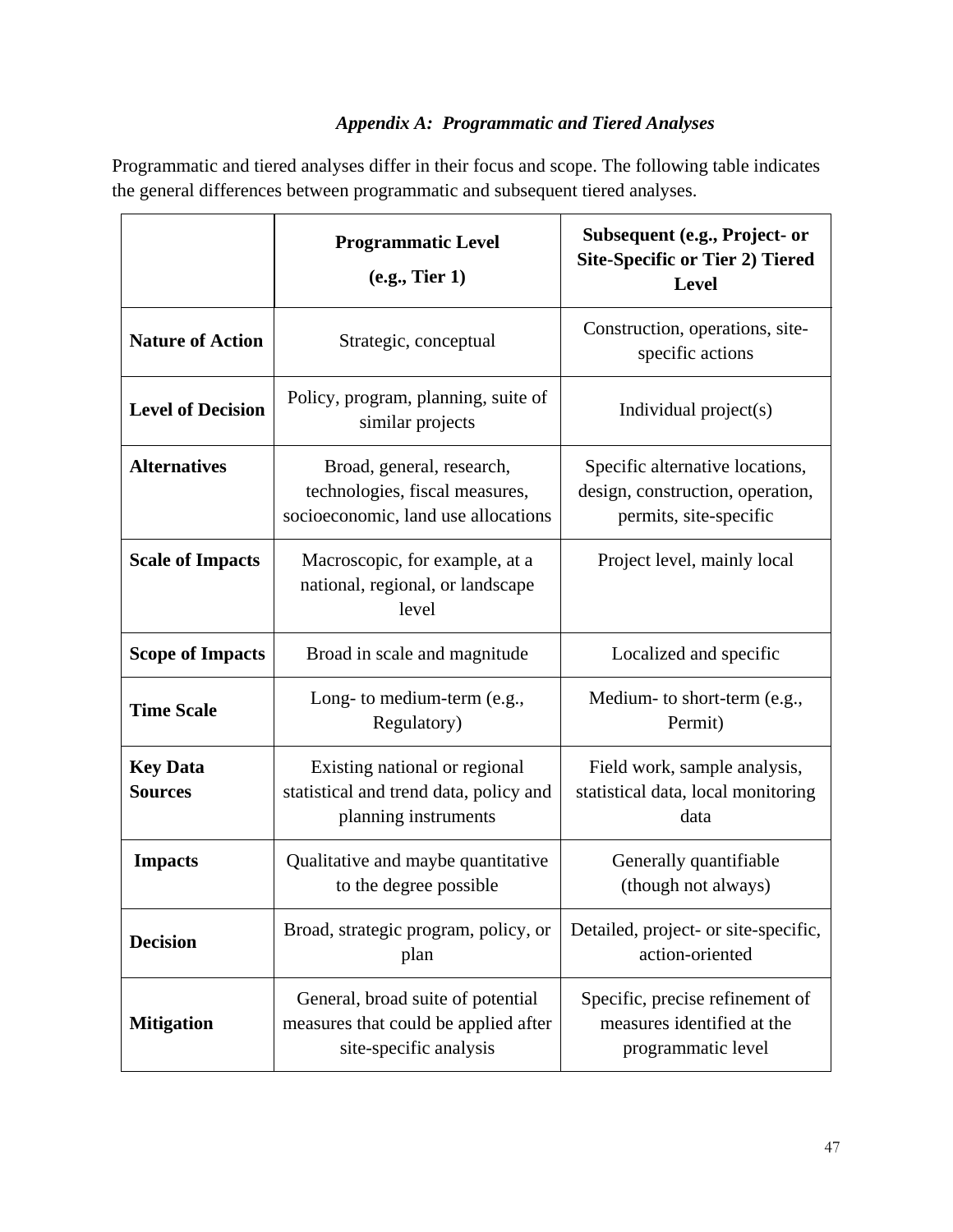### *Appendix A: Programmatic and Tiered Analyses*

Programmatic and tiered analyses differ in their focus and scope. The following table indicates the general differences between programmatic and subsequent tiered analyses.

| | **Programmatic Level (e.g., Tier 1)** | **Subsequent (e.g., Project- or Site-Specific or Tier 2) Tiered Level** |
|---|---|---|
| **Nature of Action** | Strategic, conceptual | Construction, operations, site-specific actions |
| **Level of Decision** | Policy, program, planning, suite of similar projects | Individual project(s) |
| **Alternatives** | Broad, general, research, technologies, fiscal measures, socioeconomic, land use allocations | Specific alternative locations, design, construction, operation, permits, site-specific |
| **Scale of Impacts** | Macroscopic, for example, at a national, regional, or landscape level | Project level, mainly local |
| **Scope of Impacts** | Broad in scale and magnitude | Localized and specific |
| **Time Scale** | Long- to medium-term (e.g., Regulatory) | Medium- to short-term (e.g., Permit) |
| **Key Data Sources** | Existing national or regional statistical and trend data, policy and planning instruments | Field work, sample analysis, statistical data, local monitoring data |
| **Impacts** | Qualitative and maybe quantitative to the degree possible | Generally quantifiable (though not always) |
| **Decision** | Broad, strategic program, policy, or plan | Detailed, project- or site-specific, action-oriented |
| **Mitigation** | General, broad suite of potential measures that could be applied after site-specific analysis | Specific, precise refinement of measures identified at the programmatic level |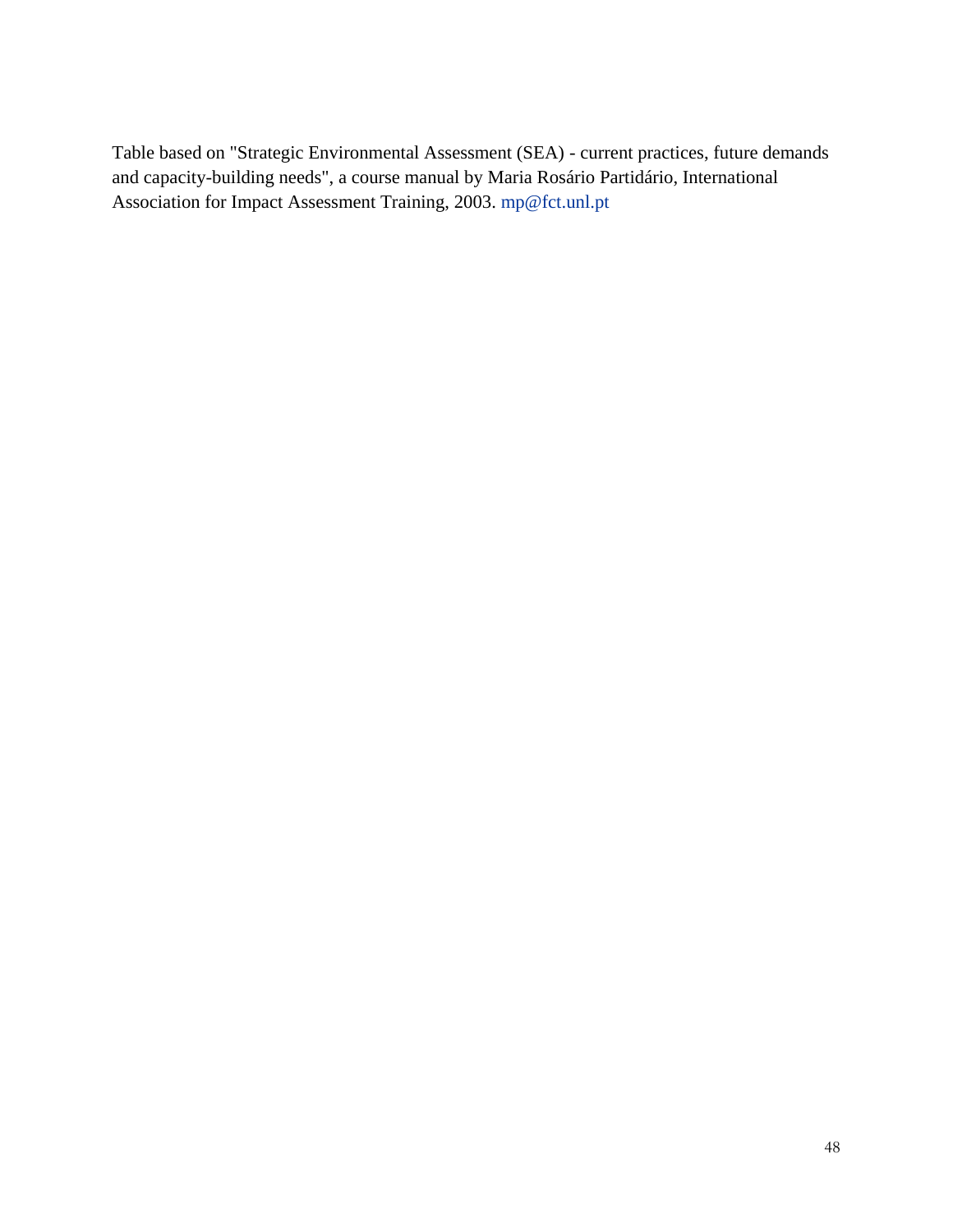Table based on "Strategic Environmental Assessment (SEA) - current practices, future demands and capacity-building needs", a course manual by Maria Rosário Partidário, International Association for Impact Assessment Training, 2003. mp@fct.unl.pt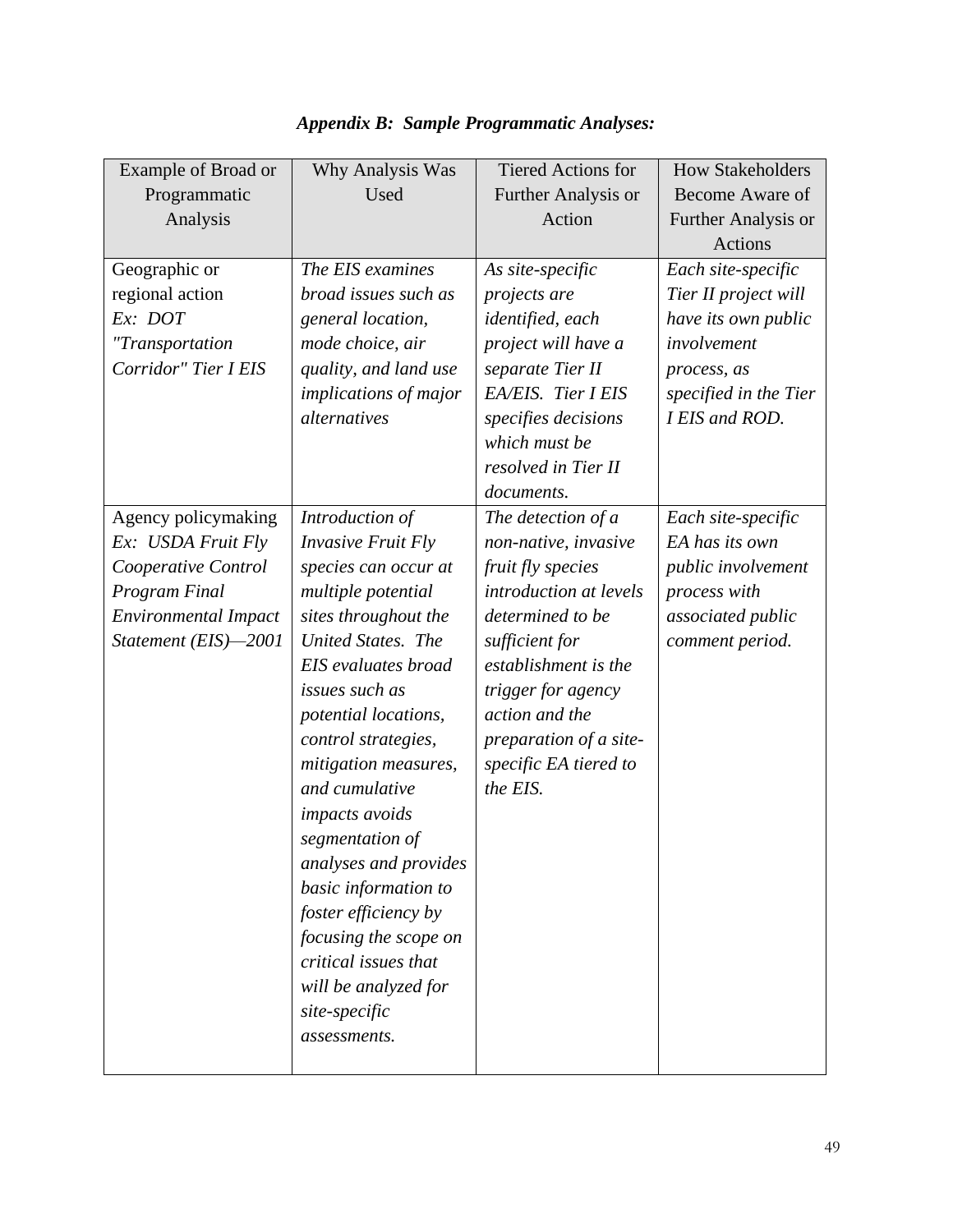***Appendix B: Sample Programmatic Analyses:***

| Example of Broad or Programmatic Analysis | Why Analysis Was Used | Tiered Actions for Further Analysis or Action | How Stakeholders Become Aware of Further Analysis or Actions |
|---|---|---|---|
| Geographic or regional action *Ex: DOT "Transportation Corridor" Tier I EIS* | *The EIS examines broad issues such as general location, mode choice, air quality, and land use implications of major alternatives* | *As site-specific projects are identified, each project will have a separate Tier II EA/EIS. Tier I EIS specifies decisions which must be resolved in Tier II documents.* | *Each site-specific Tier II project will have its own public involvement process, as specified in the Tier I EIS and ROD.* |
| Agency policymaking *Ex: USDA Fruit Fly Cooperative Control Program Final Environmental Impact Statement (EIS)—2001* | *Introduction of Invasive Fruit Fly species can occur at multiple potential sites throughout the United States. The EIS evaluates broad issues such as potential locations, control strategies, mitigation measures, and cumulative impacts avoids segmentation of analyses and provides basic information to foster efficiency by focusing the scope on critical issues that will be analyzed for site-specific assessments.* | *The detection of a non-native, invasive fruit fly species introduction at levels determined to be sufficient for establishment is the trigger for agency action and the preparation of a site-specific EA tiered to the EIS.* | *Each site-specific EA has its own public involvement process with associated public comment period.* |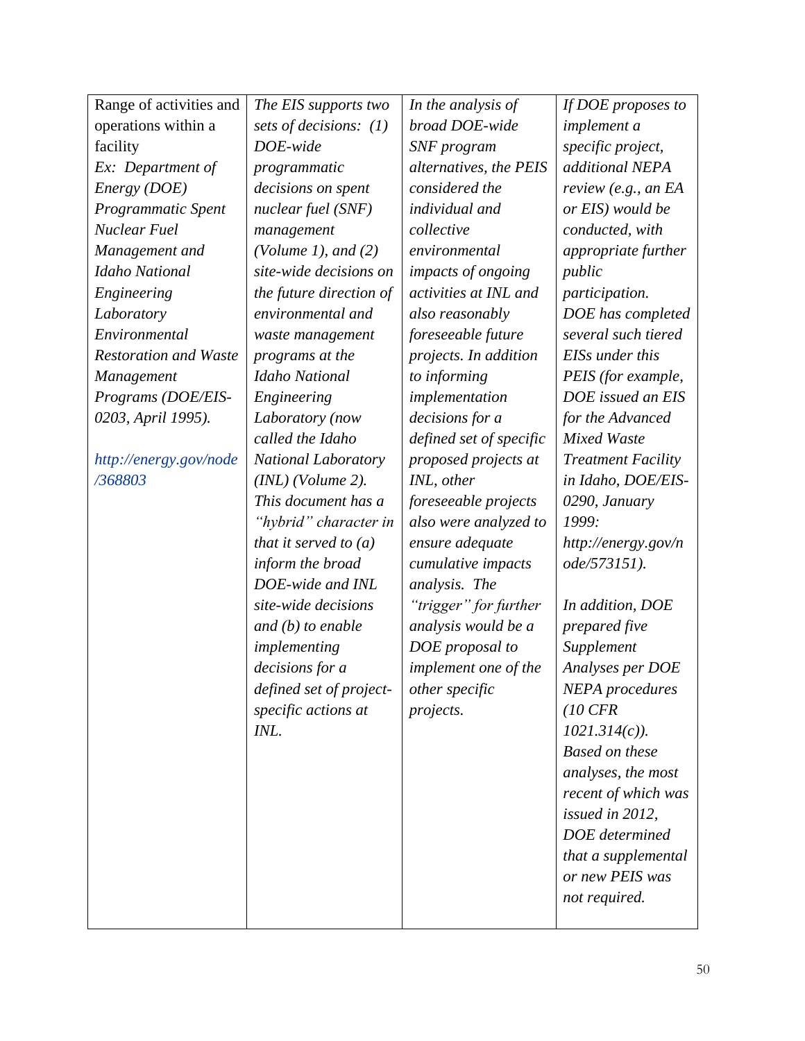| Range of activities and operations within a facility *Ex: Department of Energy (DOE) Programmatic Spent Nuclear Fuel Management and Idaho National Engineering Laboratory Environmental Restoration and Waste Management Programs (DOE/EIS-0203, April 1995).* http://energy.gov/node/368803 | *The EIS supports two sets of decisions: (1) DOE-wide programmatic decisions on spent nuclear fuel (SNF) management (Volume 1), and (2) site-wide decisions on the future direction of environmental and waste management programs at the Idaho National Engineering Laboratory (now called the Idaho National Laboratory (INL) (Volume 2). This document has a "hybrid" character in that it served to (a) inform the broad DOE-wide and INL site-wide decisions and (b) to enable implementing decisions for a defined set of project-specific actions at INL.* | *In the analysis of broad DOE-wide SNF program alternatives, the PEIS considered the individual and collective environmental impacts of ongoing activities at INL and also reasonably foreseeable future projects. In addition to informing implementation decisions for a defined set of specific proposed projects at INL, other foreseeable projects also were analyzed to ensure adequate cumulative impacts analysis. The "trigger" for further analysis would be a DOE proposal to implement one of the other specific projects.* | *If DOE proposes to implement a specific project, additional NEPA review (e.g., an EA or EIS) would be conducted, with appropriate further public participation. DOE has completed several such tiered EISs under this PEIS (for example, DOE issued an EIS for the Advanced Mixed Waste Treatment Facility in Idaho, DOE/EIS-0290, January 1999: http://energy.gov/node/573151).* <br><br> *In addition, DOE prepared five Supplement Analyses per DOE NEPA procedures (10 CFR 1021.314(c)). Based on these analyses, the most recent of which was issued in 2012, DOE determined that a supplemental or new PEIS was not required.* |
|---|---|---|---|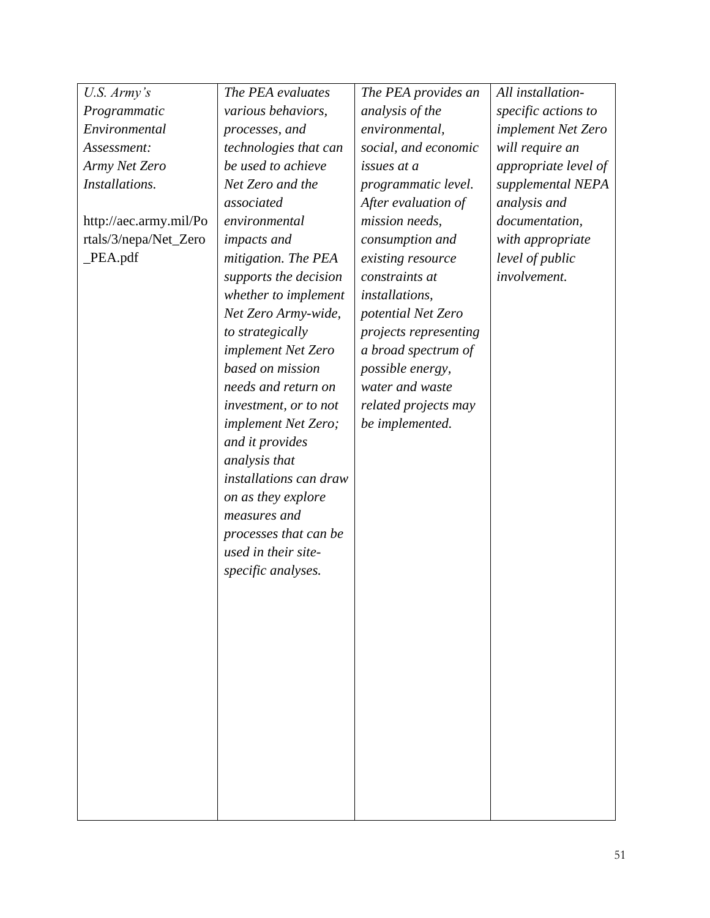| | | | |
|---|---|---|---|
| *U.S. Army's Programmatic Environmental Assessment: Army Net Zero Installations.*<br><br>http://aec.army.mil/Portals/3/nepa/Net_Zero_PEA.pdf | *The PEA evaluates various behaviors, processes, and technologies that can be used to achieve Net Zero and the associated environmental impacts and mitigation. The PEA supports the decision whether to implement Net Zero Army-wide, to strategically implement Net Zero based on mission needs and return on investment, or to not implement Net Zero; and it provides analysis that installations can draw on as they explore measures and processes that can be used in their site-specific analyses.* | *The PEA provides an analysis of the environmental, social, and economic issues at a programmatic level. After evaluation of mission needs, consumption and existing resource constraints at installations, potential Net Zero projects representing a broad spectrum of possible energy, water and waste related projects may be implemented.* | *All installation-specific actions to implement Net Zero will require an appropriate level of supplemental NEPA analysis and documentation, with appropriate level of public involvement.* |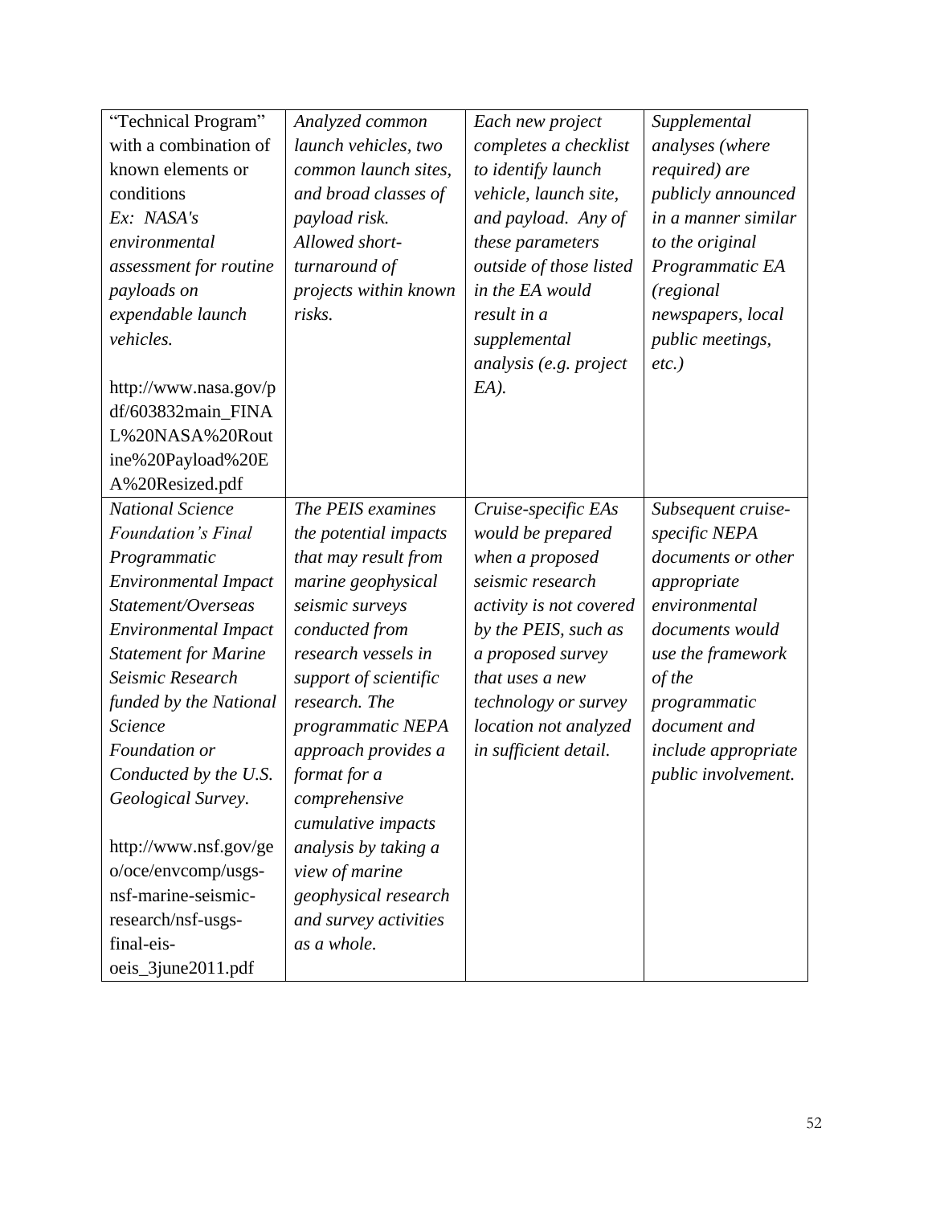| | | | |
|---|---|---|---|
| "Technical Program" with a combination of known elements or conditions *Ex: NASA's environmental assessment for routine payloads on expendable launch vehicles.* http://www.nasa.gov/pdf/603832main_FINAL%20NASA%20Routine%20Payload%20EA%20Resized.pdf | *Analyzed common launch vehicles, two common launch sites, and broad classes of payload risk. Allowed short-turnaround of projects within known risks.* | *Each new project completes a checklist to identify launch vehicle, launch site, and payload. Any of these parameters outside of those listed in the EA would result in a supplemental analysis (e.g. project EA).* | *Supplemental analyses (where required) are publicly announced in a manner similar to the original Programmatic EA (regional newspapers, local public meetings, etc.)* |
| *National Science Foundation's Final Programmatic Environmental Impact Statement/Overseas Environmental Impact Statement for Marine Seismic Research funded by the National Science Foundation or Conducted by the U.S. Geological Survey.* http://www.nsf.gov/geo/oce/envcomp/usgs-nsf-marine-seismic-research/nsf-usgs-final-eis-oeis_3june2011.pdf | *The PEIS examines the potential impacts that may result from marine geophysical seismic surveys conducted from research vessels in support of scientific research. The programmatic NEPA approach provides a format for a comprehensive cumulative impacts analysis by taking a view of marine geophysical research and survey activities as a whole.* | *Cruise-specific EAs would be prepared when a proposed seismic research activity is not covered by the PEIS, such as a proposed survey that uses a new technology or survey location not analyzed in sufficient detail.* | *Subsequent cruise-specific NEPA documents or other appropriate environmental documents would use the framework of the programmatic document and include appropriate public involvement.* |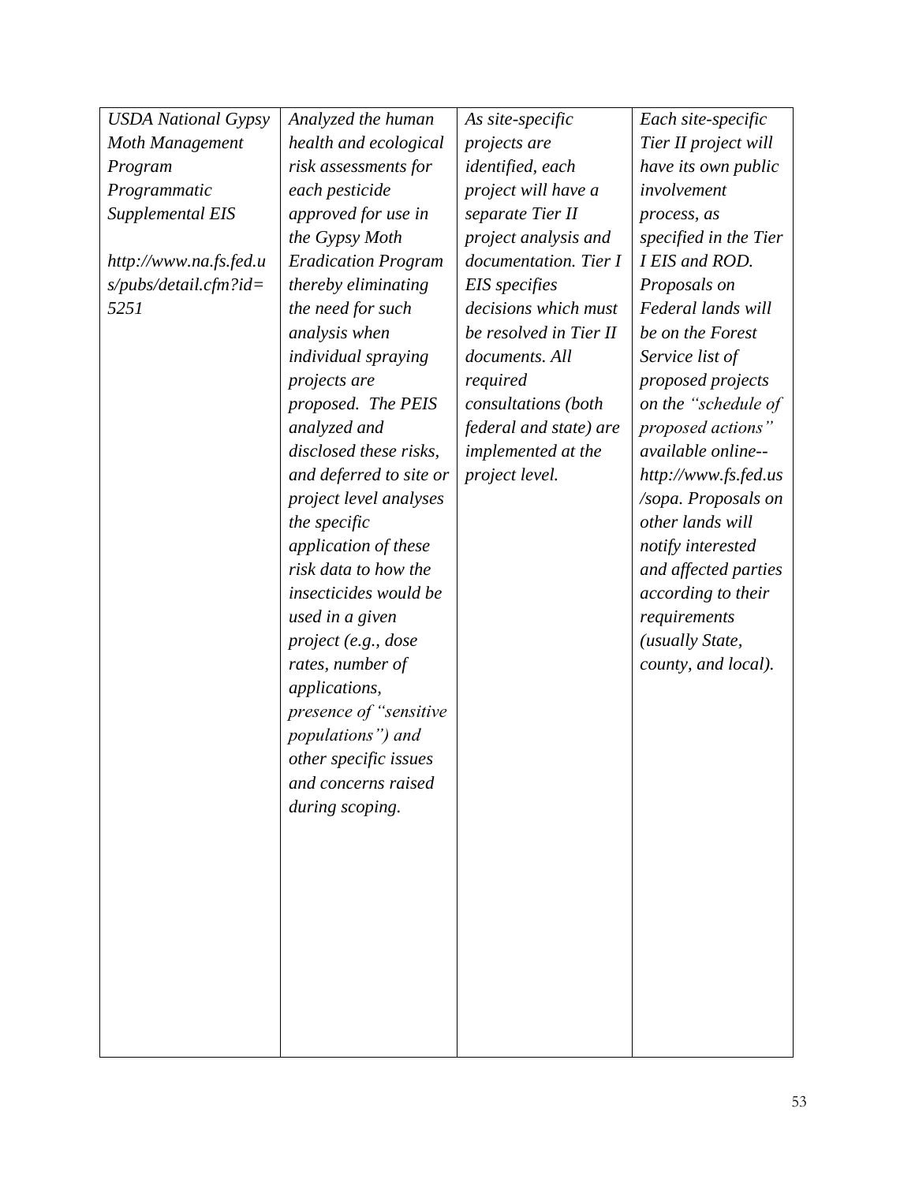| *USDA National Gypsy Moth Management Program Programmatic Supplemental EIS*<br><br>*http://www.na.fs.fed.us/pubs/detail.cfm?id=5251* | *Analyzed the human health and ecological risk assessments for each pesticide approved for use in the Gypsy Moth Eradication Program thereby eliminating the need for such analysis when individual spraying projects are proposed. The PEIS analyzed and disclosed these risks, and deferred to site or project level analyses the specific application of these risk data to how the insecticides would be used in a given project (e.g., dose rates, number of applications, presence of "sensitive populations") and other specific issues and concerns raised during scoping.* | *As site-specific projects are identified, each project will have a separate Tier II project analysis and documentation. Tier I EIS specifies decisions which must be resolved in Tier II documents. All required consultations (both federal and state) are implemented at the project level.* | *Each site-specific Tier II project will have its own public involvement process, as specified in the Tier I EIS and ROD. Proposals on Federal lands will be on the Forest Service list of proposed projects on the "schedule of proposed actions" available online--http://www.fs.fed.us/sopa. Proposals on other lands will notify interested and affected parties according to their requirements (usually State, county, and local).* |
|---|---|---|---|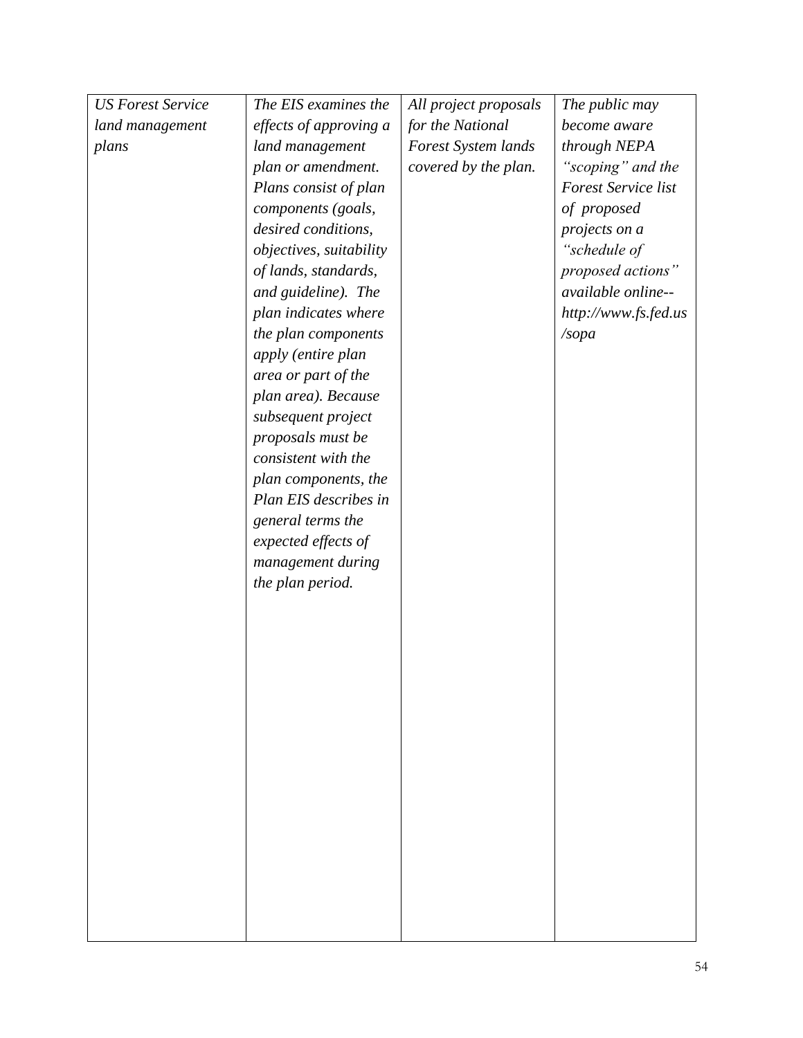| | | | |
|---|---|---|---|
| *US Forest Service land management plans* | *The EIS examines the effects of approving a land management plan or amendment. Plans consist of plan components (goals, desired conditions, objectives, suitability of lands, standards, and guideline). The plan indicates where the plan components apply (entire plan area or part of the plan area). Because subsequent project proposals must be consistent with the plan components, the Plan EIS describes in general terms the expected effects of management during the plan period.* | *All project proposals for the National Forest System lands covered by the plan.* | *The public may become aware through NEPA "scoping" and the Forest Service list of proposed projects on a "schedule of proposed actions" available online-- http://www.fs.fed.us/sopa* |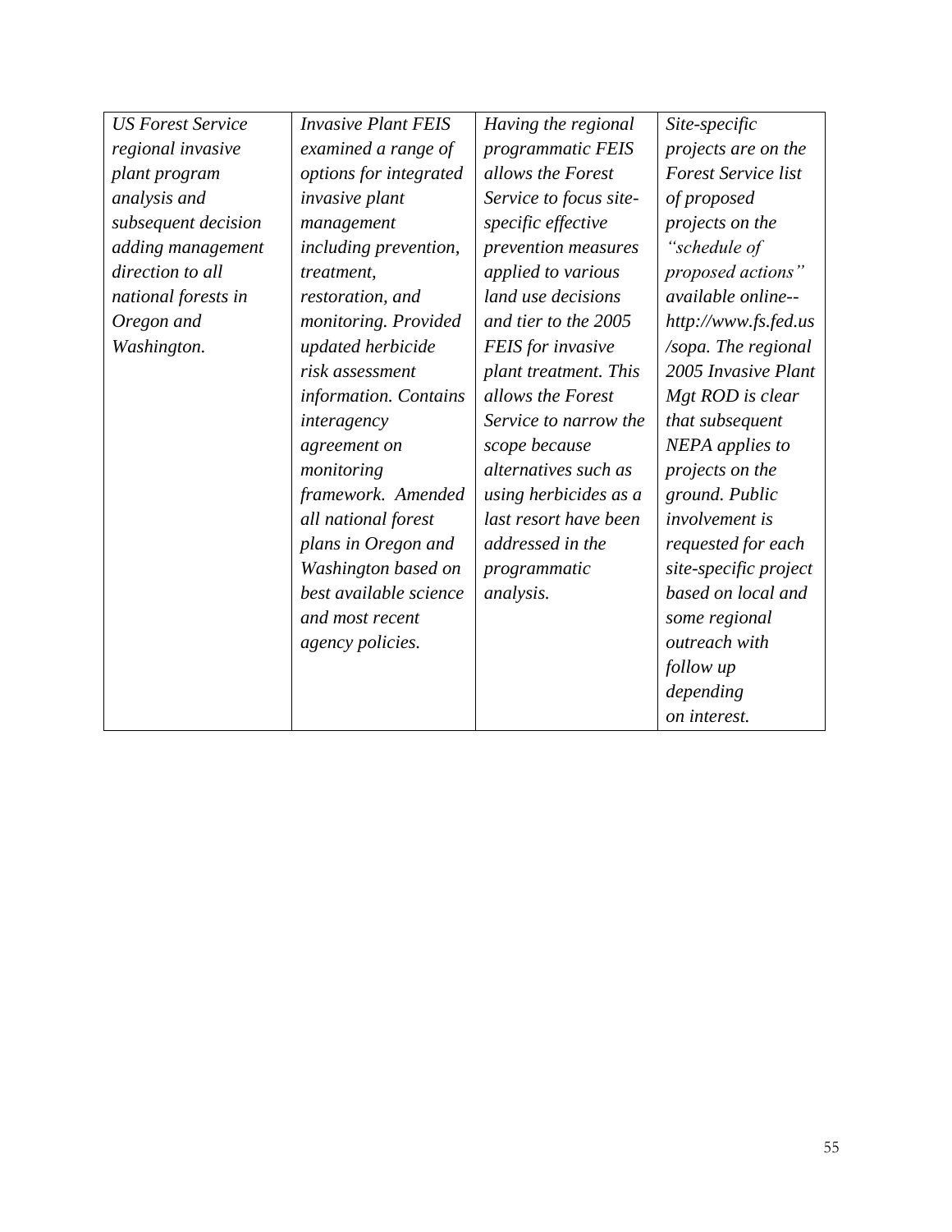| | | | |
|---|---|---|---|
| *US Forest Service regional invasive plant program analysis and subsequent decision adding management direction to all national forests in Oregon and Washington.* | *Invasive Plant FEIS examined a range of options for integrated invasive plant management including prevention, treatment, restoration, and monitoring. Provided updated herbicide risk assessment information. Contains interagency agreement on monitoring framework. Amended all national forest plans in Oregon and Washington based on best available science and most recent agency policies.* | *Having the regional programmatic FEIS allows the Forest Service to focus site-specific effective prevention measures applied to various land use decisions and tier to the 2005 FEIS for invasive plant treatment. This allows the Forest Service to narrow the scope because alternatives such as using herbicides as a last resort have been addressed in the programmatic analysis.* | *Site-specific projects are on the Forest Service list of proposed projects on the "schedule of proposed actions" available online-- http://www.fs.fed.us/sopa. The regional 2005 Invasive Plant Mgt ROD is clear that subsequent NEPA applies to projects on the ground. Public involvement is requested for each site-specific project based on local and some regional outreach with follow up depending on interest.* |